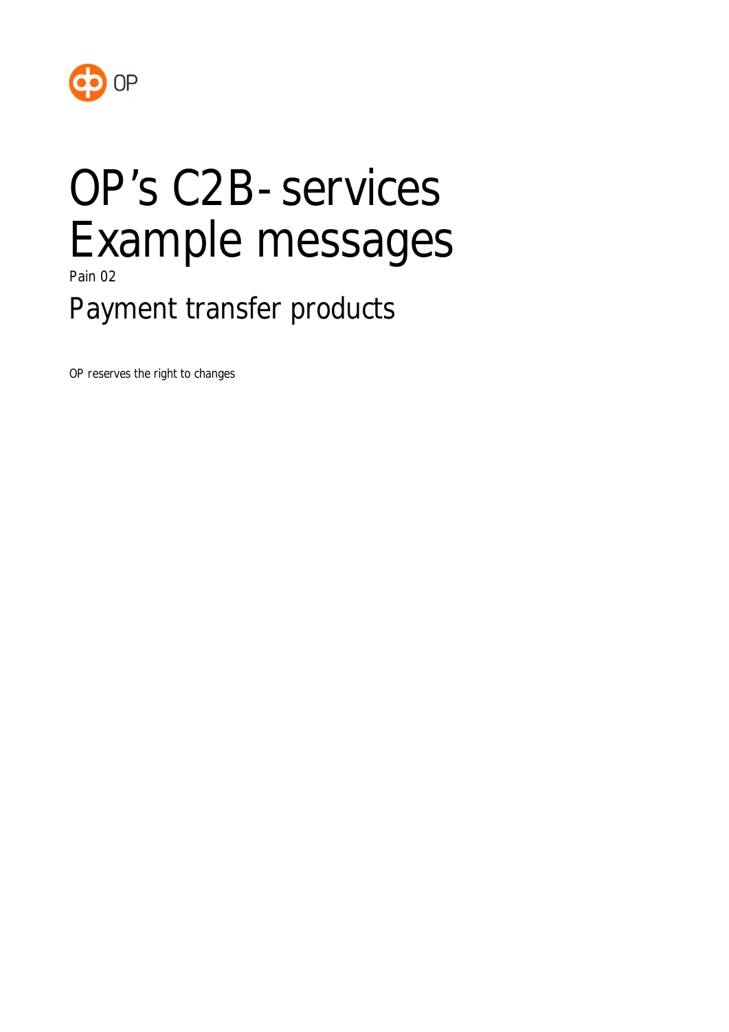OP

# OP's C2B-services Example messages

Pain 02

## Payment transfer products

OP reserves the right to changes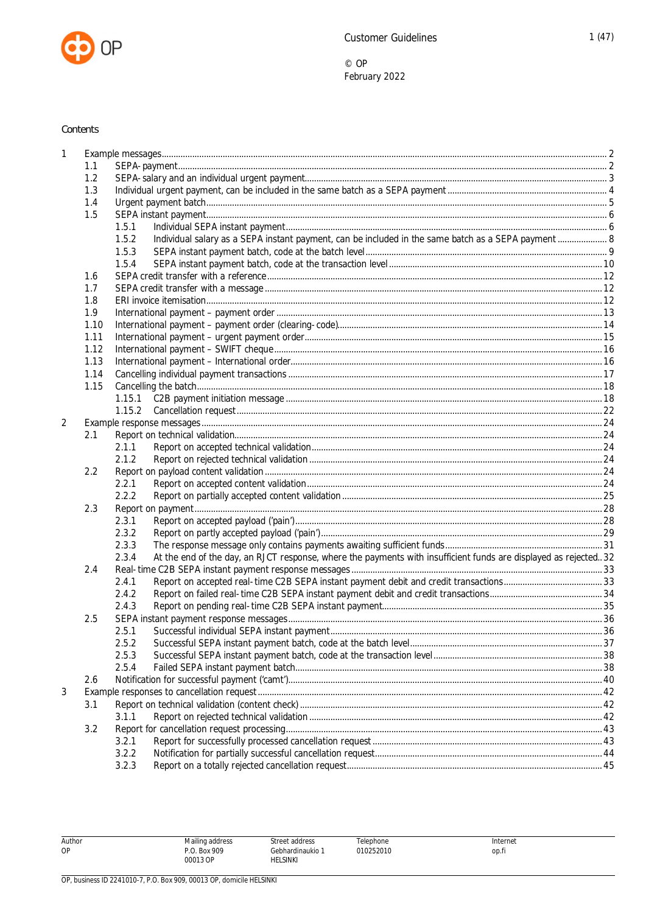Contents

| | | | |
|---|---|---|---|
| 1 | Example messages | | 2 |
| | 1.1 | SEPA-payment | 2 |
| | 1.2 | SEPA-salary and an individual urgent payment | 3 |
| | 1.3 | Individual urgent payment, can be included in the same batch as a SEPA payment | 4 |
| | 1.4 | Urgent payment batch | 5 |
| | 1.5 | SEPA instant payment | 6 |
| | 1.5.1 | Individual SEPA instant payment | 6 |
| | 1.5.2 | Individual salary as a SEPA instant payment, can be included in the same batch as a SEPA payment | 8 |
| | 1.5.3 | SEPA instant payment batch, code at the batch level | 9 |
| | 1.5.4 | SEPA instant payment batch, code at the transaction level | 10 |
| | 1.6 | SEPA credit transfer with a reference | 12 |
| | 1.7 | SEPA credit transfer with a message | 12 |
| | 1.8 | ERI invoice itemisation | 12 |
| | 1.9 | International payment – payment order | 13 |
| | 1.10 | International payment – payment order (clearing-code) | 14 |
| | 1.11 | International payment – urgent payment order | 15 |
| | 1.12 | International payment – SWIFT cheque | 16 |
| | 1.13 | International payment – International order | 16 |
| | 1.14 | Cancelling individual payment transactions | 17 |
| | 1.15 | Cancelling the batch | 18 |
| | 1.15.1 | C2B payment initiation message | 18 |
| | 1.15.2 | Cancellation request | 22 |
| 2 | Example response messages | | 24 |
| | 2.1 | Report on technical validation | 24 |
| | 2.1.1 | Report on accepted technical validation | 24 |
| | 2.1.2 | Report on rejected technical validation | 24 |
| | 2.2 | Report on payload content validation | 24 |
| | 2.2.1 | Report on accepted content validation | 24 |
| | 2.2.2 | Report on partially accepted content validation | 25 |
| | 2.3 | Report on payment | 28 |
| | 2.3.1 | Report on accepted payload ('pain') | 28 |
| | 2.3.2 | Report on partly accepted payload ('pain') | 29 |
| | 2.3.3 | The response message only contains payments awaiting sufficient funds | 31 |
| | 2.3.4 | At the end of the day, an RJCT response, where the payments with insufficient funds are displayed as rejected | 32 |
| | 2.4 | Real-time C2B SEPA instant payment response messages | 33 |
| | 2.4.1 | Report on accepted real-time C2B SEPA instant payment debit and credit transactions | 33 |
| | 2.4.2 | Report on failed real-time C2B SEPA instant payment debit and credit transactions | 34 |
| | 2.4.3 | Report on pending real-time C2B SEPA instant payment | 35 |
| | 2.5 | SEPA instant payment response messages | 36 |
| | 2.5.1 | Successful individual SEPA instant payment | 36 |
| | 2.5.2 | Successful SEPA instant payment batch, code at the batch level | 37 |
| | 2.5.3 | Successful SEPA instant payment batch, code at the transaction level | 38 |
| | 2.5.4 | Failed SEPA instant payment batch | 38 |
| | 2.6 | Notification for successful payment ('camt') | 40 |
| 3 | Example responses to cancellation request | | 42 |
| | 3.1 | Report on technical validation (content check) | 42 |
| | 3.1.1 | Report on rejected technical validation | 42 |
| | 3.2 | Report for cancellation request processing | 43 |
| | 3.2.1 | Report for successfully processed cancellation request | 43 |
| | 3.2.2 | Notification for partially successful cancellation request | 44 |
| | 3.2.3 | Report on a totally rejected cancellation request | 45 |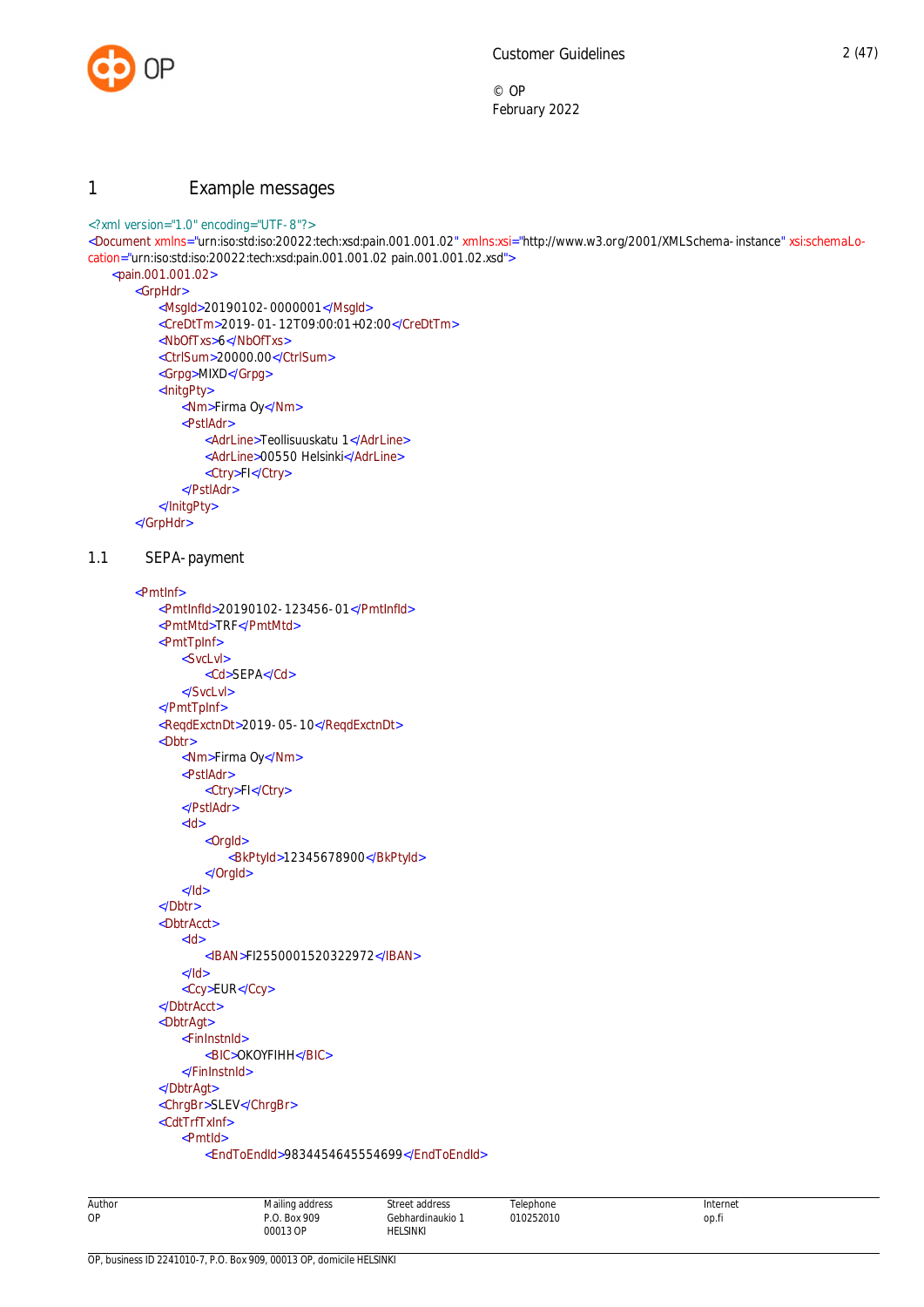# 1 Example messages

```xml
<?xml version="1.0" encoding="UTF-8"?>
<Document xmlns="urn:iso:std:iso:20022:tech:xsd:pain.001.001.02" xmlns:xsi="http://www.w3.org/2001/XMLSchema-instance" xsi:schemaLocation="urn:iso:std:iso:20022:tech:xsd:pain.001.001.02 pain.001.001.02.xsd">
    <pain.001.001.02>
        <GrpHdr>
            <MsgId>20190102-0000001</MsgId>
            <CreDtTm>2019-01-12T09:00:01+02:00</CreDtTm>
            <NbOfTxs>6</NbOfTxs>
            <CtrlSum>20000.00</CtrlSum>
            <Grpg>MIXD</Grpg>
            <InitgPty>
                <Nm>Firma Oy</Nm>
                <PstlAdr>
                    <AdrLine>Teollisuuskatu 1</AdrLine>
                    <AdrLine>00550 Helsinki</AdrLine>
                    <Ctry>FI</Ctry>
                </PstlAdr>
            </InitgPty>
        </GrpHdr>
```

## 1.1 SEPA-payment

```xml
        <PmtInf>
            <PmtInfId>20190102-123456-01</PmtInfId>
            <PmtMtd>TRF</PmtMtd>
            <PmtTpInf>
                <SvcLvl>
                    <Cd>SEPA</Cd>
                </SvcLvl>
            </PmtTpInf>
            <ReqdExctnDt>2019-05-10</ReqdExctnDt>
            <Dbtr>
                <Nm>Firma Oy</Nm>
                <PstlAdr>
                    <Ctry>FI</Ctry>
                </PstlAdr>
                <Id>
                    <OrgId>
                        <BkPtyId>12345678900</BkPtyId>
                    </OrgId>
                </Id>
            </Dbtr>
            <DbtrAcct>
                <Id>
                    <IBAN>FI2550001520322972</IBAN>
                </Id>
                <Ccy>EUR</Ccy>
            </DbtrAcct>
            <DbtrAgt>
                <FinInstnId>
                    <BIC>OKOYFIHH</BIC>
                </FinInstnId>
            </DbtrAgt>
            <ChrgBr>SLEV</ChrgBr>
            <CdtTrfTxInf>
                <PmtId>
                    <EndToEndId>9834454645554699</EndToEndId>
```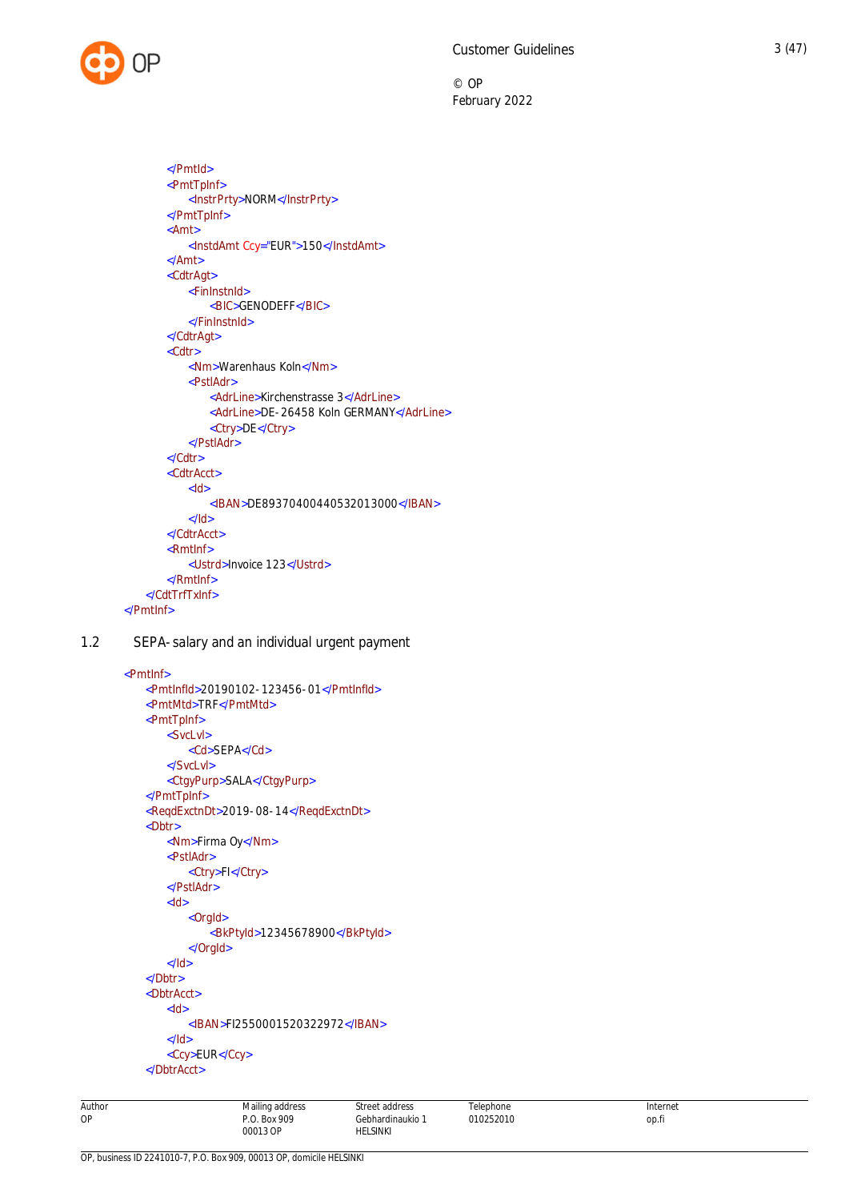```xml
				</PmtId>
				<PmtTpInf>
					<InstrPrty>NORM</InstrPrty>
				</PmtTpInf>
				<Amt>
					<InstdAmt Ccy="EUR">150</InstdAmt>
				</Amt>
				<CdtrAgt>
					<FinInstnId>
						<BIC>GENODEFF</BIC>
					</FinInstnId>
				</CdtrAgt>
				<Cdtr>
					<Nm>Warenhaus Koln</Nm>
					<PstlAdr>
						<AdrLine>Kirchenstrasse 3</AdrLine>
						<AdrLine>DE-26458 Koln GERMANY</AdrLine>
						<Ctry>DE</Ctry>
					</PstlAdr>
				</Cdtr>
				<CdtrAcct>
					<Id>
						<IBAN>DE89370400440532013000</IBAN>
					</Id>
				</CdtrAcct>
				<RmtInf>
					<Ustrd>Invoice 123</Ustrd>
				</RmtInf>
			</CdtTrfTxInf>
		</PmtInf>
```

## 1.2 SEPA-salary and an individual urgent payment

```xml
		<PmtInf>
			<PmtInfId>20190102-123456-01</PmtInfId>
			<PmtMtd>TRF</PmtMtd>
			<PmtTpInf>
				<SvcLvl>
					<Cd>SEPA</Cd>
				</SvcLvl>
				<CtgyPurp>SALA</CtgyPurp>
			</PmtTpInf>
			<ReqdExctnDt>2019-08-14</ReqdExctnDt>
			<Dbtr>
				<Nm>Firma Oy</Nm>
				<PstlAdr>
					<Ctry>FI</Ctry>
				</PstlAdr>
				<Id>
					<OrgId>
						<BkPtyId>12345678900</BkPtyId>
					</OrgId>
				</Id>
			</Dbtr>
			<DbtrAcct>
				<Id>
					<IBAN>FI2550001520322972</IBAN>
				</Id>
				<Ccy>EUR</Ccy>
			</DbtrAcct>
```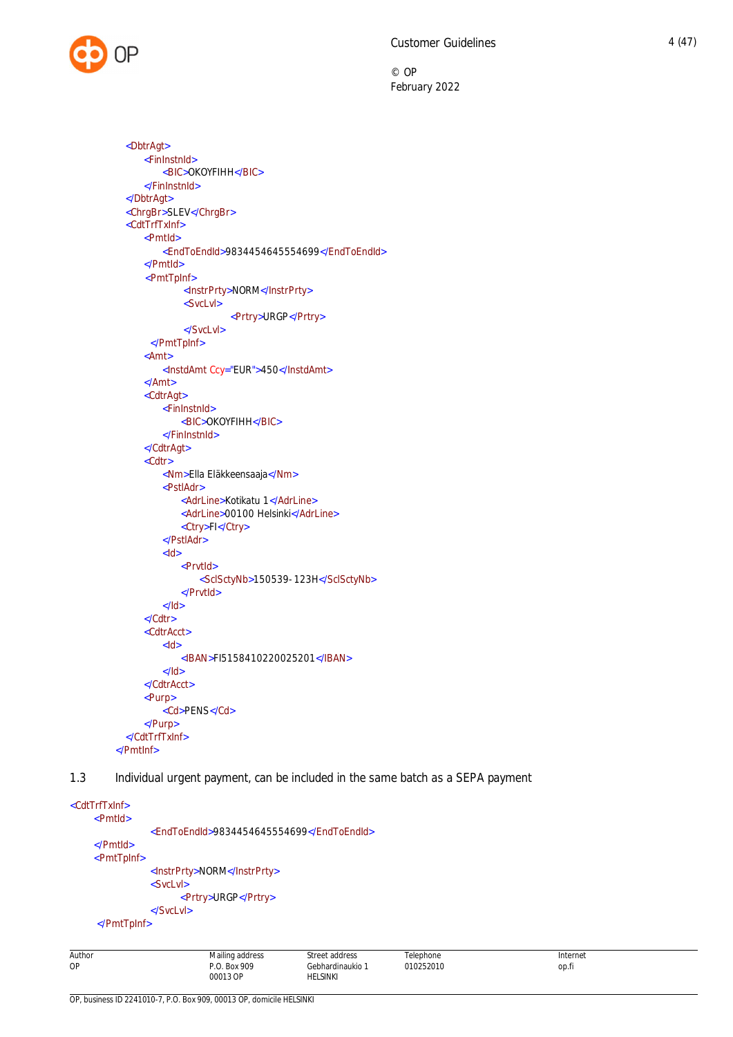```xml
<DbtrAgt>
    <FinInstnId>
        <BIC>OKOYFIHH</BIC>
    </FinInstnId>
</DbtrAgt>
<ChrgBr>SLEV</ChrgBr>
<CdtTrfTxInf>
    <PmtId>
        <EndToEndId>9834454645554699</EndToEndId>
    </PmtId>
    <PmtTpInf>
            <InstrPrty>NORM</InstrPrty>
            <SvcLvl>
                    <Prtry>URGP</Prtry>
            </SvcLvl>
    </PmtTpInf>
    <Amt>
        <InstdAmt Ccy="EUR">450</InstdAmt>
    </Amt>
    <CdtrAgt>
        <FinInstnId>
            <BIC>OKOYFIHH</BIC>
        </FinInstnId>
    </CdtrAgt>
    <Cdtr>
        <Nm>Ella Eläkkeensaaja</Nm>
        <PstlAdr>
            <AdrLine>Kotikatu 1</AdrLine>
            <AdrLine>00100 Helsinki</AdrLine>
            <Ctry>FI</Ctry>
        </PstlAdr>
        <Id>
            <PrvtId>
                <SclSctyNb>150539-123H</SclSctyNb>
            </PrvtId>
        </Id>
    </Cdtr>
    <CdtrAcct>
        <Id>
            <IBAN>FI5158410220025201</IBAN>
        </Id>
    </CdtrAcct>
    <Purp>
        <Cd>PENS</Cd>
    </Purp>
</CdtTrfTxInf>
</PmtInf>
```

## 1.3 Individual urgent payment, can be included in the same batch as a SEPA payment

```xml
<CdtTrfTxInf>
    <PmtId>
            <EndToEndId>9834454645554699</EndToEndId>
    </PmtId>
    <PmtTpInf>
            <InstrPrty>NORM</InstrPrty>
            <SvcLvl>
                <Prtry>URGP</Prtry>
            </SvcLvl>
    </PmtTpInf>
```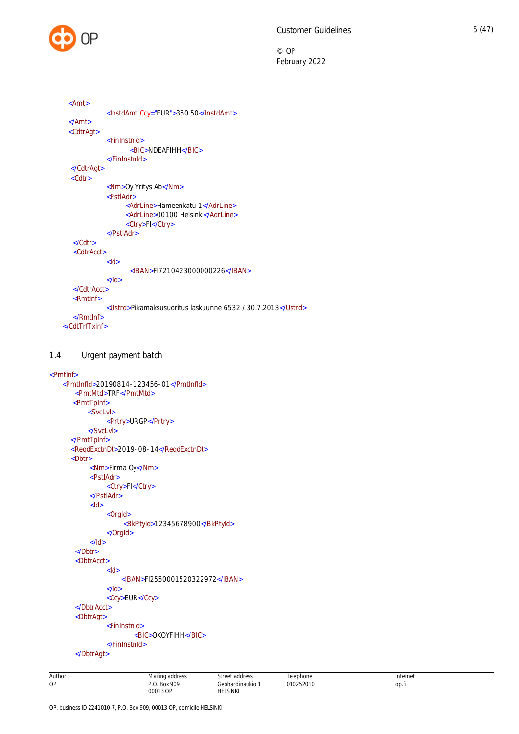```xml
<Amt>
        <InstdAmt Ccy="EUR">350.50</InstdAmt>
</Amt>
<CdtrAgt>
        <FinInstnId>
                <BIC>NDEAFIHH</BIC>
        </FinInstnId>
</CdtrAgt>
<Cdtr>
        <Nm>Oy Yritys Ab</Nm>
        <PstlAdr>
                <AdrLine>Hämeenkatu 1</AdrLine>
                <AdrLine>00100 Helsinki</AdrLine>
                <Ctry>FI</Ctry>
        </PstlAdr>
</Cdtr>
<CdtrAcct>
        <Id>
                <IBAN>FI7210423000000226</IBAN>
        </Id>
</CdtrAcct>
<RmtInf>
        <Ustrd>Pikamaksusuoritus laskuunne 6532 / 30.7.2013</Ustrd>
</RmtInf>
</CdtTrfTxInf>
```

## 1.4 Urgent payment batch

```xml
<PmtInf>
    <PmtInfId>20190814-123456-01</PmtInfId>
    <PmtMtd>TRF</PmtMtd>
    <PmtTpInf>
        <SvcLvl>
            <Prtry>URGP</Prtry>
        </SvcLvl>
    </PmtTpInf>
    <ReqdExctnDt>2019-08-14</ReqdExctnDt>
    <Dbtr>
        <Nm>Firma Oy</Nm>
        <PstlAdr>
            <Ctry>FI</Ctry>
        </PstlAdr>
        <Id>
            <OrgId>
                <BkPtyId>12345678900</BkPtyId>
            </OrgId>
        </Id>
    </Dbtr>
    <DbtrAcct>
        <Id>
            <IBAN>FI2550001520322972</IBAN>
        </Id>
        <Ccy>EUR</Ccy>
    </DbtrAcct>
    <DbtrAgt>
        <FinInstnId>
            <BIC>OKOYFIHH</BIC>
        </FinInstnId>
    </DbtrAgt>
```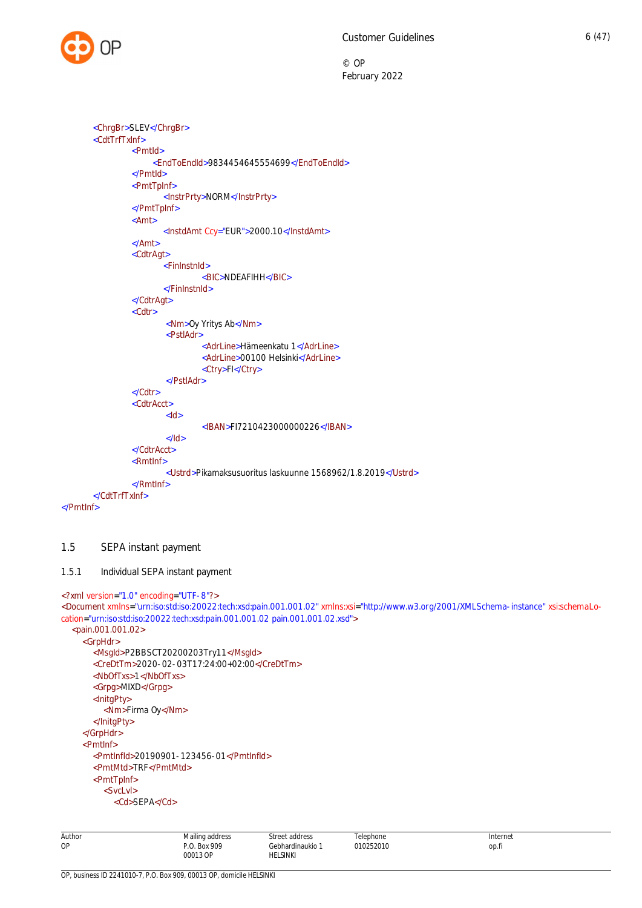```xml
            <ChrgBr>SLEV</ChrgBr>
            <CdtTrfTxInf>
                        <PmtId>
                              <EndToEndId>9834454645554699</EndToEndId>
                        </PmtId>
                        <PmtTpInf>
                                 <InstrPrty>NORM</InstrPrty>
                        </PmtTpInf>
                        <Amt>
                                 <InstdAmt Ccy="EUR">2000.10</InstdAmt>
                        </Amt>
                        <CdtrAgt>
                                 <FinInstnId>
                                            <BIC>NDEAFIHH</BIC>
                                 </FinInstnId>
                        </CdtrAgt>
                        <Cdtr>
                                  <Nm>Oy Yritys Ab</Nm>
                                  <PstlAdr>
                                            <AdrLine>Hämeenkatu 1</AdrLine>
                                            <AdrLine>00100 Helsinki</AdrLine>
                                            <Ctry>FI</Ctry>
                                  </PstlAdr>
                        </Cdtr>
                        <CdtrAcct>
                                  <Id>
                                            <IBAN>FI7210423000000226</IBAN>
                                  </Id>
                        </CdtrAcct>
                        <RmtInf>
                                  <Ustrd>Pikamaksusuoritus laskuunne 1568962/1.8.2019</Ustrd>
                        </RmtInf>
            </CdtTrfTxInf>
</PmtInf>
```

## 1.5 SEPA instant payment

### 1.5.1 Individual SEPA instant payment

```xml
<?xml version="1.0" encoding="UTF-8"?>
<Document xmlns="urn:iso:std:iso:20022:tech:xsd:pain.001.001.02" xmlns:xsi="http://www.w3.org/2001/XMLSchema-instance" xsi:schemaLocation="urn:iso:std:iso:20022:tech:xsd:pain.001.001.02 pain.001.001.02.xsd">
   <pain.001.001.02>
      <GrpHdr>
         <MsgId>P2BBSCT20200203Try11</MsgId>
         <CreDtTm>2020-02-03T17:24:00+02:00</CreDtTm>
         <NbOfTxs>1</NbOfTxs>
         <Grpg>MIXD</Grpg>
         <InitgPty>
            <Nm>Firma Oy</Nm>
         </InitgPty>
      </GrpHdr>
      <PmtInf>
         <PmtInfId>20190901-123456-01</PmtInfId>
         <PmtMtd>TRF</PmtMtd>
         <PmtTpInf>
            <SvcLvl>
               <Cd>SEPA</Cd>
```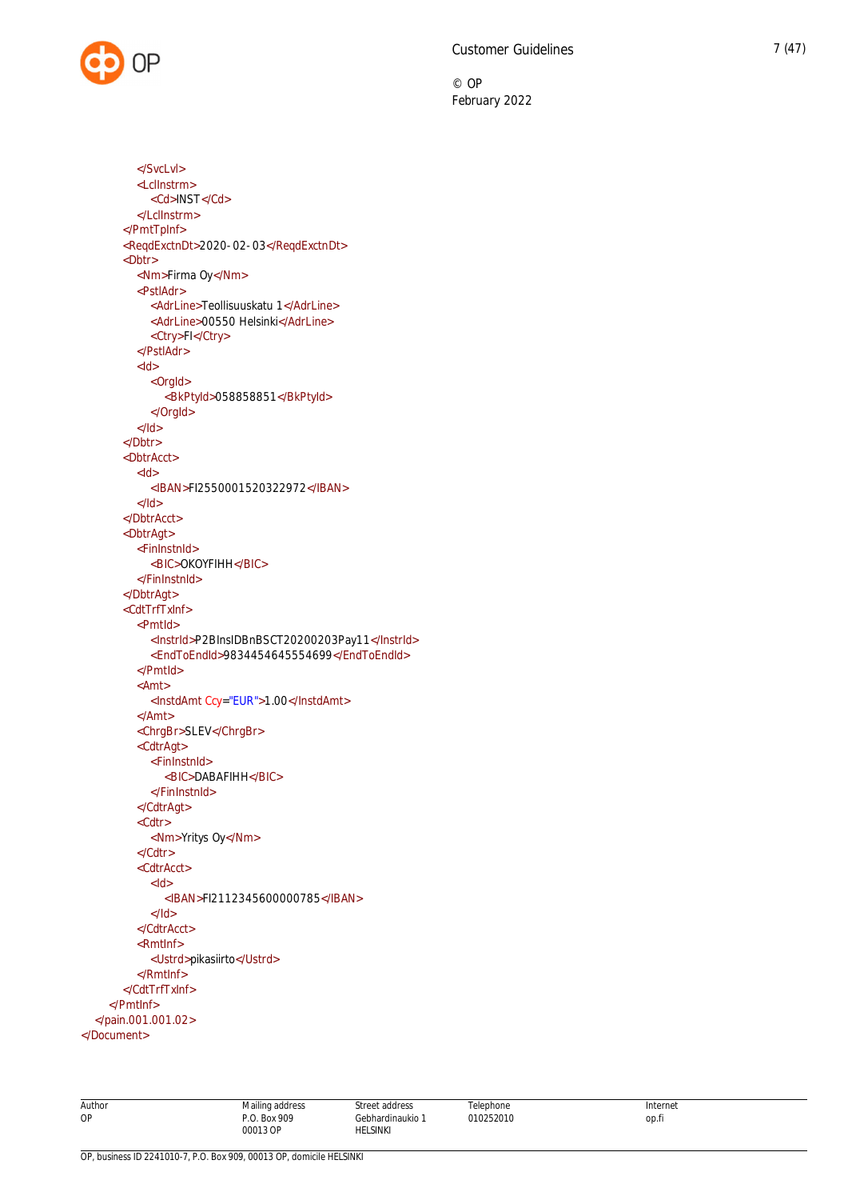```xml
                </SvcLvl>
                <LclInstrm>
                    <Cd>INST</Cd>
                </LclInstrm>
            </PmtTpInf>
            <ReqdExctnDt>2020-02-03</ReqdExctnDt>
            <Dbtr>
                <Nm>Firma Oy</Nm>
                <PstlAdr>
                    <AdrLine>Teollisuuskatu 1</AdrLine>
                    <AdrLine>00550 Helsinki</AdrLine>
                    <Ctry>FI</Ctry>
                </PstlAdr>
                <Id>
                    <OrgId>
                        <BkPtyId>058858851</BkPtyId>
                    </OrgId>
                </Id>
            </Dbtr>
            <DbtrAcct>
                <Id>
                    <IBAN>FI2550001520322972</IBAN>
                </Id>
            </DbtrAcct>
            <DbtrAgt>
                <FinInstnId>
                    <BIC>OKOYFIHH</BIC>
                </FinInstnId>
            </DbtrAgt>
            <CdtTrfTxInf>
                <PmtId>
                    <InstrId>P2BInsIDBnBSCT20200203Pay11</InstrId>
                    <EndToEndId>98344546455546999</EndToEndId>
                </PmtId>
                <Amt>
                    <InstdAmt Ccy="EUR">1.00</InstdAmt>
                </Amt>
                <ChrgBr>SLEV</ChrgBr>
                <CdtrAgt>
                    <FinInstnId>
                        <BIC>DABAFIHH</BIC>
                    </FinInstnId>
                </CdtrAgt>
                <Cdtr>
                    <Nm>Yritys Oy</Nm>
                </Cdtr>
                <CdtrAcct>
                    <Id>
                        <IBAN>FI2112345600000785</IBAN>
                    </Id>
                </CdtrAcct>
                <RmtInf>
                    <Ustrd>pikasiirto</Ustrd>
                </RmtInf>
            </CdtTrfTxInf>
        </PmtInf>
    </pain.001.001.02>
</Document>
```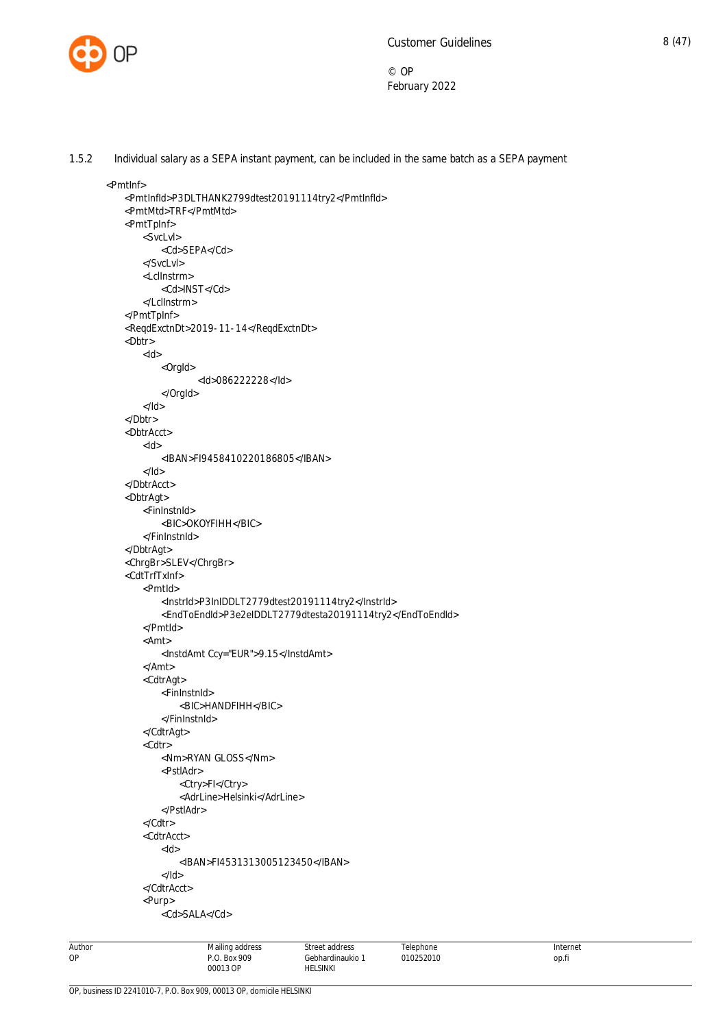1.5.2 Individual salary as a SEPA instant payment, can be included in the same batch as a SEPA payment

```
<PmtInf>
    <PmtInfId>P3DLTHANK2799dtest20191114try2</PmtInfId>
    <PmtMtd>TRF</PmtMtd>
    <PmtTpInf>
        <SvcLvl>
            <Cd>SEPA</Cd>
        </SvcLvl>
        <LclInstrm>
            <Cd>INST</Cd>
        </LclInstrm>
    </PmtTpInf>
    <ReqdExctnDt>2019-11-14</ReqdExctnDt>
    <Dbtr>
        <Id>
            <OrgId>
                    <Id>086222228</Id>
            </OrgId>
        </Id>
    </Dbtr>
    <DbtrAcct>
        <Id>
            <IBAN>FI9458410220186805</IBAN>
        </Id>
    </DbtrAcct>
    <DbtrAgt>
        <FinInstnId>
            <BIC>OKOYFIHH</BIC>
        </FinInstnId>
    </DbtrAgt>
    <ChrgBr>SLEV</ChrgBr>
    <CdtTrfTxInf>
        <PmtId>
            <InstrId>P3InIDDLT2779dtest20191114try2</InstrId>
            <EndToEndId>P3e2eIDDLT2779dtesta20191114try2</EndToEndId>
        </PmtId>
        <Amt>
            <InstdAmt Ccy="EUR">9.15</InstdAmt>
        </Amt>
        <CdtrAgt>
            <FinInstnId>
                <BIC>HANDFIHH</BIC>
            </FinInstnId>
        </CdtrAgt>
        <Cdtr>
            <Nm>RYAN GLOSS</Nm>
            <PstlAdr>
                <Ctry>FI</Ctry>
                <AdrLine>Helsinki</AdrLine>
            </PstlAdr>
        </Cdtr>
        <CdtrAcct>
            <Id>
                <IBAN>FI4531313005123450</IBAN>
            </Id>
        </CdtrAcct>
        <Purp>
            <Cd>SALA</Cd>
```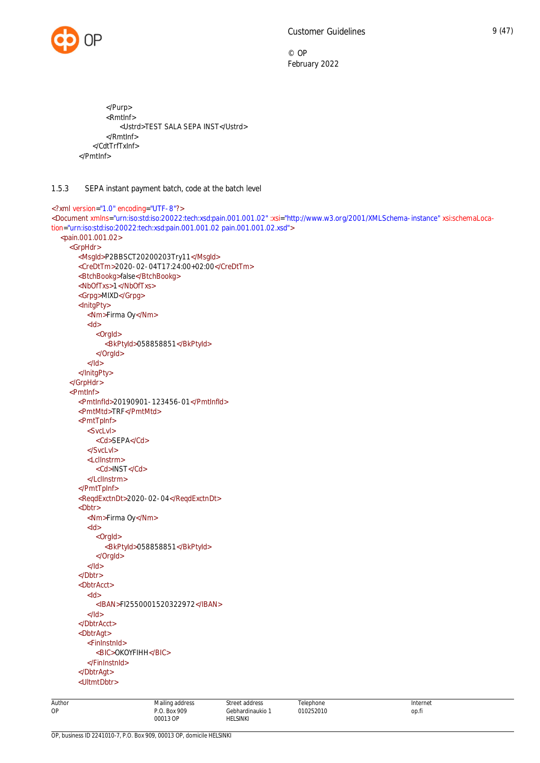```
                </Purp>
                <RmtInf>
                    <Ustrd>TEST SALA SEPA INST</Ustrd>
                </RmtInf>
            </CdtTrfTxInf>
        </PmtInf>
```

### 1.5.3 SEPA instant payment batch, code at the batch level

```
<?xml version="1.0" encoding="UTF-8"?>
<Document xmlns="urn:iso:std:iso:20022:tech:xsd:pain.001.001.02" :xsi="http://www.w3.org/2001/XMLSchema-instance" xsi:schemaLocation="urn:iso:std:iso:20022:tech:xsd:pain.001.001.02 pain.001.001.02.xsd">
  <pain.001.001.02>
    <GrpHdr>
      <MsgId>P2BBSCT20200203Try11</MsgId>
      <CreDtTm>2020-02-04T17:24:00+02:00</CreDtTm>
      <BtchBookg>false</BtchBookg>
      <NbOfTxs>1</NbOfTxs>
      <Grpg>MIXD</Grpg>
      <InitgPty>
        <Nm>Firma Oy</Nm>
        <Id>
          <OrgId>
            <BkPtyId>058858851</BkPtyId>
          </OrgId>
        </Id>
      </InitgPty>
    </GrpHdr>
    <PmtInf>
      <PmtInfId>20190901-123456-01</PmtInfId>
      <PmtMtd>TRF</PmtMtd>
      <PmtTpInf>
        <SvcLvl>
          <Cd>SEPA</Cd>
        </SvcLvl>
        <LclInstrm>
          <Cd>INST</Cd>
        </LclInstrm>
      </PmtTpInf>
      <ReqdExctnDt>2020-02-04</ReqdExctnDt>
      <Dbtr>
        <Nm>Firma Oy</Nm>
        <Id>
          <OrgId>
            <BkPtyId>058858851</BkPtyId>
          </OrgId>
        </Id>
      </Dbtr>
      <DbtrAcct>
        <Id>
          <IBAN>FI2550001520322972</IBAN>
        </Id>
      </DbtrAcct>
      <DbtrAgt>
        <FinInstnId>
          <BIC>OKOYFIHH</BIC>
        </FinInstnId>
      </DbtrAgt>
      <UltmtDbtr>
```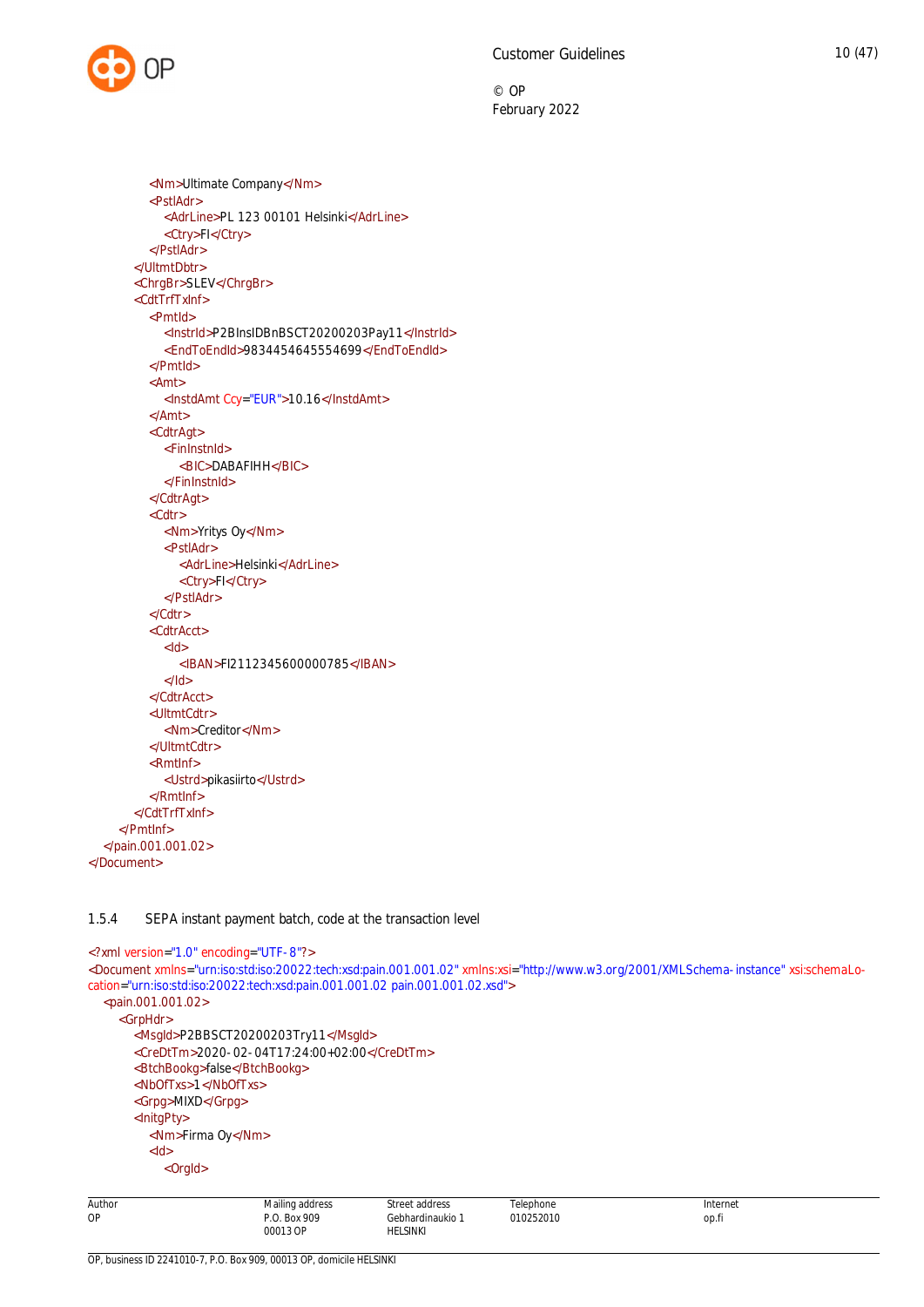```
                <Nm>Ultimate Company</Nm>
                <PstlAdr>
                    <AdrLine>PL 123 00101 Helsinki</AdrLine>
                    <Ctry>FI</Ctry>
                </PstlAdr>
            </UltmtDbtr>
            <ChrgBr>SLEV</ChrgBr>
            <CdtTrfTxInf>
                <PmtId>
                    <InstrId>P2BInsIDBnBSCT20200203Pay11</InstrId>
                    <EndToEndId>98344546455546699</EndToEndId>
                </PmtId>
                <Amt>
                    <InstdAmt Ccy="EUR">10.16</InstdAmt>
                </Amt>
                <CdtrAgt>
                    <FinInstnId>
                        <BIC>DABAFIHH</BIC>
                    </FinInstnId>
                </CdtrAgt>
                <Cdtr>
                    <Nm>Yritys Oy</Nm>
                    <PstlAdr>
                        <AdrLine>Helsinki</AdrLine>
                        <Ctry>FI</Ctry>
                    </PstlAdr>
                </Cdtr>
                <CdtrAcct>
                    <Id>
                        <IBAN>FI2112345600000785</IBAN>
                    </Id>
                </CdtrAcct>
                <UltmtCdtr>
                    <Nm>Creditor</Nm>
                </UltmtCdtr>
                <RmtInf>
                    <Ustrd>pikasiirto</Ustrd>
                </RmtInf>
            </CdtTrfTxInf>
        </PmtInf>
    </pain.001.001.02>
</Document>
```

### 1.5.4 SEPA instant payment batch, code at the transaction level

```
<?xml version="1.0" encoding="UTF-8"?>
<Document xmlns="urn:iso:std:iso:20022:tech:xsd:pain.001.001.02" xmlns:xsi="http://www.w3.org/2001/XMLSchema-instance" xsi:schemaLocation="urn:iso:std:iso:20022:tech:xsd:pain.001.001.02 pain.001.001.02.xsd">
    <pain.001.001.02>
        <GrpHdr>
            <MsgId>P2BBSCT20200203Try11</MsgId>
            <CreDtTm>2020-02-04T17:24:00+02:00</CreDtTm>
            <BtchBookg>false</BtchBookg>
            <NbOfTxs>1</NbOfTxs>
            <Grpg>MIXD</Grpg>
            <InitgPty>
                <Nm>Firma Oy</Nm>
                <Id>
                    <OrgId>
```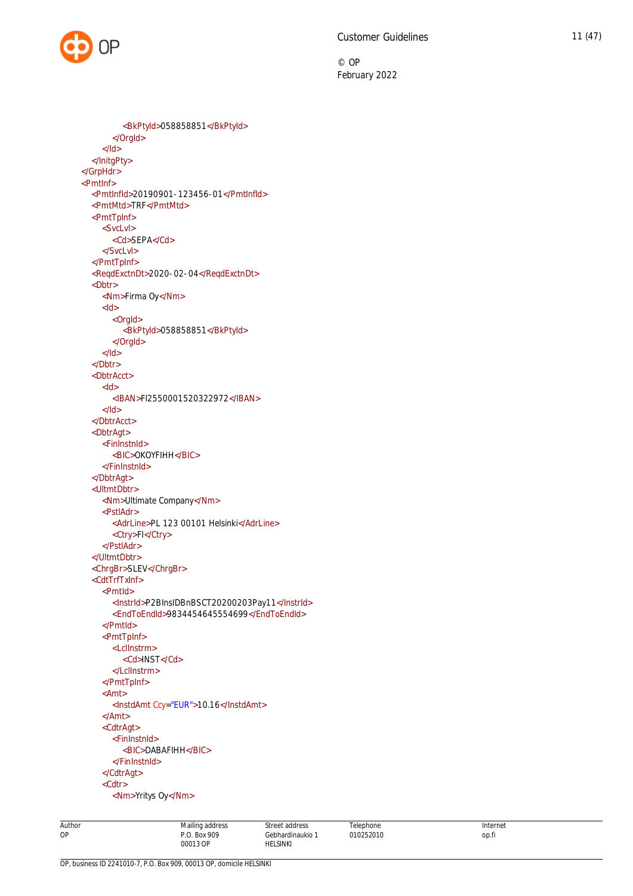```xml
                <BkPtyId>058858851</BkPtyId>
              </OrgId>
            </Id>
          </InitgPty>
        </GrpHdr>
        <PmtInf>
          <PmtInfId>20190901-123456-01</PmtInfId>
          <PmtMtd>TRF</PmtMtd>
          <PmtTpInf>
            <SvcLvl>
              <Cd>SEPA</Cd>
            </SvcLvl>
          </PmtTpInf>
          <ReqdExctnDt>2020-02-04</ReqdExctnDt>
          <Dbtr>
            <Nm>Firma Oy</Nm>
            <Id>
              <OrgId>
                <BkPtyId>058858851</BkPtyId>
              </OrgId>
            </Id>
          </Dbtr>
          <DbtrAcct>
            <Id>
              <IBAN>FI2550001520322972</IBAN>
            </Id>
          </DbtrAcct>
          <DbtrAgt>
            <FinInstnId>
              <BIC>OKOYFIHH</BIC>
            </FinInstnId>
          </DbtrAgt>
          <UltmtDbtr>
            <Nm>Ultimate Company</Nm>
            <PstlAdr>
              <AdrLine>PL 123 00101 Helsinki</AdrLine>
              <Ctry>FI</Ctry>
            </PstlAdr>
          </UltmtDbtr>
          <ChrgBr>SLEV</ChrgBr>
          <CdtTrfTxInf>
            <PmtId>
              <InstrId>P2BInsIDBnBSCT20200203Pay11</InstrId>
              <EndToEndId>9834454645554699</EndToEndId>
            </PmtId>
            <PmtTpInf>
              <LclInstrm>
                <Cd>INST</Cd>
              </LclInstrm>
            </PmtTpInf>
            <Amt>
              <InstdAmt Ccy="EUR">10.16</InstdAmt>
            </Amt>
            <CdtrAgt>
              <FinInstnId>
                <BIC>DABAFIHH</BIC>
              </FinInstnId>
            </CdtrAgt>
            <Cdtr>
              <Nm>Yritys Oy</Nm>
```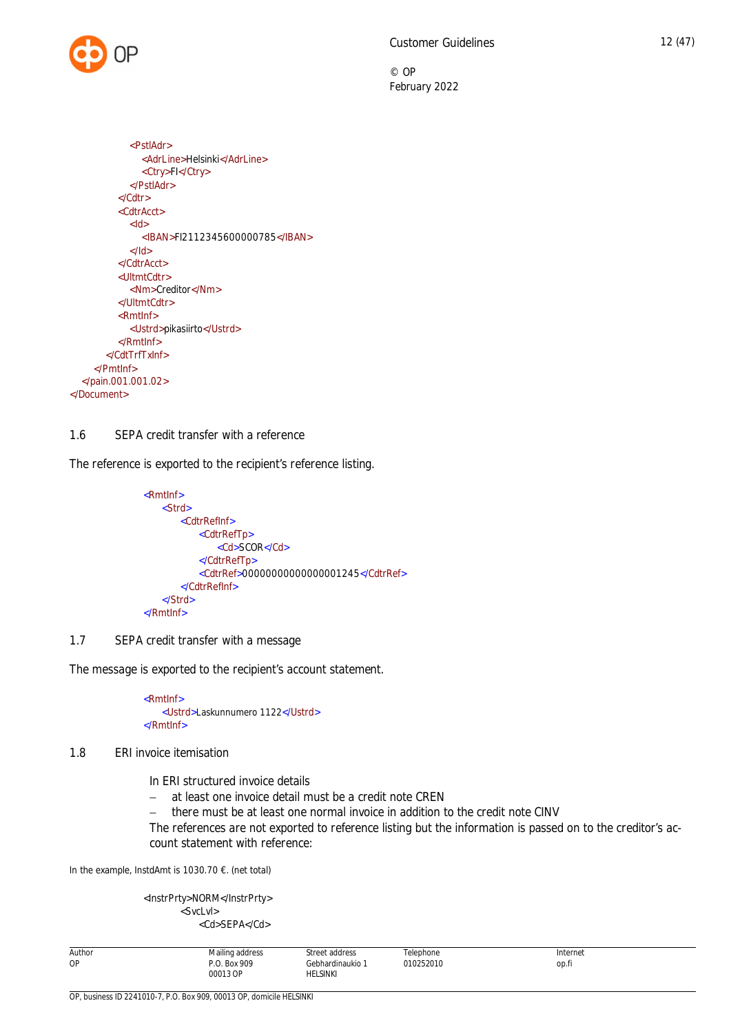```xml
                <PstlAdr>
                    <AdrLine>Helsinki</AdrLine>
                    <Ctry>FI</Ctry>
                </PstlAdr>
            </Cdtr>
            <CdtrAcct>
                <Id>
                    <IBAN>FI2112345600000785</IBAN>
                </Id>
            </CdtrAcct>
            <UltmtCdtr>
                <Nm>Creditor</Nm>
            </UltmtCdtr>
            <RmtInf>
                <Ustrd>pikasiirto</Ustrd>
            </RmtInf>
        </CdtTrfTxInf>
    </PmtInf>
  </pain.001.001.02>
</Document>
```

## 1.6 SEPA credit transfer with a reference

The reference is exported to the recipient's reference listing.

```xml
<RmtInf>
    <Strd>
        <CdtrRefInf>
            <CdtrRefTp>
                <Cd>SCOR</Cd>
            </CdtrRefTp>
            <CdtrRef>00000000000000001245</CdtrRef>
        </CdtrRefInf>
    </Strd>
</RmtInf>
```

## 1.7 SEPA credit transfer with a message

The message is exported to the recipient's account statement.

```xml
<RmtInf>
    <Ustrd>Laskunnumero 1122</Ustrd>
</RmtInf>
```

## 1.8 ERI invoice itemisation

In ERI structured invoice details

- at least one invoice detail must be a credit note CREN
- there must be at least one normal invoice in addition to the credit note CINV

The references are not exported to reference listing but the information is passed on to the creditor's account statement with reference:

In the example, InstdAmt is 1030.70 €. (net total)

```xml
<InstrPrty>NORM</InstrPrty>
        <SvcLvl>
            <Cd>SEPA</Cd>
```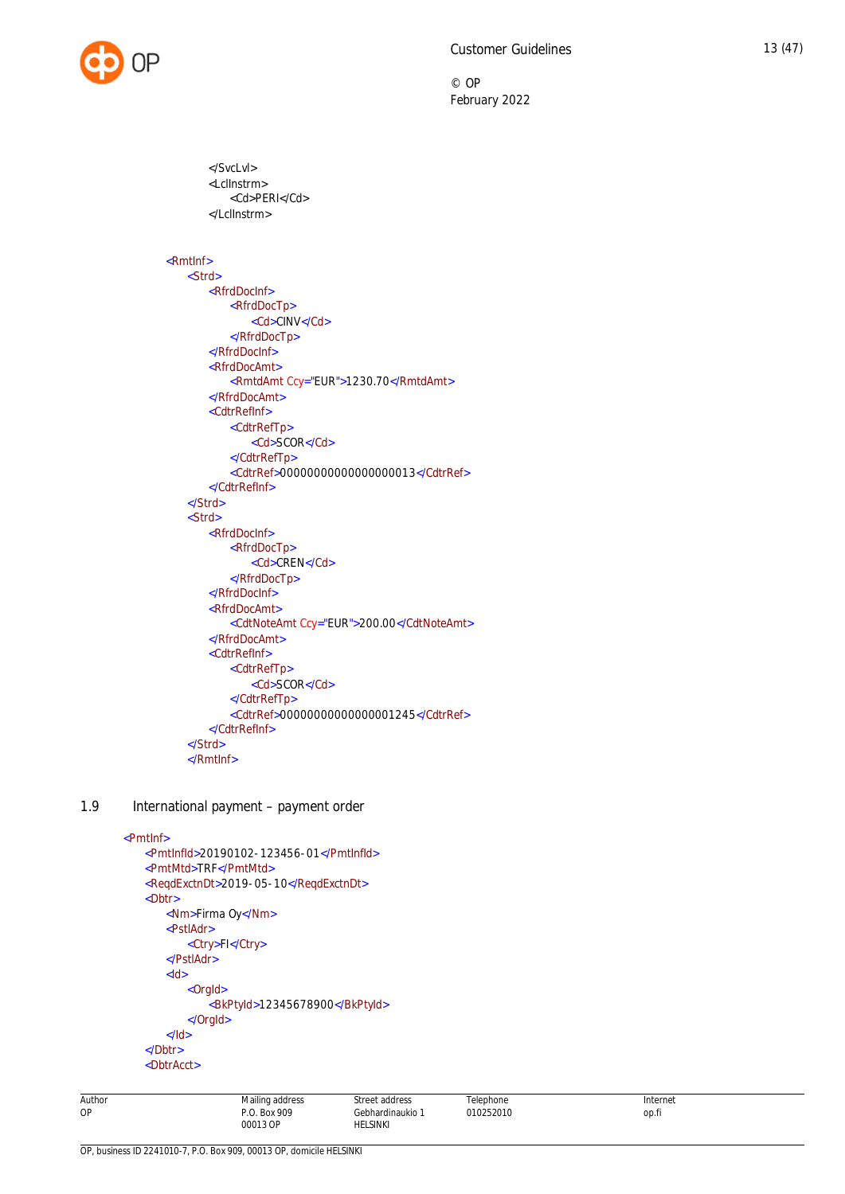```xml
				</SvcLvl>
				<LclInstrm>
					<Cd>PERI</Cd>
				</LclInstrm>


		<RmtInf>
			<Strd>
				<RfrdDocInf>
					<RfrdDocTp>
						<Cd>CINV</Cd>
					</RfrdDocTp>
				</RfrdDocInf>
				<RfrdDocAmt>
					<RmtdAmt Ccy="EUR">1230.70</RmtdAmt>
				</RfrdDocAmt>
				<CdtrRefInf>
					<CdtrRefTp>
						<Cd>SCOR</Cd>
					</CdtrRefTp>
					<CdtrRef>00000000000000000013</CdtrRef>
				</CdtrRefInf>
			</Strd>
			<Strd>
				<RfrdDocInf>
					<RfrdDocTp>
						<Cd>CREN</Cd>
					</RfrdDocTp>
				</RfrdDocInf>
				<RfrdDocAmt>
					<CdtNoteAmt Ccy="EUR">200.00</CdtNoteAmt>
				</RfrdDocAmt>
				<CdtrRefInf>
					<CdtrRefTp>
						<Cd>SCOR</Cd>
					</CdtrRefTp>
					<CdtrRef>00000000000000001245</CdtrRef>
				</CdtrRefInf>
			</Strd>
			</RmtInf>
```

## 1.9 International payment – payment order

```xml
<PmtInf>
	<PmtInfId>20190102-123456-01</PmtInfId>
	<PmtMtd>TRF</PmtMtd>
	<ReqdExctnDt>2019-05-10</ReqdExctnDt>
	<Dbtr>
		<Nm>Firma Oy</Nm>
		<PstlAdr>
			<Ctry>FI</Ctry>
		</PstlAdr>
		<Id>
			<OrgId>
				<BkPtyId>12345678900</BkPtyId>
			</OrgId>
		</Id>
	</Dbtr>
	<DbtrAcct>
```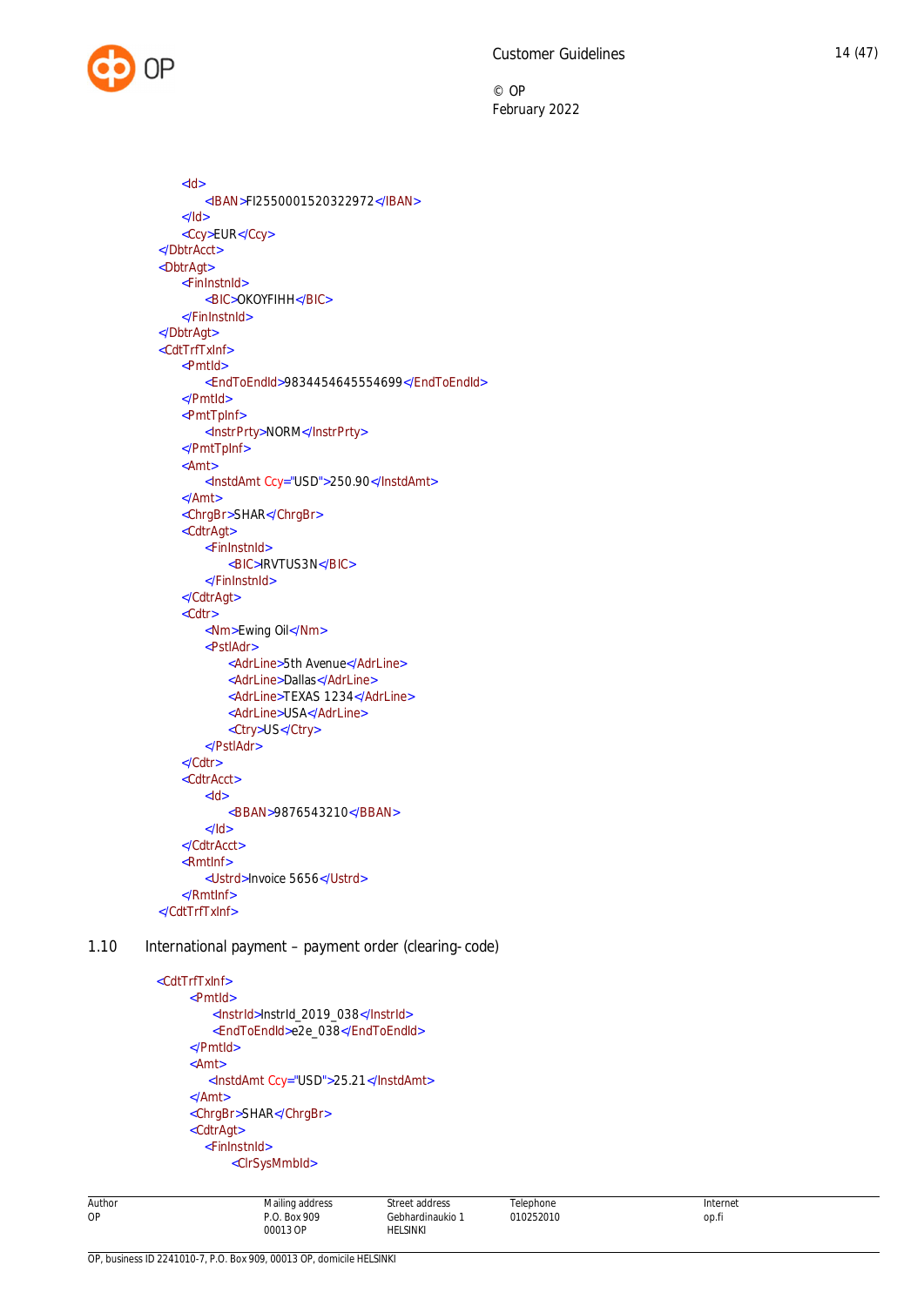```xml
		<Id>
			<IBAN>FI2550001520322972</IBAN>
		</Id>
		<Ccy>EUR</Ccy>
	</DbtrAcct>
	<DbtrAgt>
		<FinInstnId>
			<BIC>OKOYFIHH</BIC>
		</FinInstnId>
	</DbtrAgt>
	<CdtTrfTxInf>
		<PmtId>
			<EndToEndId>98344546455546999</EndToEndId>
		</PmtId>
		<PmtTpInf>
			<InstrPrty>NORM</InstrPrty>
		</PmtTpInf>
		<Amt>
			<InstdAmt Ccy="USD">250.90</InstdAmt>
		</Amt>
		<ChrgBr>SHAR</ChrgBr>
		<CdtrAgt>
			<FinInstnId>
				<BIC>IRVTUS3N</BIC>
			</FinInstnId>
		</CdtrAgt>
		<Cdtr>
			<Nm>Ewing Oil</Nm>
			<PstlAdr>
				<AdrLine>5th Avenue</AdrLine>
				<AdrLine>Dallas</AdrLine>
				<AdrLine>TEXAS 1234</AdrLine>
				<AdrLine>USA</AdrLine>
				<Ctry>US</Ctry>
			</PstlAdr>
		</Cdtr>
		<CdtrAcct>
			<Id>
				<BBAN>9876543210</BBAN>
			</Id>
		</CdtrAcct>
		<RmtInf>
			<Ustrd>Invoice 5656</Ustrd>
		</RmtInf>
	</CdtTrfTxInf>
```

## 1.10 International payment – payment order (clearing-code)

```xml
<CdtTrfTxInf>
	<PmtId>
		<InstrId>InstrId_2019_038</InstrId>
		<EndToEndId>e2e_038</EndToEndId>
	</PmtId>
	<Amt>
		<InstdAmt Ccy="USD">25.21</InstdAmt>
	</Amt>
	<ChrgBr>SHAR</ChrgBr>
	<CdtrAgt>
		<FinInstnId>
			<ClrSysMmbId>
```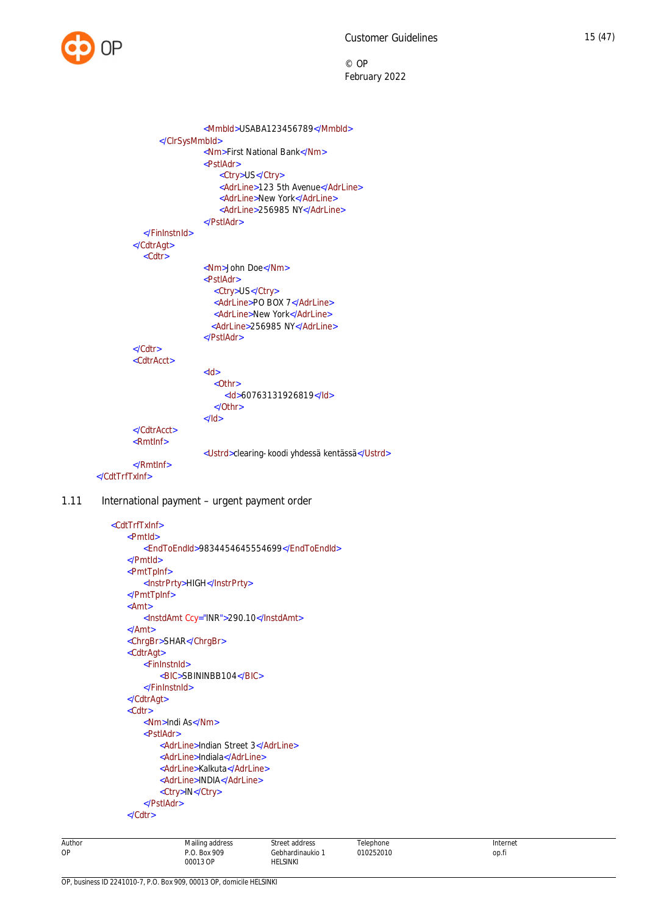```xml
                        <MmbId>USABA123456789</MmbId>
                    </ClrSysMmbId>
                        <Nm>First National Bank</Nm>
                        <PstlAdr>
                            <Ctry>US</Ctry>
                            <AdrLine>123 5th Avenue</AdrLine>
                            <AdrLine>New York</AdrLine>
                            <AdrLine>256985 NY</AdrLine>
                        </PstlAdr>
                </FinInstnId>
            </CdtrAgt>
                <Cdtr>
                        <Nm>John Doe</Nm>
                        <PstlAdr>
                            <Ctry>US</Ctry>
                            <AdrLine>PO BOX 7</AdrLine>
                            <AdrLine>New York</AdrLine>
                            <AdrLine>256985 NY</AdrLine>
                        </PstlAdr>
            </Cdtr>
            <CdtrAcct>
                        <Id>
                            <Othr>
                                <Id>60763131926819</Id>
                            </Othr>
                        </Id>
            </CdtrAcct>
            <RmtInf>
                        <Ustrd>clearing- koodi yhdessä kentässä</Ustrd>
            </RmtInf>
        </CdtTrfTxInf>
```

## 1.11 International payment – urgent payment order

```xml
<CdtTrfTxInf>
    <PmtId>
        <EndToEndId>9834454645554699</EndToEndId>
    </PmtId>
    <PmtTpInf>
        <InstrPrty>HIGH</InstrPrty>
    </PmtTpInf>
    <Amt>
        <InstdAmt Ccy="INR">290.10</InstdAmt>
    </Amt>
    <ChrgBr>SHAR</ChrgBr>
    <CdtrAgt>
        <FinInstnId>
            <BIC>SBININBB104</BIC>
        </FinInstnId>
    </CdtrAgt>
    <Cdtr>
        <Nm>Indi As</Nm>
        <PstlAdr>
            <AdrLine>Indian Street 3</AdrLine>
            <AdrLine>Indiala</AdrLine>
            <AdrLine>Kalkuta</AdrLine>
            <AdrLine>INDIA</AdrLine>
            <Ctry>IN</Ctry>
        </PstlAdr>
    </Cdtr>
```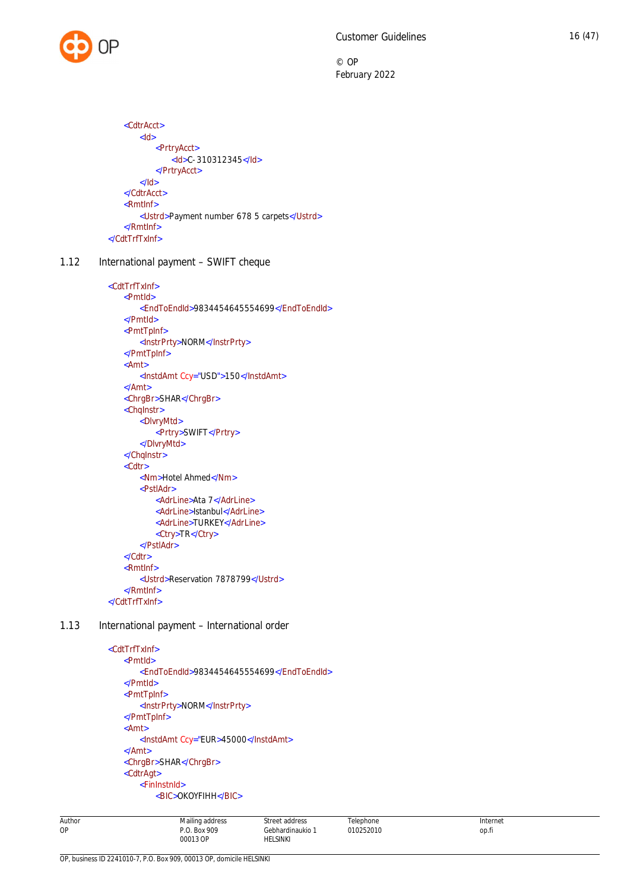```xml
        <CdtrAcct>
            <Id>
                <PrtryAcct>
                    <Id>C-310312345</Id>
                </PrtryAcct>
            </Id>
        </CdtrAcct>
        <RmtInf>
            <Ustrd>Payment number 678 5 carpets</Ustrd>
        </RmtInf>
    </CdtTrfTxInf>
```

## 1.12 International payment – SWIFT cheque

```xml
    <CdtTrfTxInf>
        <PmtId>
            <EndToEndId>9834454645554699</EndToEndId>
        </PmtId>
        <PmtTpInf>
            <InstrPrty>NORM</InstrPrty>
        </PmtTpInf>
        <Amt>
            <InstdAmt Ccy="USD">150</InstdAmt>
        </Amt>
        <ChrgBr>SHAR</ChrgBr>
        <ChqInstr>
            <DlvryMtd>
                <Prtry>SWIFT</Prtry>
            </DlvryMtd>
        </ChqInstr>
        <Cdtr>
            <Nm>Hotel Ahmed</Nm>
            <PstlAdr>
                <AdrLine>Ata 7</AdrLine>
                <AdrLine>Istanbul</AdrLine>
                <AdrLine>TURKEY</AdrLine>
                <Ctry>TR</Ctry>
            </PstlAdr>
        </Cdtr>
        <RmtInf>
            <Ustrd>Reservation 7878799</Ustrd>
        </RmtInf>
    </CdtTrfTxInf>
```

## 1.13 International payment – International order

```xml
    <CdtTrfTxInf>
        <PmtId>
            <EndToEndId>9834454645554699</EndToEndId>
        </PmtId>
        <PmtTpInf>
            <InstrPrty>NORM</InstrPrty>
        </PmtTpInf>
        <Amt>
            <InstdAmt Ccy="EUR">45000</InstdAmt>
        </Amt>
        <ChrgBr>SHAR</ChrgBr>
        <CdtrAgt>
            <FinInstnId>
                <BIC>OKOYFIHH</BIC>
```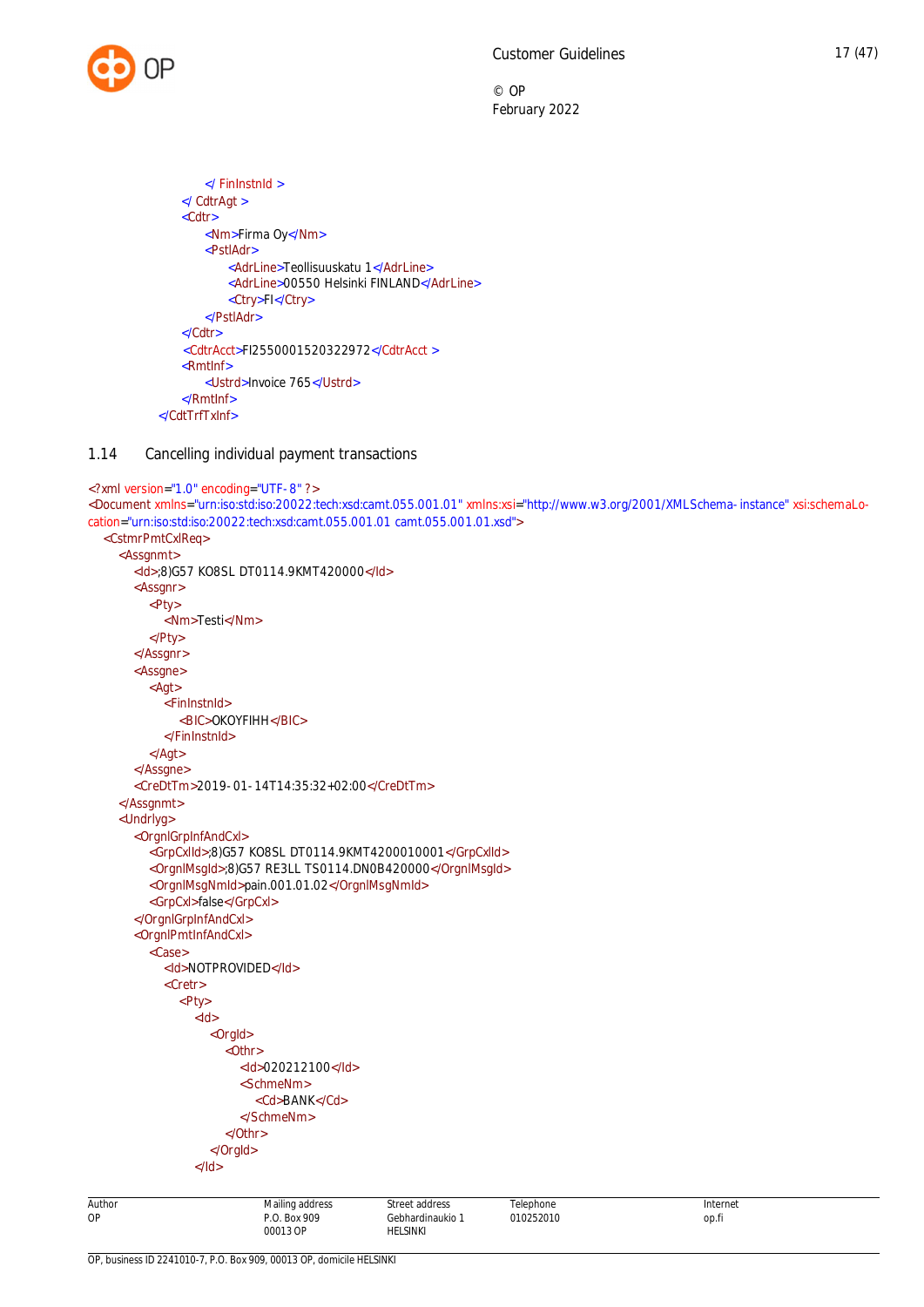```
            </ FinInstnId >
        </ CdtrAgt >
        <Cdtr>
            <Nm>Firma Oy</Nm>
            <PstlAdr>
                <AdrLine>Teollisuuskatu 1</AdrLine>
                <AdrLine>00550 Helsinki FINLAND</AdrLine>
                <Ctry>FI</Ctry>
            </PstlAdr>
        </Cdtr>
        <CdtrAcct>FI2550001520322972</CdtrAcct >
        <RmtInf>
            <Ustrd>Invoice 765</Ustrd>
        </RmtInf>
    </CdtTrfTxInf>
```

## 1.14 Cancelling individual payment transactions

```
<?xml version="1.0" encoding="UTF-8" ?>
<Document xmlns="urn:iso:std:iso:20022:tech:xsd:camt.055.001.01" xmlns:xsi="http://www.w3.org/2001/XMLSchema-instance" xsi:schemaLocation="urn:iso:std:iso:20022:tech:xsd:camt.055.001.01 camt.055.001.01.xsd">
  <CstmrPmtCxlReq>
    <Assgnmt>
      <Id>;8)G57 KO8SL DT0114.9KMT420000</Id>
      <Assgnr>
        <Pty>
          <Nm>Testi</Nm>
        </Pty>
      </Assgnr>
      <Assgne>
        <Agt>
          <FinInstnId>
            <BIC>OKOYFIHH</BIC>
          </FinInstnId>
        </Agt>
      </Assgne>
      <CreDtTm>2019-01-14T14:35:32+02:00</CreDtTm>
    </Assgnmt>
    <Undrlyg>
      <OrgnlGrpInfAndCxl>
        <GrpCxlId>;8)G57 KO8SL DT0114.9KMT4200010001</GrpCxlId>
        <OrgnlMsgId>;8)G57 RE3LL TS0114.DN0B420000</OrgnlMsgId>
        <OrgnlMsgNmId>pain.001.01.02</OrgnlMsgNmId>
        <GrpCxl>false</GrpCxl>
      </OrgnlGrpInfAndCxl>
      <OrgnlPmtInfAndCxl>
        <Case>
          <Id>NOTPROVIDED</Id>
          <Cretr>
            <Pty>
              <Id>
                <OrgId>
                  <Othr>
                    <Id>020212100</Id>
                    <SchmeNm>
                      <Cd>BANK</Cd>
                    </SchmeNm>
                  </Othr>
                </OrgId>
              </Id>
```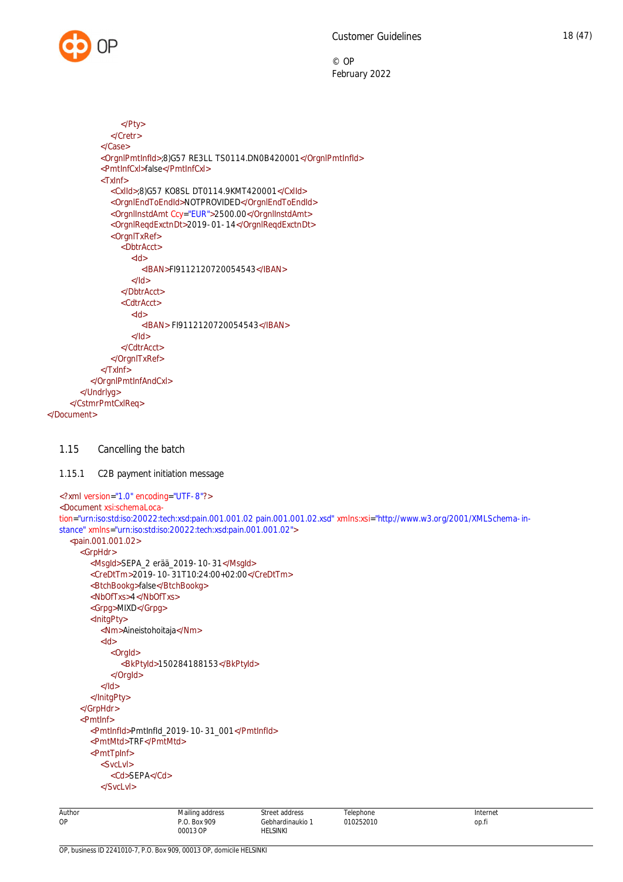```xml
                        </Pty>
                    </Cretr>
                </Case>
                <OrgnlPmtInfId>;8)G57 RE3LL TS0114.DN0B420001</OrgnlPmtInfId>
                <PmtInfCxl>false</PmtInfCxl>
                <TxInf>
                    <CxlId>;8)G57 KO8SL DT0114.9KMT420001</CxlId>
                    <OrgnlEndToEndId>NOTPROVIDED</OrgnlEndToEndId>
                    <OrgnlInstdAmt Ccy="EUR">2500.00</OrgnlInstdAmt>
                    <OrgnlReqdExctnDt>2019-01-14</OrgnlReqdExctnDt>
                    <OrgnlTxRef>
                        <DbtrAcct>
                            <Id>
                                <IBAN>FI9112120720054543</IBAN>
                            </Id>
                        </DbtrAcct>
                        <CdtrAcct>
                            <Id>
                                <IBAN> FI9112120720054543</IBAN>
                            </Id>
                        </CdtrAcct>
                    </OrgnlTxRef>
                </TxInf>
            </OrgnlPmtInfAndCxl>
        </Undrlyg>
    </CstmrPmtCxlReq>
</Document>
```

## 1.15 Cancelling the batch

### 1.15.1 C2B payment initiation message

```xml
<?xml version="1.0" encoding="UTF-8"?>
<Document xsi:schemaLocation="urn:iso:std:iso:20022:tech:xsd:pain.001.001.02 pain.001.001.02.xsd" xmlns:xsi="http://www.w3.org/2001/XMLSchema-instance" xmlns="urn:iso:std:iso:20022:tech:xsd:pain.001.001.02">
    <pain.001.001.02>
        <GrpHdr>
            <MsgId>SEPA_2 erää_2019-10-31</MsgId>
            <CreDtTm>2019-10-31T10:24:00+02:00</CreDtTm>
            <BtchBookg>false</BtchBookg>
            <NbOfTxs>4</NbOfTxs>
            <Grpg>MIXD</Grpg>
            <InitgPty>
                <Nm>Aineistohoitaja</Nm>
                <Id>
                    <OrgId>
                        <BkPtyId>150284188153</BkPtyId>
                    </OrgId>
                </Id>
            </InitgPty>
        </GrpHdr>
        <PmtInf>
            <PmtInfId>PmtInfId_2019-10-31_001</PmtInfId>
            <PmtMtd>TRF</PmtMtd>
            <PmtTpInf>
                <SvcLvl>
                    <Cd>SEPA</Cd>
                </SvcLvl>
```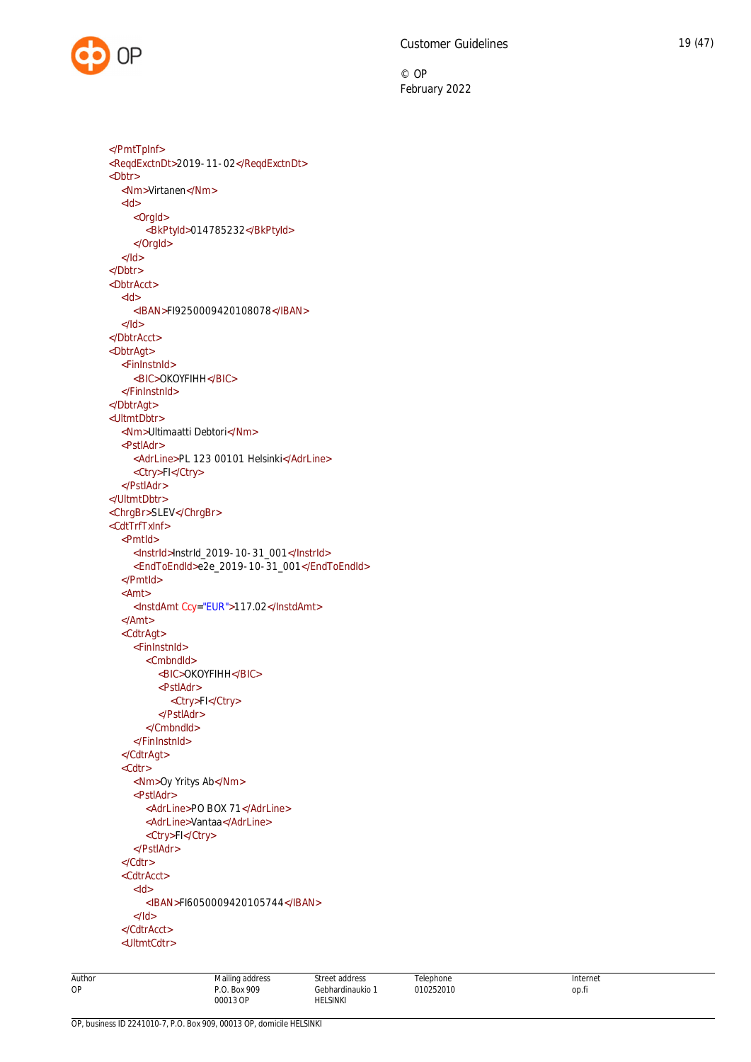```xml
</PmtTpInf>
<ReqdExctnDt>2019-11-02</ReqdExctnDt>
<Dbtr>
    <Nm>Virtanen</Nm>
    <Id>
        <OrgId>
            <BkPtyId>014785232</BkPtyId>
        </OrgId>
    </Id>
</Dbtr>
<DbtrAcct>
    <Id>
        <IBAN>FI9250009420108078</IBAN>
    </Id>
</DbtrAcct>
<DbtrAgt>
    <FinInstnId>
        <BIC>OKOYFIHH</BIC>
    </FinInstnId>
</DbtrAgt>
<UltmtDbtr>
    <Nm>Ultimaatti Debtori</Nm>
    <PstlAdr>
        <AdrLine>PL 123 00101 Helsinki</AdrLine>
        <Ctry>FI</Ctry>
    </PstlAdr>
</UltmtDbtr>
<ChrgBr>SLEV</ChrgBr>
<CdtTrfTxInf>
    <PmtId>
        <InstrId>InstrId_2019-10-31_001</InstrId>
        <EndToEndId>e2e_2019-10-31_001</EndToEndId>
    </PmtId>
    <Amt>
        <InstdAmt Ccy="EUR">117.02</InstdAmt>
    </Amt>
    <CdtrAgt>
        <FinInstnId>
            <CmbndId>
                <BIC>OKOYFIHH</BIC>
                <PstlAdr>
                    <Ctry>FI</Ctry>
                </PstlAdr>
            </CmbndId>
        </FinInstnId>
    </CdtrAgt>
    <Cdtr>
        <Nm>Oy Yritys Ab</Nm>
        <PstlAdr>
            <AdrLine>PO BOX 71</AdrLine>
            <AdrLine>Vantaa</AdrLine>
            <Ctry>FI</Ctry>
        </PstlAdr>
    </Cdtr>
    <CdtrAcct>
        <Id>
            <IBAN>FI6050009420105744</IBAN>
        </Id>
    </CdtrAcct>
    <UltmtCdtr>
```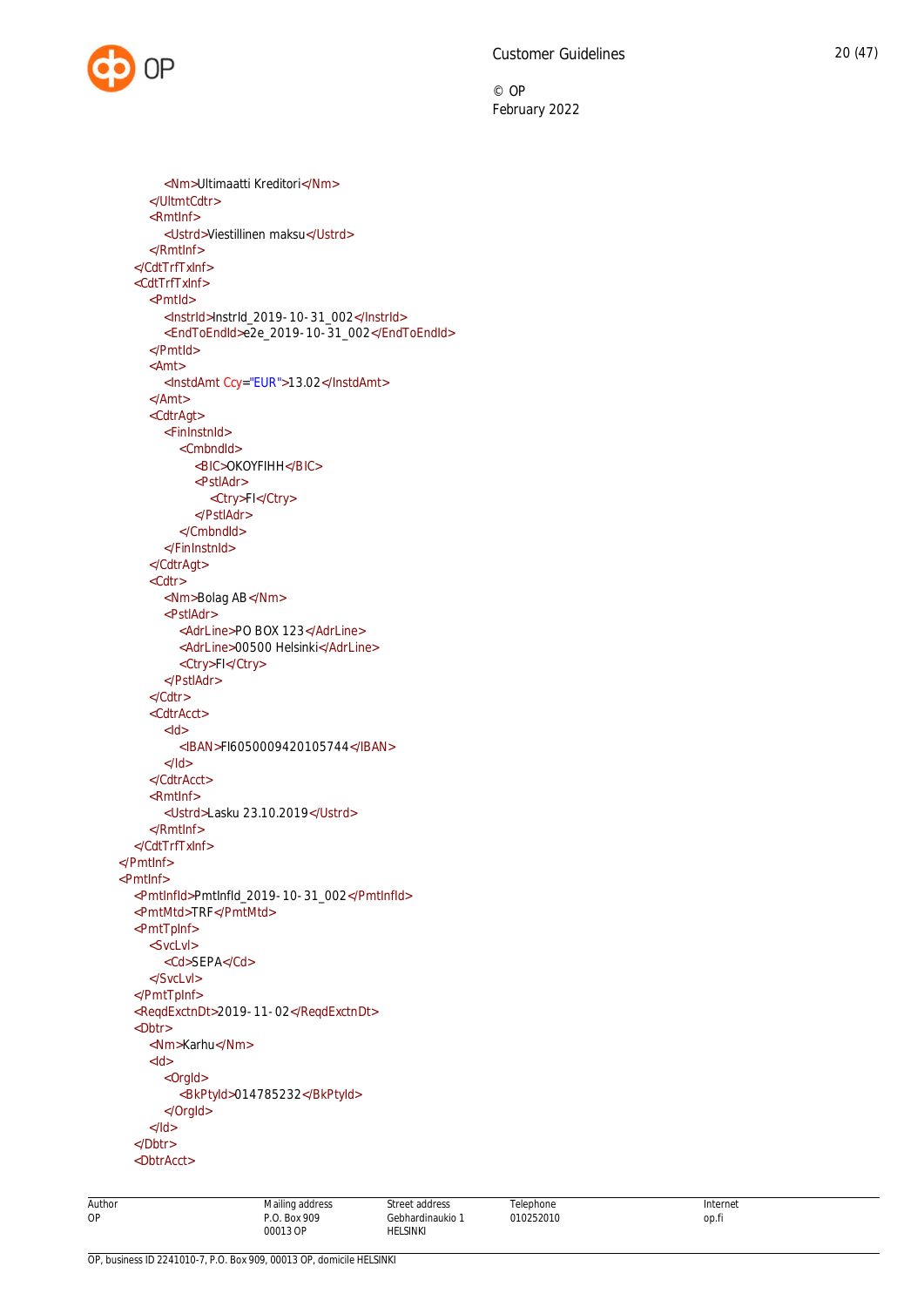```xml
                <Nm>Ultimaatti Kreditori</Nm>
            </UltmtCdtr>
            <RmtInf>
                <Ustrd>Viestillinen maksu</Ustrd>
            </RmtInf>
        </CdtTrfTxInf>
        <CdtTrfTxInf>
            <PmtId>
                <InstrId>InstrId_2019-10-31_002</InstrId>
                <EndToEndId>e2e_2019-10-31_002</EndToEndId>
            </PmtId>
            <Amt>
                <InstdAmt Ccy="EUR">13.02</InstdAmt>
            </Amt>
            <CdtrAgt>
                <FinInstnId>
                    <CmbndId>
                        <BIC>OKOYFIHH</BIC>
                        <PstlAdr>
                            <Ctry>FI</Ctry>
                        </PstlAdr>
                    </CmbndId>
                </FinInstnId>
            </CdtrAgt>
            <Cdtr>
                <Nm>Bolag AB</Nm>
                <PstlAdr>
                    <AdrLine>PO BOX 123</AdrLine>
                    <AdrLine>00500 Helsinki</AdrLine>
                    <Ctry>FI</Ctry>
                </PstlAdr>
            </Cdtr>
            <CdtrAcct>
                <Id>
                    <IBAN>FI6050009420105744</IBAN>
                </Id>
            </CdtrAcct>
            <RmtInf>
                <Ustrd>Lasku 23.10.2019</Ustrd>
            </RmtInf>
        </CdtTrfTxInf>
    </PmtInf>
    <PmtInf>
        <PmtInfId>PmtInfId_2019-10-31_002</PmtInfId>
        <PmtMtd>TRF</PmtMtd>
        <PmtTpInf>
            <SvcLvl>
                <Cd>SEPA</Cd>
            </SvcLvl>
        </PmtTpInf>
        <ReqdExctnDt>2019-11-02</ReqdExctnDt>
        <Dbtr>
            <Nm>Karhu</Nm>
            <Id>
                <OrgId>
                    <BkPtyId>014785232</BkPtyId>
                </OrgId>
            </Id>
        </Dbtr>
        <DbtrAcct>
```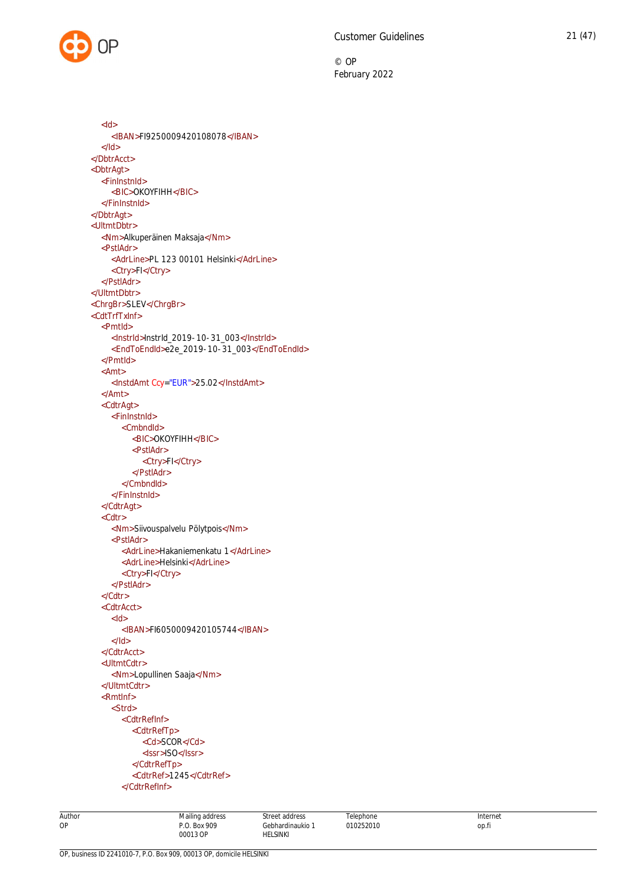```xml
            <Id>
                <IBAN>FI9250009420108078</IBAN>
            </Id>
        </DbtrAcct>
        <DbtrAgt>
            <FinInstnId>
                <BIC>OKOYFIHH</BIC>
            </FinInstnId>
        </DbtrAgt>
        <UltmtDbtr>
            <Nm>Alkuperäinen Maksaja</Nm>
            <PstlAdr>
                <AdrLine>PL 123 00101 Helsinki</AdrLine>
                <Ctry>FI</Ctry>
            </PstlAdr>
        </UltmtDbtr>
        <ChrgBr>SLEV</ChrgBr>
        <CdtTrfTxInf>
            <PmtId>
                <InstrId>InstrId_2019-10-31_003</InstrId>
                <EndToEndId>e2e_2019-10-31_003</EndToEndId>
            </PmtId>
            <Amt>
                <InstdAmt Ccy="EUR">25.02</InstdAmt>
            </Amt>
            <CdtrAgt>
                <FinInstnId>
                    <CmbndId>
                        <BIC>OKOYFIHH</BIC>
                        <PstlAdr>
                            <Ctry>FI</Ctry>
                        </PstlAdr>
                    </CmbndId>
                </FinInstnId>
            </CdtrAgt>
            <Cdtr>
                <Nm>Siivouspalvelu Pölytpois</Nm>
                <PstlAdr>
                    <AdrLine>Hakaniemenkatu 1</AdrLine>
                    <AdrLine>Helsinki</AdrLine>
                    <Ctry>FI</Ctry>
                </PstlAdr>
            </Cdtr>
            <CdtrAcct>
                <Id>
                    <IBAN>FI6050009420105744</IBAN>
                </Id>
            </CdtrAcct>
            <UltmtCdtr>
                <Nm>Lopullinen Saaja</Nm>
            </UltmtCdtr>
            <RmtInf>
                <Strd>
                    <CdtrRefInf>
                        <CdtrRefTp>
                            <Cd>SCOR</Cd>
                            <Issr>ISO</Issr>
                        </CdtrRefTp>
                        <CdtrRef>1245</CdtrRef>
                    </CdtrRefInf>
```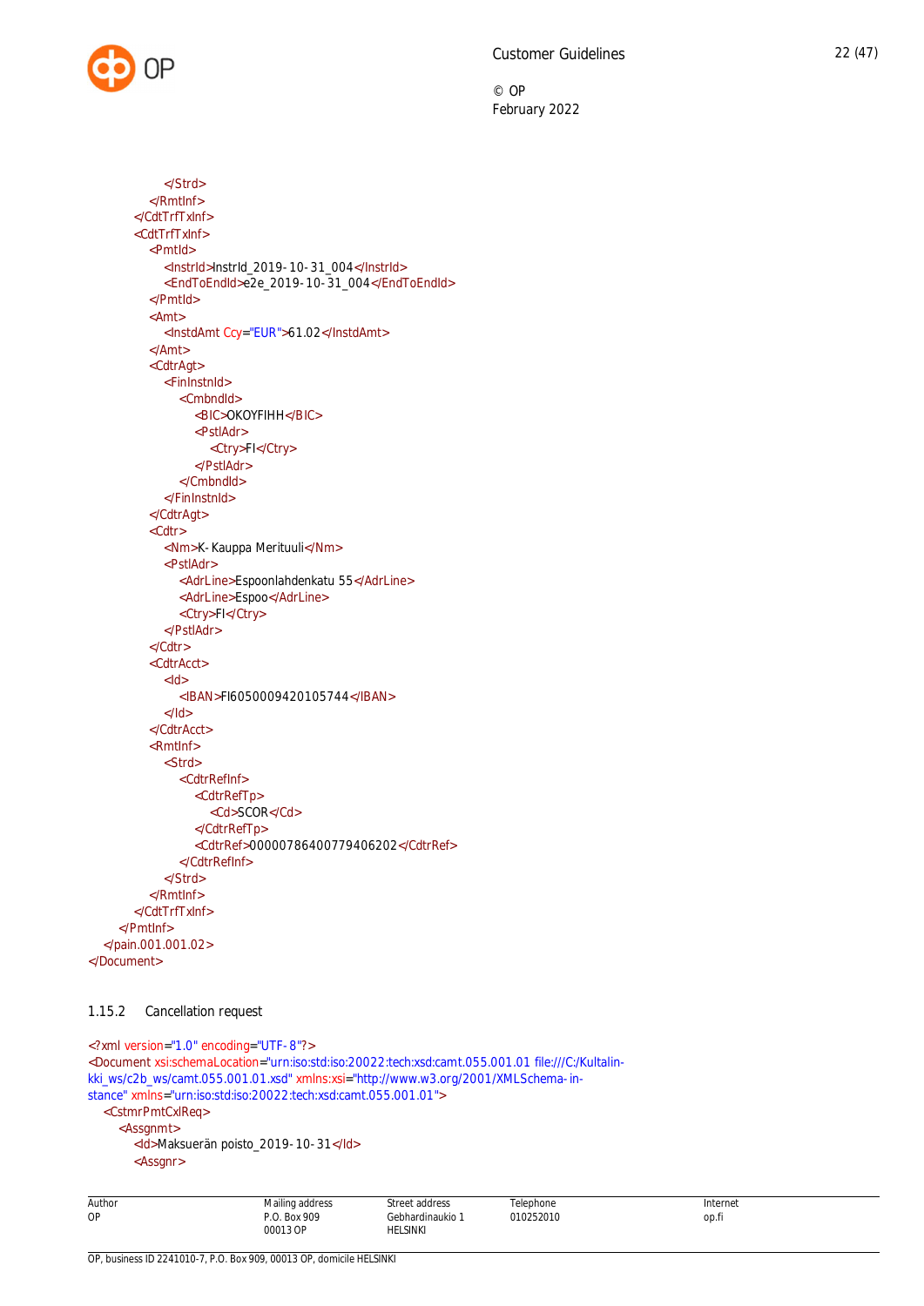```xml
                </Strd>
            </RmtInf>
        </CdtTrfTxInf>
        <CdtTrfTxInf>
            <PmtId>
                <InstrId>InstrId_2019-10-31_004</InstrId>
                <EndToEndId>e2e_2019-10-31_004</EndToEndId>
            </PmtId>
            <Amt>
                <InstdAmt Ccy="EUR">61.02</InstdAmt>
            </Amt>
            <CdtrAgt>
                <FinInstnId>
                    <CmbndId>
                        <BIC>OKOYFIHH</BIC>
                        <PstlAdr>
                            <Ctry>FI</Ctry>
                        </PstlAdr>
                    </CmbndId>
                </FinInstnId>
            </CdtrAgt>
            <Cdtr>
                <Nm>K-Kauppa Merituuli</Nm>
                <PstlAdr>
                    <AdrLine>Espoonlahdenkatu 55</AdrLine>
                    <AdrLine>Espoo</AdrLine>
                    <Ctry>FI</Ctry>
                </PstlAdr>
            </Cdtr>
            <CdtrAcct>
                <Id>
                    <IBAN>FI6050009420105744</IBAN>
                </Id>
            </CdtrAcct>
            <RmtInf>
                <Strd>
                    <CdtrRefInf>
                        <CdtrRefTp>
                            <Cd>SCOR</Cd>
                        </CdtrRefTp>
                        <CdtrRef>00000786400779406202</CdtrRef>
                    </CdtrRefInf>
                </Strd>
            </RmtInf>
        </CdtTrfTxInf>
    </PmtInf>
  </pain.001.001.02>
</Document>
```

### 1.15.2 Cancellation request

```xml
<?xml version="1.0" encoding="UTF-8"?>
<Document xsi:schemaLocation="urn:iso:std:iso:20022:tech:xsd:camt.055.001.01 file:///C:/Kultalin-kki_ws/c2b_ws/camt.055.001.01.xsd" xmlns:xsi="http://www.w3.org/2001/XMLSchema-instance" xmlns="urn:iso:std:iso:20022:tech:xsd:camt.055.001.01">
  <CstmrPmtCxlReq>
    <Assgnmt>
      <Id>Maksuerän poisto_2019-10-31</Id>
      <Assgnr>
```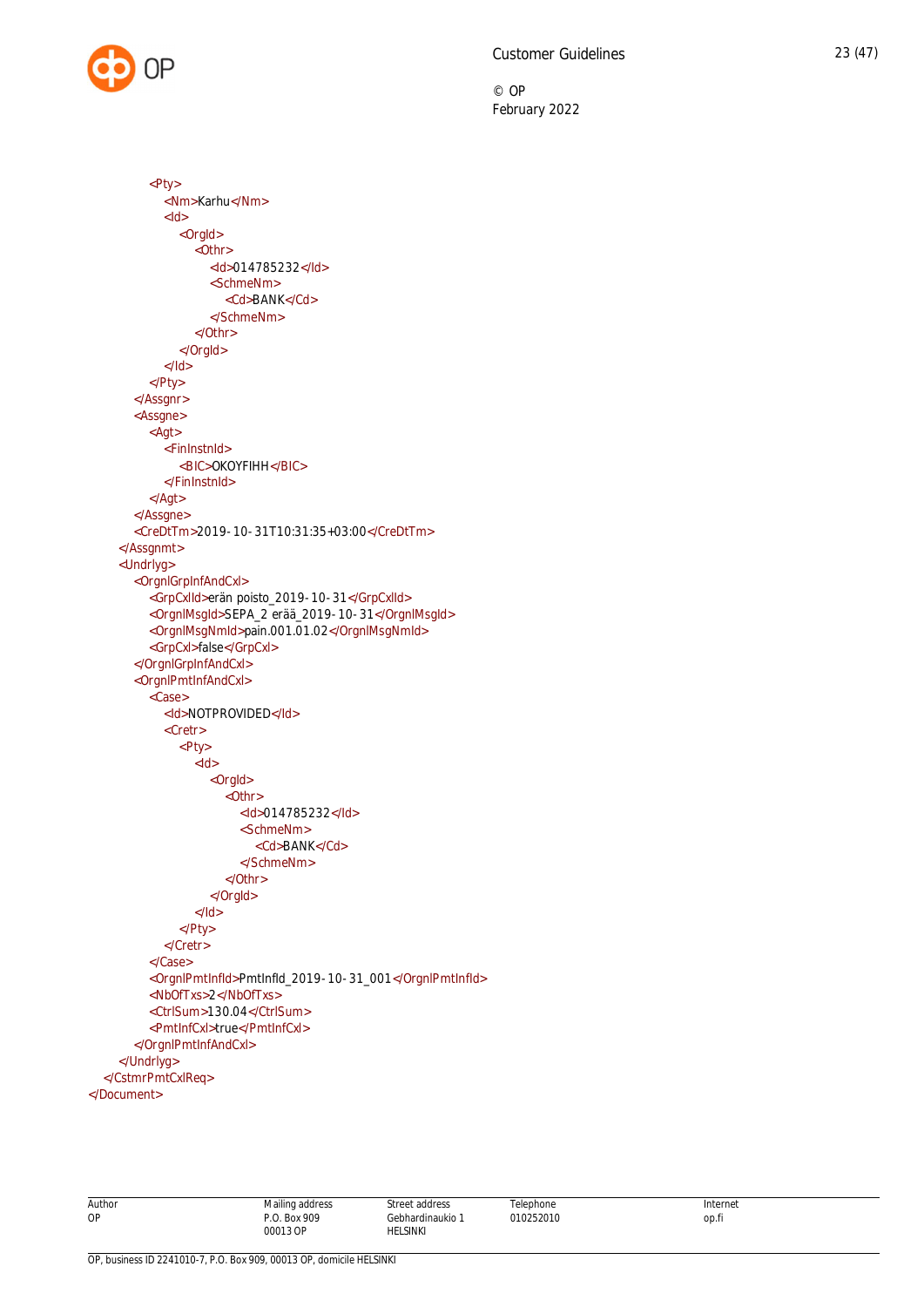```xml
            <Pty>
                <Nm>Karhu</Nm>
                <Id>
                    <OrgId>
                        <Othr>
                            <Id>014785232</Id>
                            <SchmeNm>
                                <Cd>BANK</Cd>
                            </SchmeNm>
                        </Othr>
                    </OrgId>
                </Id>
            </Pty>
        </Assgnr>
        <Assgne>
            <Agt>
                <FinInstnId>
                    <BIC>OKOYFIHH</BIC>
                </FinInstnId>
            </Agt>
        </Assgne>
        <CreDtTm>2019-10-31T10:31:35+03:00</CreDtTm>
    </Assgnmt>
    <Undrlyg>
        <OrgnlGrpInfAndCxl>
            <GrpCxlId>erän poisto_2019-10-31</GrpCxlId>
            <OrgnlMsgId>SEPA_2 erää_2019-10-31</OrgnlMsgId>
            <OrgnlMsgNmId>pain.001.01.02</OrgnlMsgNmId>
            <GrpCxl>false</GrpCxl>
        </OrgnlGrpInfAndCxl>
        <OrgnlPmtInfAndCxl>
            <Case>
                <Id>NOTPROVIDED</Id>
                <Cretr>
                    <Pty>
                        <Id>
                            <OrgId>
                                <Othr>
                                    <Id>014785232</Id>
                                    <SchmeNm>
                                        <Cd>BANK</Cd>
                                    </SchmeNm>
                                </Othr>
                            </OrgId>
                        </Id>
                    </Pty>
                </Cretr>
            </Case>
            <OrgnlPmtInfId>PmtInfId_2019-10-31_001</OrgnlPmtInfId>
            <NbOfTxs>2</NbOfTxs>
            <CtrlSum>130.04</CtrlSum>
            <PmtInfCxl>true</PmtInfCxl>
        </OrgnlPmtInfAndCxl>
    </Undrlyg>
  </CstmrPmtCxlReq>
</Document>
```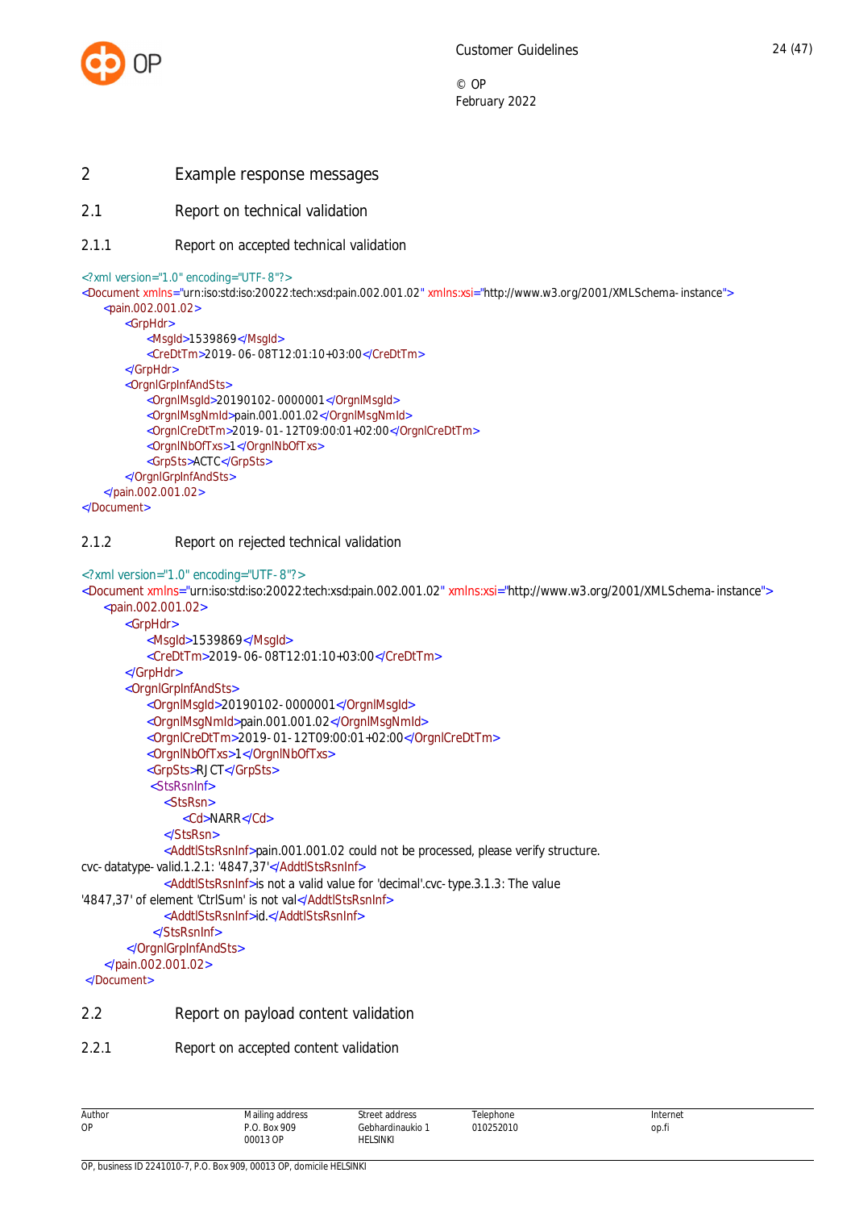# 2 Example response messages

## 2.1 Report on technical validation

### 2.1.1 Report on accepted technical validation

```
<?xml version="1.0" encoding="UTF-8"?>
<Document xmlns="urn:iso:std:iso:20022:tech:xsd:pain.002.001.02" xmlns:xsi="http://www.w3.org/2001/XMLSchema-instance">
    <pain.002.001.02>
        <GrpHdr>
            <MsgId>1539869</MsgId>
            <CreDtTm>2019-06-08T12:01:10+03:00</CreDtTm>
        </GrpHdr>
        <OrgnlGrpInfAndSts>
            <OrgnlMsgId>20190102-0000001</OrgnlMsgId>
            <OrgnlMsgNmId>pain.001.001.02</OrgnlMsgNmId>
            <OrgnlCreDtTm>2019-01-12T09:00:01+02:00</OrgnlCreDtTm>
            <OrgnlNbOfTxs>1</OrgnlNbOfTxs>
            <GrpSts>ACTC</GrpSts>
        </OrgnlGrpInfAndSts>
    </pain.002.001.02>
</Document>
```

### 2.1.2 Report on rejected technical validation

```
<?xml version="1.0" encoding="UTF-8"?>
<Document xmlns="urn:iso:std:iso:20022:tech:xsd:pain.002.001.02" xmlns:xsi="http://www.w3.org/2001/XMLSchema-instance">
    <pain.002.001.02>
        <GrpHdr>
            <MsgId>1539869</MsgId>
            <CreDtTm>2019-06-08T12:01:10+03:00</CreDtTm>
        </GrpHdr>
        <OrgnlGrpInfAndSts>
            <OrgnlMsgId>20190102-0000001</OrgnlMsgId>
            <OrgnlMsgNmId>pain.001.001.02</OrgnlMsgNmId>
            <OrgnlCreDtTm>2019-01-12T09:00:01+02:00</OrgnlCreDtTm>
            <OrgnlNbOfTxs>1</OrgnlNbOfTxs>
            <GrpSts>RJCT</GrpSts>
             <StsRsnInf>
                <StsRsn>
                    <Cd>NARR</Cd>
                </StsRsn>
                <AddtlStsRsnInf>pain.001.001.02 could not be processed, please verify structure.
cvc-datatype-valid.1.2.1: '4847,37'</AddtlStsRsnInf>
                <AddtlStsRsnInf>is not a valid value for 'decimal'.cvc-type.3.1.3: The value
'4847,37' of element 'CtrlSum' is not val</AddtlStsRsnInf>
                <AddtlStsRsnInf>id.</AddtlStsRsnInf>
            </StsRsnInf>
        </OrgnlGrpInfAndSts>
    </pain.002.001.02>
 </Document>
```

## 2.2 Report on payload content validation

### 2.2.1 Report on accepted content validation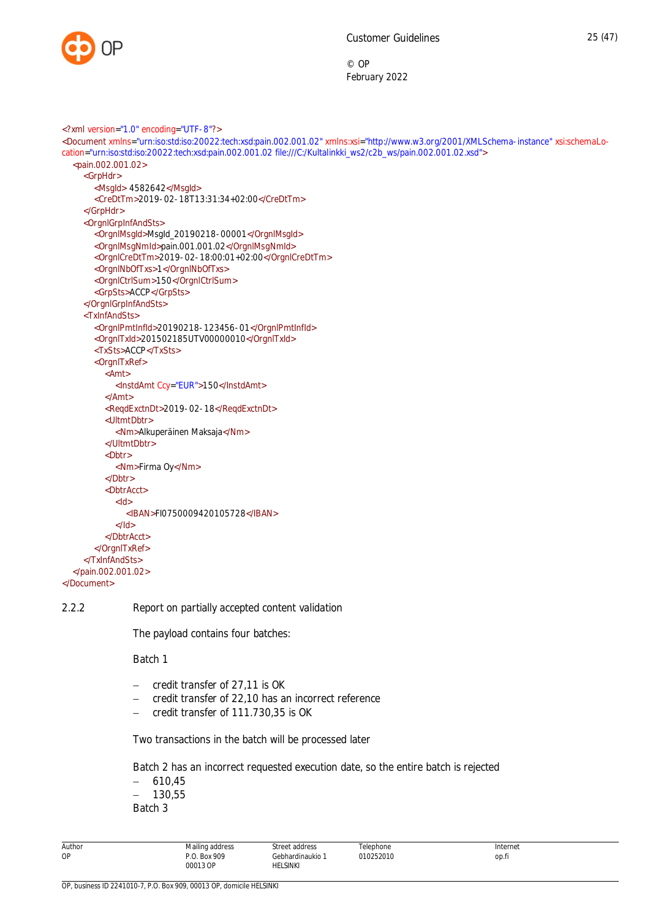```xml
<?xml version="1.0" encoding="UTF-8"?>
<Document xmlns="urn:iso:std:iso:20022:tech:xsd:pain.002.001.02" xmlns:xsi="http://www.w3.org/2001/XMLSchema-instance" xsi:schemaLocation="urn:iso:std:iso:20022:tech:xsd:pain.002.001.02 file:///C:/Kultalinkki_ws2/c2b_ws/pain.002.001.02.xsd">
  <pain.002.001.02>
    <GrpHdr>
      <MsgId> 4582642</MsgId>
      <CreDtTm>2019-02-18T13:31:34+02:00</CreDtTm>
    </GrpHdr>
    <OrgnlGrpInfAndSts>
      <OrgnlMsgId>MsgId_20190218-00001</OrgnlMsgId>
      <OrgnlMsgNmId>pain.001.001.02</OrgnlMsgNmId>
      <OrgnlCreDtTm>2019-02-18:00:01+02:00</OrgnlCreDtTm>
      <OrgnlNbOfTxs>1</OrgnlNbOfTxs>
      <OrgnlCtrlSum>150</OrgnlCtrlSum>
      <GrpSts>ACCP</GrpSts>
    </OrgnlGrpInfAndSts>
    <TxInfAndSts>
      <OrgnlPmtInfId>20190218-123456-01</OrgnlPmtInfId>
      <OrgnlTxId>201502185UTV00000010</OrgnlTxId>
      <TxSts>ACCP</TxSts>
      <OrgnlTxRef>
        <Amt>
          <InstdAmt Ccy="EUR">150</InstdAmt>
        </Amt>
        <ReqdExctnDt>2019-02-18</ReqdExctnDt>
        <UltmtDbtr>
          <Nm>Alkuperäinen Maksaja</Nm>
        </UltmtDbtr>
        <Dbtr>
          <Nm>Firma Oy</Nm>
        </Dbtr>
        <DbtrAcct>
          <Id>
            <IBAN>FI0750009420105728</IBAN>
          </Id>
        </DbtrAcct>
      </OrgnlTxRef>
    </TxInfAndSts>
  </pain.002.001.02>
</Document>
```

### 2.2.2 Report on partially accepted content validation

The payload contains four batches:

Batch 1

- credit transfer of 27,11 is OK
- credit transfer of 22,10 has an incorrect reference
- credit transfer of 111.730,35 is OK

Two transactions in the batch will be processed later

Batch 2 has an incorrect requested execution date, so the entire batch is rejected

- 610,45
- 130,55

Batch 3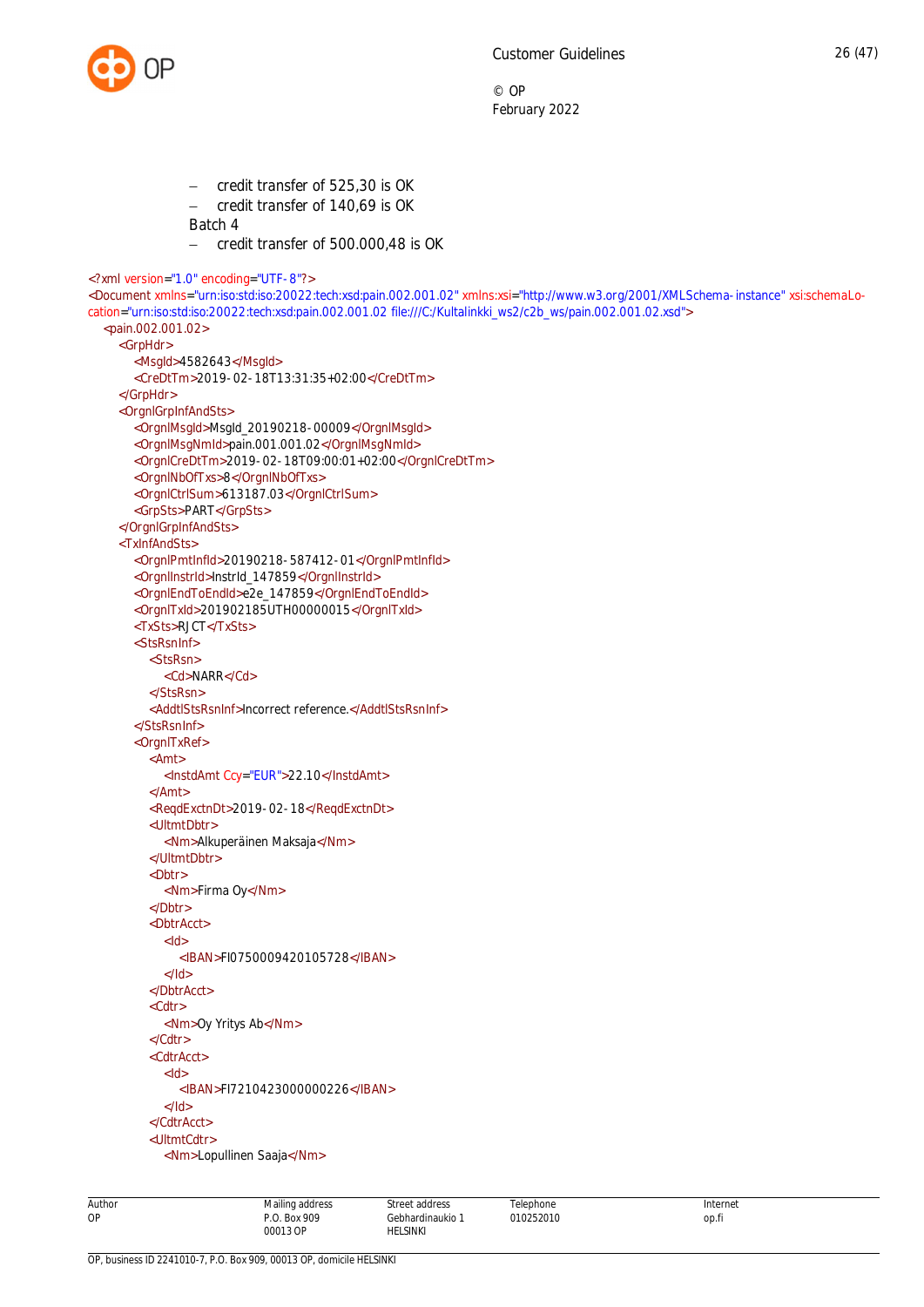- credit transfer of 525,30 is OK
- credit transfer of 140,69 is OK

Batch 4

- credit transfer of 500.000,48 is OK

```
<?xml version="1.0" encoding="UTF-8"?>
<Document xmlns="urn:iso:std:iso:20022:tech:xsd:pain.002.001.02" xmlns:xsi="http://www.w3.org/2001/XMLSchema-instance" xsi:schemaLocation="urn:iso:std:iso:20022:tech:xsd:pain.002.001.02 file:///C:/Kultalinkki_ws2/c2b_ws/pain.002.001.02.xsd">
  <pain.002.001.02>
    <GrpHdr>
      <MsgId>4582643</MsgId>
      <CreDtTm>2019-02-18T13:31:35+02:00</CreDtTm>
    </GrpHdr>
    <OrgnlGrpInfAndSts>
      <OrgnlMsgId>MsgId_20190218-00009</OrgnlMsgId>
      <OrgnlMsgNmId>pain.001.001.02</OrgnlMsgNmId>
      <OrgnlCreDtTm>2019-02-18T09:00:01+02:00</OrgnlCreDtTm>
      <OrgnlNbOfTxs>8</OrgnlNbOfTxs>
      <OrgnlCtrlSum>613187.03</OrgnlCtrlSum>
      <GrpSts>PART</GrpSts>
    </OrgnlGrpInfAndSts>
    <TxInfAndSts>
      <OrgnlPmtInfId>20190218-587412-01</OrgnlPmtInfId>
      <OrgnlInstrId>InstrId_147859</OrgnlInstrId>
      <OrgnlEndToEndId>e2e_147859</OrgnlEndToEndId>
      <OrgnlTxId>201902185UTH00000015</OrgnlTxId>
      <TxSts>RJCT</TxSts>
      <StsRsnInf>
        <StsRsn>
          <Cd>NARR</Cd>
        </StsRsn>
        <AddtlStsRsnInf>Incorrect reference.</AddtlStsRsnInf>
      </StsRsnInf>
      <OrgnlTxRef>
        <Amt>
          <InstdAmt Ccy="EUR">22.10</InstdAmt>
        </Amt>
        <ReqdExctnDt>2019-02-18</ReqdExctnDt>
        <UltmtDbtr>
          <Nm>Alkuperäinen Maksaja</Nm>
        </UltmtDbtr>
        <Dbtr>
          <Nm>Firma Oy</Nm>
        </Dbtr>
        <DbtrAcct>
          <Id>
            <IBAN>FI0750009420105728</IBAN>
          </Id>
        </DbtrAcct>
        <Cdtr>
          <Nm>Oy Yritys Ab</Nm>
        </Cdtr>
        <CdtrAcct>
          <Id>
            <IBAN>FI7210423000000226</IBAN>
          </Id>
        </CdtrAcct>
        <UltmtCdtr>
          <Nm>Lopullinen Saaja</Nm>
```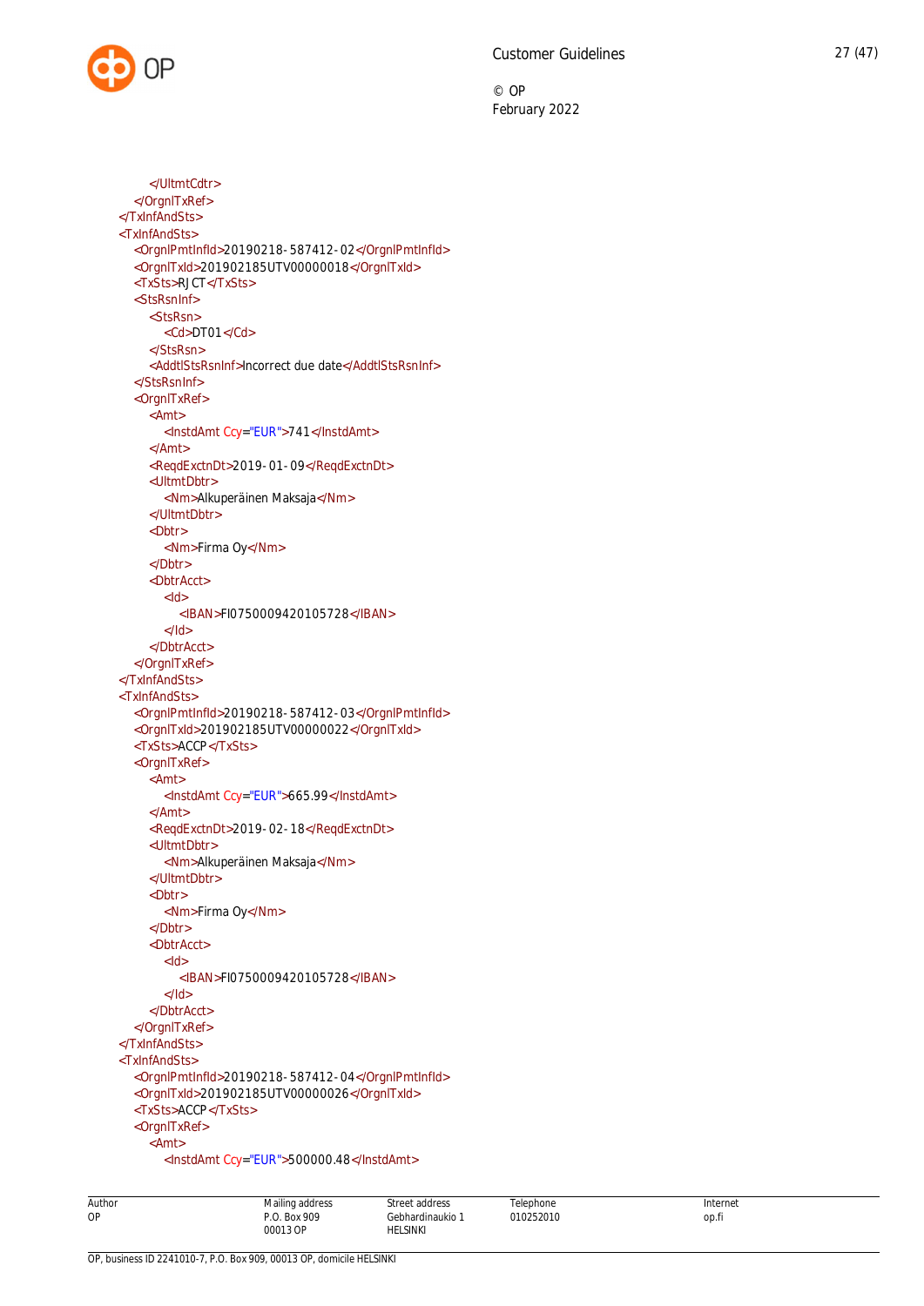```xml
            </UltmtCdtr>
        </OrgnlTxRef>
    </TxInfAndSts>
    <TxInfAndSts>
        <OrgnlPmtInfId>20190218-587412-02</OrgnlPmtInfId>
        <OrgnlTxId>201902185UTV00000018</OrgnlTxId>
        <TxSts>RJCT</TxSts>
        <StsRsnInf>
            <StsRsn>
                <Cd>DT01</Cd>
            </StsRsn>
            <AddtlStsRsnInf>Incorrect due date</AddtlStsRsnInf>
        </StsRsnInf>
        <OrgnlTxRef>
            <Amt>
                <InstdAmt Ccy="EUR">741</InstdAmt>
            </Amt>
            <ReqdExctnDt>2019-01-09</ReqdExctnDt>
            <UltmtDbtr>
                <Nm>Alkuperäinen Maksaja</Nm>
            </UltmtDbtr>
            <Dbtr>
                <Nm>Firma Oy</Nm>
            </Dbtr>
            <DbtrAcct>
                <Id>
                    <IBAN>FI0750009420105728</IBAN>
                </Id>
            </DbtrAcct>
        </OrgnlTxRef>
    </TxInfAndSts>
    <TxInfAndSts>
        <OrgnlPmtInfId>20190218-587412-03</OrgnlPmtInfId>
        <OrgnlTxId>201902185UTV00000022</OrgnlTxId>
        <TxSts>ACCP</TxSts>
        <OrgnlTxRef>
            <Amt>
                <InstdAmt Ccy="EUR">665.99</InstdAmt>
            </Amt>
            <ReqdExctnDt>2019-02-18</ReqdExctnDt>
            <UltmtDbtr>
                <Nm>Alkuperäinen Maksaja</Nm>
            </UltmtDbtr>
            <Dbtr>
                <Nm>Firma Oy</Nm>
            </Dbtr>
            <DbtrAcct>
                <Id>
                    <IBAN>FI0750009420105728</IBAN>
                </Id>
            </DbtrAcct>
        </OrgnlTxRef>
    </TxInfAndSts>
    <TxInfAndSts>
        <OrgnlPmtInfId>20190218-587412-04</OrgnlPmtInfId>
        <OrgnlTxId>201902185UTV00000026</OrgnlTxId>
        <TxSts>ACCP</TxSts>
        <OrgnlTxRef>
            <Amt>
                <InstdAmt Ccy="EUR">500000.48</InstdAmt>
```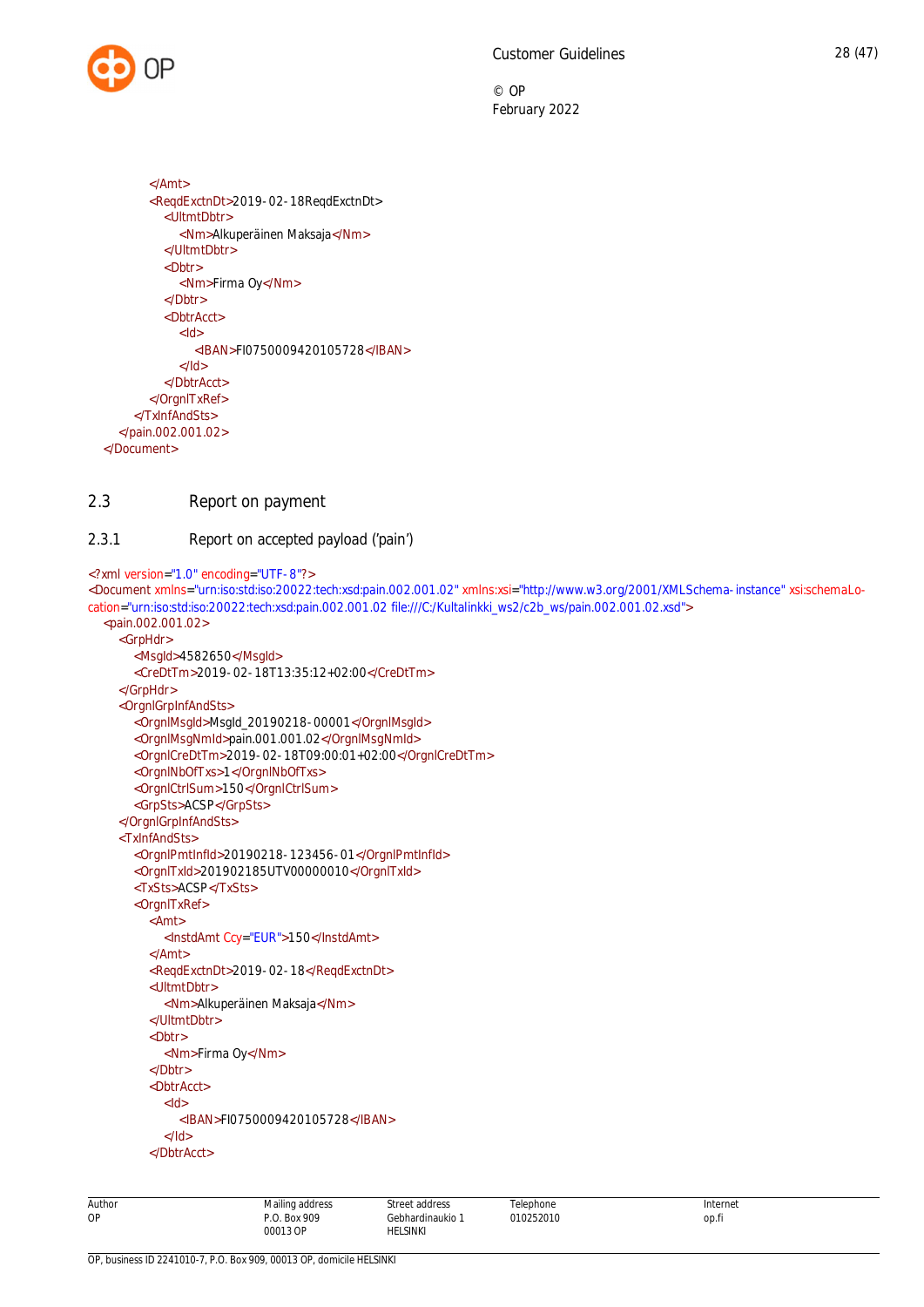```
            </Amt>
            <ReqdExctnDt>2019-02-18ReqdExctnDt>
                <UltmtDbtr>
                    <Nm>Alkuperäinen Maksaja</Nm>
                </UltmtDbtr>
                <Dbtr>
                    <Nm>Firma Oy</Nm>
                </Dbtr>
                <DbtrAcct>
                    <Id>
                        <IBAN>FI0750009420105728</IBAN>
                    </Id>
                </DbtrAcct>
            </OrgnlTxRef>
        </TxInfAndSts>
    </pain.002.001.02>
</Document>
```

## 2.3 Report on payment

### 2.3.1 Report on accepted payload ('pain')

```
<?xml version="1.0" encoding="UTF-8"?>
<Document xmlns="urn:iso:std:iso:20022:tech:xsd:pain.002.001.02" xmlns:xsi="http://www.w3.org/2001/XMLSchema-instance" xsi:schemaLocation="urn:iso:std:iso:20022:tech:xsd:pain.002.001.02 file:///C:/Kultalinkki_ws2/c2b_ws/pain.002.001.02.xsd">
    <pain.002.001.02>
        <GrpHdr>
            <MsgId>4582650</MsgId>
            <CreDtTm>2019-02-18T13:35:12+02:00</CreDtTm>
        </GrpHdr>
        <OrgnlGrpInfAndSts>
            <OrgnlMsgId>MsgId_20190218-00001</OrgnlMsgId>
            <OrgnlMsgNmId>pain.001.001.02</OrgnlMsgNmId>
            <OrgnlCreDtTm>2019-02-18T09:00:01+02:00</OrgnlCreDtTm>
            <OrgnlNbOfTxs>1</OrgnlNbOfTxs>
            <OrgnlCtrlSum>150</OrgnlCtrlSum>
            <GrpSts>ACSP</GrpSts>
        </OrgnlGrpInfAndSts>
        <TxInfAndSts>
            <OrgnlPmtInfId>20190218-123456-01</OrgnlPmtInfId>
            <OrgnlTxId>201902185UTV00000010</OrgnlTxId>
            <TxSts>ACSP</TxSts>
            <OrgnlTxRef>
                <Amt>
                    <InstdAmt Ccy="EUR">150</InstdAmt>
                </Amt>
                <ReqdExctnDt>2019-02-18</ReqdExctnDt>
                <UltmtDbtr>
                    <Nm>Alkuperäinen Maksaja</Nm>
                </UltmtDbtr>
                <Dbtr>
                    <Nm>Firma Oy</Nm>
                </Dbtr>
                <DbtrAcct>
                    <Id>
                        <IBAN>FI0750009420105728</IBAN>
                    </Id>
                </DbtrAcct>
```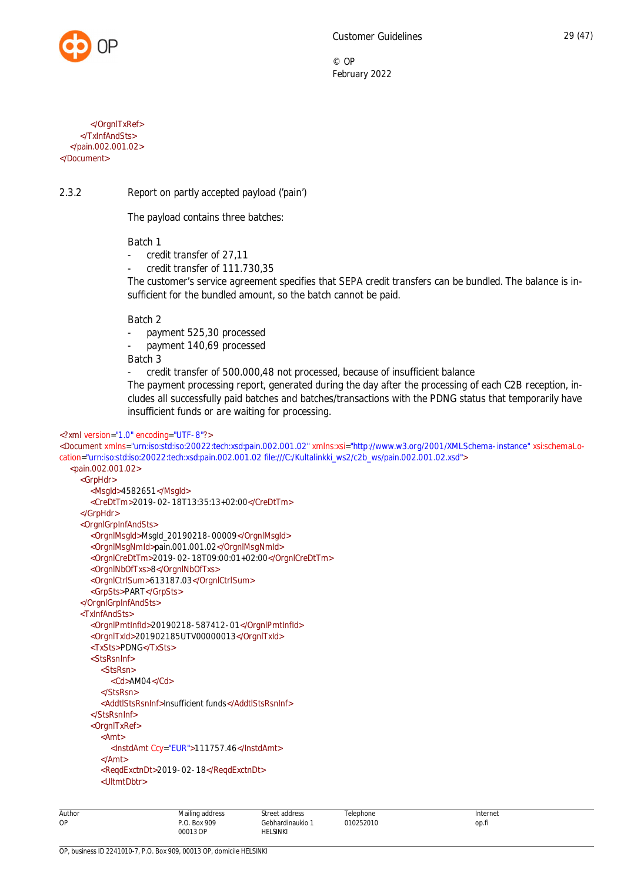```xml
            </OrgnlTxRef>
        </TxInfAndSts>
    </pain.002.001.02>
</Document>
```

### 2.3.2 Report on partly accepted payload ('pain')

The payload contains three batches:

Batch 1

- credit transfer of 27,11
- credit transfer of 111.730,35

The customer's service agreement specifies that SEPA credit transfers can be bundled. The balance is insufficient for the bundled amount, so the batch cannot be paid.

Batch 2

- payment 525,30 processed
- payment 140,69 processed

Batch 3

- credit transfer of 500.000,48 not processed, because of insufficient balance

The payment processing report, generated during the day after the processing of each C2B reception, includes all successfully paid batches and batches/transactions with the PDNG status that temporarily have insufficient funds or are waiting for processing.

```xml
<?xml version="1.0" encoding="UTF-8"?>
<Document xmlns="urn:iso:std:iso:20022:tech:xsd:pain.002.001.02" xmlns:xsi="http://www.w3.org/2001/XMLSchema-instance" xsi:schemaLocation="urn:iso:std:iso:20022:tech:xsd:pain.002.001.02 file:///C:/Kultalinkki_ws2/c2b_ws/pain.002.001.02.xsd">
    <pain.002.001.02>
        <GrpHdr>
            <MsgId>4582651</MsgId>
            <CreDtTm>2019-02-18T13:35:13+02:00</CreDtTm>
        </GrpHdr>
        <OrgnlGrpInfAndSts>
            <OrgnlMsgId>MsgId_20190218-00009</OrgnlMsgId>
            <OrgnlMsgNmId>pain.001.001.02</OrgnlMsgNmId>
            <OrgnlCreDtTm>2019-02-18T09:00:01+02:00</OrgnlCreDtTm>
            <OrgnlNbOfTxs>8</OrgnlNbOfTxs>
            <OrgnlCtrlSum>613187.03</OrgnlCtrlSum>
            <GrpSts>PART</GrpSts>
        </OrgnlGrpInfAndSts>
        <TxInfAndSts>
            <OrgnlPmtInfId>20190218-587412-01</OrgnlPmtInfId>
            <OrgnlTxId>201902185UTV00000013</OrgnlTxId>
            <TxSts>PDNG</TxSts>
            <StsRsnInf>
                <StsRsn>
                    <Cd>AM04</Cd>
                </StsRsn>
                <AddtlStsRsnInf>Insufficient funds</AddtlStsRsnInf>
            </StsRsnInf>
            <OrgnlTxRef>
                <Amt>
                    <InstdAmt Ccy="EUR">111757.46</InstdAmt>
                </Amt>
                <ReqdExctnDt>2019-02-18</ReqdExctnDt>
                <UltmtDbtr>
```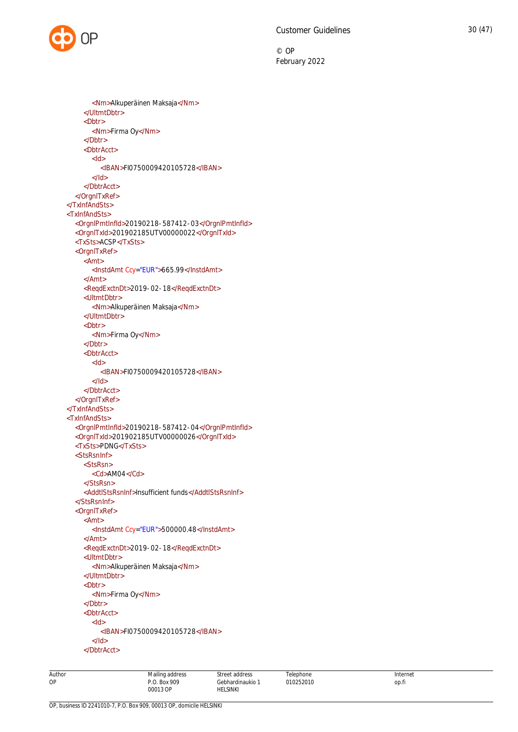```xml
                <Nm>Alkuperäinen Maksaja</Nm>
            </UltmtDbtr>
            <Dbtr>
                <Nm>Firma Oy</Nm>
            </Dbtr>
            <DbtrAcct>
                <Id>
                    <IBAN>FI0750009420105728</IBAN>
                </Id>
            </DbtrAcct>
        </OrgnlTxRef>
    </TxInfAndSts>
    <TxInfAndSts>
        <OrgnlPmtInfId>20190218-587412-03</OrgnlPmtInfId>
        <OrgnlTxId>201902185UTV00000022</OrgnlTxId>
        <TxSts>ACSP</TxSts>
        <OrgnlTxRef>
            <Amt>
                <InstdAmt Ccy="EUR">665.99</InstdAmt>
            </Amt>
            <ReqdExctnDt>2019-02-18</ReqdExctnDt>
            <UltmtDbtr>
                <Nm>Alkuperäinen Maksaja</Nm>
            </UltmtDbtr>
            <Dbtr>
                <Nm>Firma Oy</Nm>
            </Dbtr>
            <DbtrAcct>
                <Id>
                    <IBAN>FI0750009420105728</IBAN>
                </Id>
            </DbtrAcct>
        </OrgnlTxRef>
    </TxInfAndSts>
    <TxInfAndSts>
        <OrgnlPmtInfId>20190218-587412-04</OrgnlPmtInfId>
        <OrgnlTxId>201902185UTV00000026</OrgnlTxId>
        <TxSts>PDNG</TxSts>
        <StsRsnInf>
            <StsRsn>
                <Cd>AM04</Cd>
            </StsRsn>
            <AddtlStsRsnInf>Insufficient funds</AddtlStsRsnInf>
        </StsRsnInf>
        <OrgnlTxRef>
            <Amt>
                <InstdAmt Ccy="EUR">500000.48</InstdAmt>
            </Amt>
            <ReqdExctnDt>2019-02-18</ReqdExctnDt>
            <UltmtDbtr>
                <Nm>Alkuperäinen Maksaja</Nm>
            </UltmtDbtr>
            <Dbtr>
                <Nm>Firma Oy</Nm>
            </Dbtr>
            <DbtrAcct>
                <Id>
                    <IBAN>FI0750009420105728</IBAN>
                </Id>
            </DbtrAcct>
```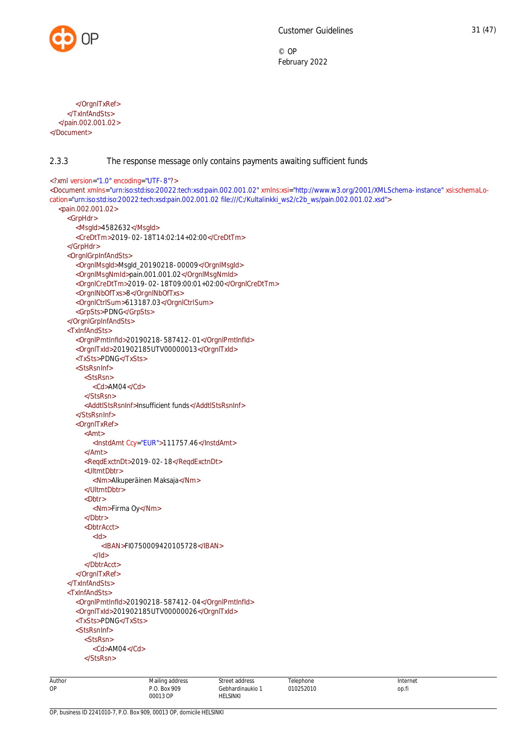```
            </OrgnlTxRef>
        </TxInfAndSts>
    </pain.002.001.02>
</Document>
```

### 2.3.3 The response message only contains payments awaiting sufficient funds

```
<?xml version="1.0" encoding="UTF-8"?>
<Document xmlns="urn:iso:std:iso:20022:tech:xsd:pain.002.001.02" xmlns:xsi="http://www.w3.org/2001/XMLSchema-instance" xsi:schemaLocation="urn:iso:std:iso:20022:tech:xsd:pain.002.001.02 file:///C:/Kultalinkki_ws2/c2b_ws/pain.002.001.02.xsd">
    <pain.002.001.02>
        <GrpHdr>
            <MsgId>4582632</MsgId>
            <CreDtTm>2019-02-18T14:02:14+02:00</CreDtTm>
        </GrpHdr>
        <OrgnlGrpInfAndSts>
            <OrgnlMsgId>MsgId_20190218-00009</OrgnlMsgId>
            <OrgnlMsgNmId>pain.001.001.02</OrgnlMsgNmId>
            <OrgnlCreDtTm>2019-02-18T09:00:01+02:00</OrgnlCreDtTm>
            <OrgnlNbOfTxs>8</OrgnlNbOfTxs>
            <OrgnlCtrlSum>613187.03</OrgnlCtrlSum>
            <GrpSts>PDNG</GrpSts>
        </OrgnlGrpInfAndSts>
        <TxInfAndSts>
            <OrgnlPmtInfId>20190218-587412-01</OrgnlPmtInfId>
            <OrgnlTxId>201902185UTV00000013</OrgnlTxId>
            <TxSts>PDNG</TxSts>
            <StsRsnInf>
                <StsRsn>
                    <Cd>AM04</Cd>
                </StsRsn>
                <AddtlStsRsnInf>Insufficient funds</AddtlStsRsnInf>
            </StsRsnInf>
            <OrgnlTxRef>
                <Amt>
                    <InstdAmt Ccy="EUR">111757.46</InstdAmt>
                </Amt>
                <ReqdExctnDt>2019-02-18</ReqdExctnDt>
                <UltmtDbtr>
                    <Nm>Alkuperäinen Maksaja</Nm>
                </UltmtDbtr>
                <Dbtr>
                    <Nm>Firma Oy</Nm>
                </Dbtr>
                <DbtrAcct>
                    <Id>
                        <IBAN>FI0750009420105728</IBAN>
                    </Id>
                </DbtrAcct>
            </OrgnlTxRef>
        </TxInfAndSts>
        <TxInfAndSts>
            <OrgnlPmtInfId>20190218-587412-04</OrgnlPmtInfId>
            <OrgnlTxId>201902185UTV00000026</OrgnlTxId>
            <TxSts>PDNG</TxSts>
            <StsRsnInf>
                <StsRsn>
                    <Cd>AM04</Cd>
                </StsRsn>
```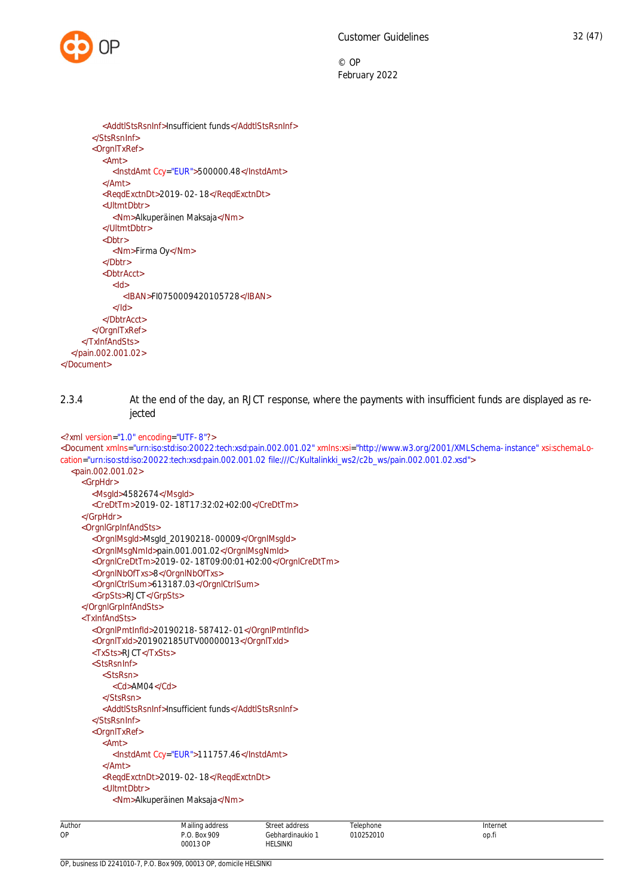```xml
                <AddtlStsRsnInf>Insufficient funds</AddtlStsRsnInf>
            </StsRsnInf>
            <OrgnlTxRef>
                <Amt>
                    <InstdAmt Ccy="EUR">500000.48</InstdAmt>
                </Amt>
                <ReqdExctnDt>2019-02-18</ReqdExctnDt>
                <UltmtDbtr>
                    <Nm>Alkuperäinen Maksaja</Nm>
                </UltmtDbtr>
                <Dbtr>
                    <Nm>Firma Oy</Nm>
                </Dbtr>
                <DbtrAcct>
                    <Id>
                        <IBAN>FI0750009420105728</IBAN>
                    </Id>
                </DbtrAcct>
            </OrgnlTxRef>
        </TxInfAndSts>
    </pain.002.001.02>
</Document>
```

### 2.3.4 At the end of the day, an RJCT response, where the payments with insufficient funds are displayed as rejected

```xml
<?xml version="1.0" encoding="UTF-8"?>
<Document xmlns="urn:iso:std:iso:20022:tech:xsd:pain.002.001.02" xmlns:xsi="http://www.w3.org/2001/XMLSchema-instance" xsi:schemaLocation="urn:iso:std:iso:20022:tech:xsd:pain.002.001.02 file:///C:/Kultalinkki_ws2/c2b_ws/pain.002.001.02.xsd">
    <pain.002.001.02>
        <GrpHdr>
            <MsgId>4582674</MsgId>
            <CreDtTm>2019-02-18T17:32:02+02:00</CreDtTm>
        </GrpHdr>
        <OrgnlGrpInfAndSts>
            <OrgnlMsgId>MsgId_20190218-00009</OrgnlMsgId>
            <OrgnlMsgNmId>pain.001.001.02</OrgnlMsgNmId>
            <OrgnlCreDtTm>2019-02-18T09:00:01+02:00</OrgnlCreDtTm>
            <OrgnlNbOfTxs>8</OrgnlNbOfTxs>
            <OrgnlCtrlSum>613187.03</OrgnlCtrlSum>
            <GrpSts>RJCT</GrpSts>
        </OrgnlGrpInfAndSts>
        <TxInfAndSts>
            <OrgnlPmtInfId>20190218-587412-01</OrgnlPmtInfId>
            <OrgnlTxId>201902185UTV00000013</OrgnlTxId>
            <TxSts>RJCT</TxSts>
            <StsRsnInf>
                <StsRsn>
                    <Cd>AM04</Cd>
                </StsRsn>
                <AddtlStsRsnInf>Insufficient funds</AddtlStsRsnInf>
            </StsRsnInf>
            <OrgnlTxRef>
                <Amt>
                    <InstdAmt Ccy="EUR">111757.46</InstdAmt>
                </Amt>
                <ReqdExctnDt>2019-02-18</ReqdExctnDt>
                <UltmtDbtr>
                    <Nm>Alkuperäinen Maksaja</Nm>
```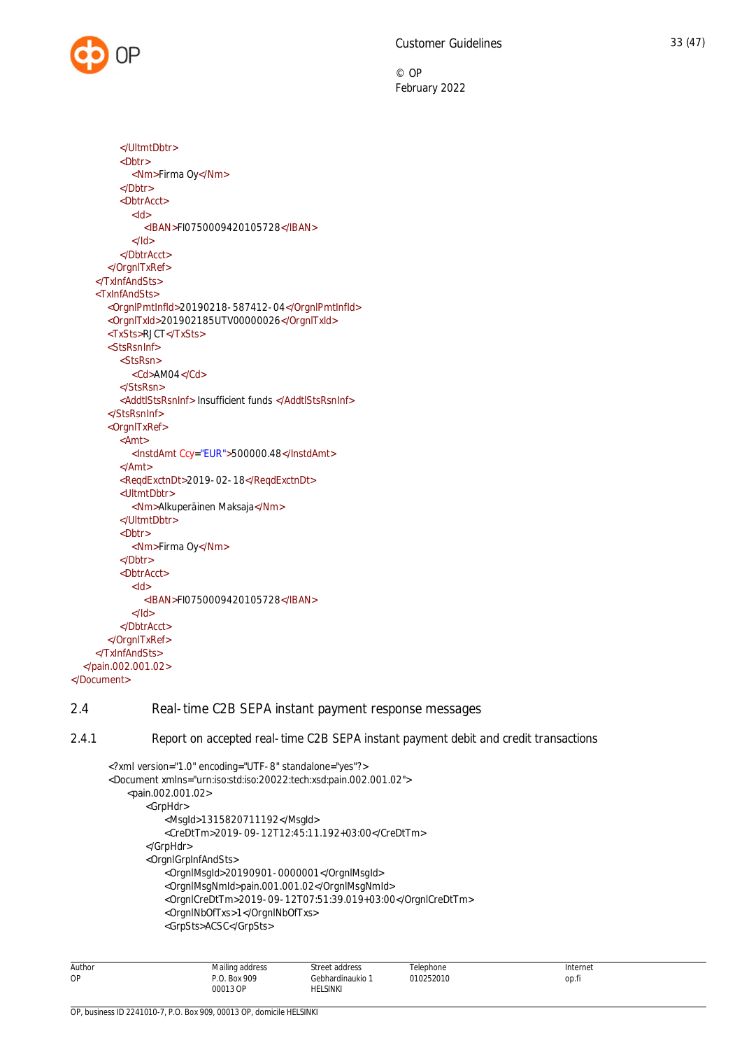```xml
            </UltmtDbtr>
            <Dbtr>
                <Nm>Firma Oy</Nm>
            </Dbtr>
            <DbtrAcct>
                <Id>
                    <IBAN>FI0750009420105728</IBAN>
                </Id>
            </DbtrAcct>
        </OrgnlTxRef>
    </TxInfAndSts>
    <TxInfAndSts>
        <OrgnlPmtInfId>20190218-587412-04</OrgnlPmtInfId>
        <OrgnlTxId>201902185UTV00000026</OrgnlTxId>
        <TxSts>RJCT</TxSts>
        <StsRsnInf>
            <StsRsn>
                <Cd>AM04</Cd>
            </StsRsn>
            <AddtlStsRsnInf> Insufficient funds </AddtlStsRsnInf>
        </StsRsnInf>
        <OrgnlTxRef>
            <Amt>
                <InstdAmt Ccy="EUR">500000.48</InstdAmt>
            </Amt>
            <ReqdExctnDt>2019-02-18</ReqdExctnDt>
            <UltmtDbtr>
                <Nm>Alkuperäinen Maksaja</Nm>
            </UltmtDbtr>
            <Dbtr>
                <Nm>Firma Oy</Nm>
            </Dbtr>
            <DbtrAcct>
                <Id>
                    <IBAN>FI0750009420105728</IBAN>
                </Id>
            </DbtrAcct>
        </OrgnlTxRef>
    </TxInfAndSts>
  </pain.002.001.02>
</Document>
```

## 2.4 Real-time C2B SEPA instant payment response messages

### 2.4.1 Report on accepted real-time C2B SEPA instant payment debit and credit transactions

```xml
<?xml version="1.0" encoding="UTF-8" standalone="yes"?>
<Document xmlns="urn:iso:std:iso:20022:tech:xsd:pain.002.001.02">
    <pain.002.001.02>
        <GrpHdr>
            <MsgId>1315820711192</MsgId>
            <CreDtTm>2019-09-12T12:45:11.192+03:00</CreDtTm>
        </GrpHdr>
        <OrgnlGrpInfAndSts>
            <OrgnlMsgId>20190901-0000001</OrgnlMsgId>
            <OrgnlMsgNmId>pain.001.001.02</OrgnlMsgNmId>
            <OrgnlCreDtTm>2019-09-12T07:51:39.019+03:00</OrgnlCreDtTm>
            <OrgnlNbOfTxs>1</OrgnlNbOfTxs>
            <GrpSts>ACSC</GrpSts>
```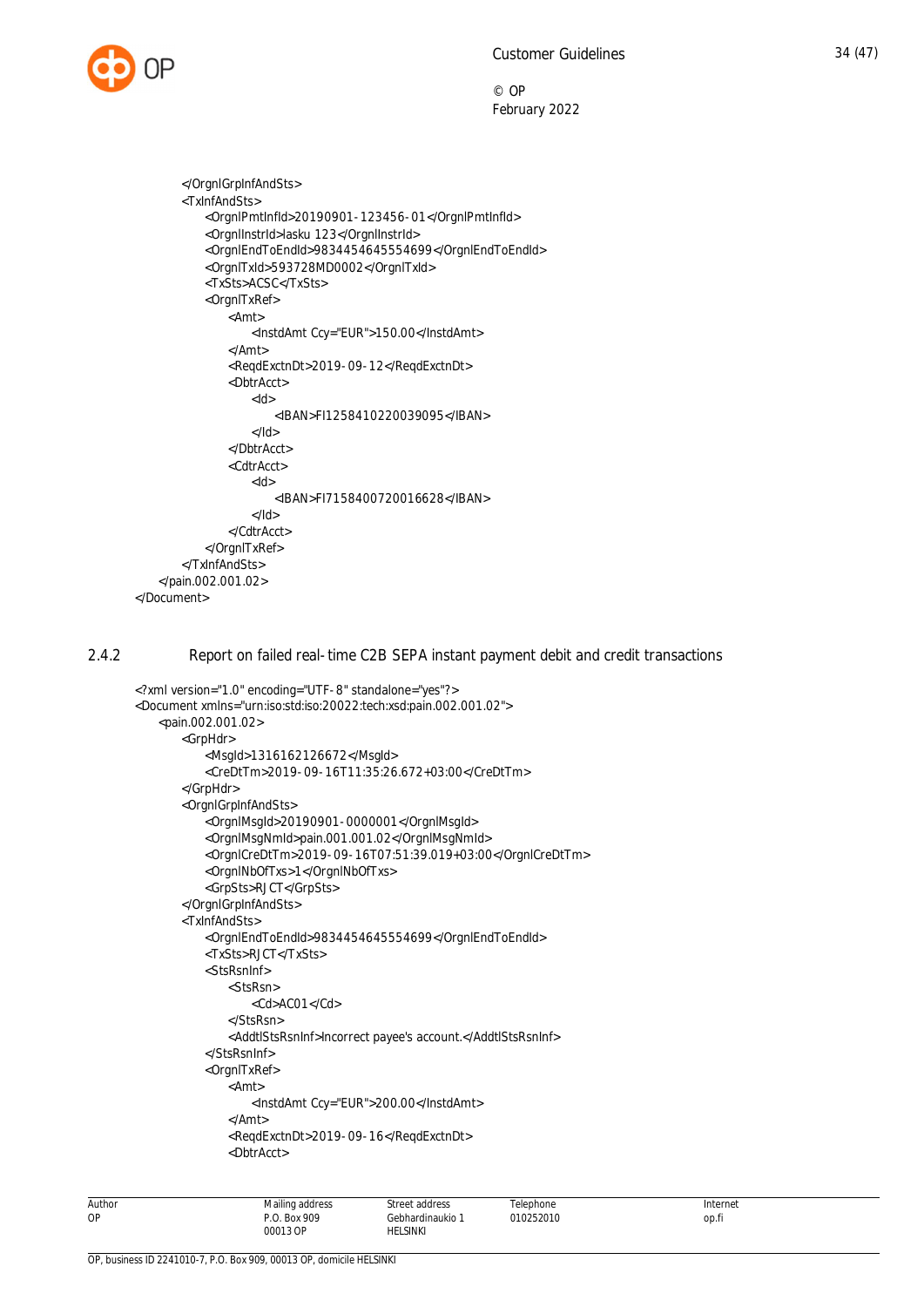```
        </OrgnlGrpInfAndSts>
        <TxInfAndSts>
            <OrgnlPmtInfId>20190901-123456-01</OrgnlPmtInfId>
            <OrgnlInstrId>lasku 123</OrgnlInstrId>
            <OrgnlEndToEndId>9834454645554699</OrgnlEndToEndId>
            <OrgnlTxId>593728MD0002</OrgnlTxId>
            <TxSts>ACSC</TxSts>
            <OrgnlTxRef>
                <Amt>
                    <InstdAmt Ccy="EUR">150.00</InstdAmt>
                </Amt>
                <ReqdExctnDt>2019-09-12</ReqdExctnDt>
                <DbtrAcct>
                    <Id>
                        <IBAN>FI1258410220039095</IBAN>
                    </Id>
                </DbtrAcct>
                <CdtrAcct>
                    <Id>
                        <IBAN>FI7158400720016628</IBAN>
                    </Id>
                </CdtrAcct>
            </OrgnlTxRef>
        </TxInfAndSts>
    </pain.002.001.02>
</Document>
```

### 2.4.2 Report on failed real-time C2B SEPA instant payment debit and credit transactions

```
<?xml version="1.0" encoding="UTF-8" standalone="yes"?>
<Document xmlns="urn:iso:std:iso:20022:tech:xsd:pain.002.001.02">
    <pain.002.001.02>
        <GrpHdr>
            <MsgId>1316162126672</MsgId>
            <CreDtTm>2019-09-16T11:35:26.672+03:00</CreDtTm>
        </GrpHdr>
        <OrgnlGrpInfAndSts>
            <OrgnlMsgId>20190901-0000001</OrgnlMsgId>
            <OrgnlMsgNmId>pain.001.001.02</OrgnlMsgNmId>
            <OrgnlCreDtTm>2019-09-16T07:51:39.019+03:00</OrgnlCreDtTm>
            <OrgnlNbOfTxs>1</OrgnlNbOfTxs>
            <GrpSts>RJCT</GrpSts>
        </OrgnlGrpInfAndSts>
        <TxInfAndSts>
            <OrgnlEndToEndId>9834454645554699</OrgnlEndToEndId>
            <TxSts>RJCT</TxSts>
            <StsRsnInf>
                <StsRsn>
                    <Cd>AC01</Cd>
                </StsRsn>
                <AddtlStsRsnInf>Incorrect payee's account.</AddtlStsRsnInf>
            </StsRsnInf>
            <OrgnlTxRef>
                <Amt>
                    <InstdAmt Ccy="EUR">200.00</InstdAmt>
                </Amt>
                <ReqdExctnDt>2019-09-16</ReqdExctnDt>
                <DbtrAcct>
```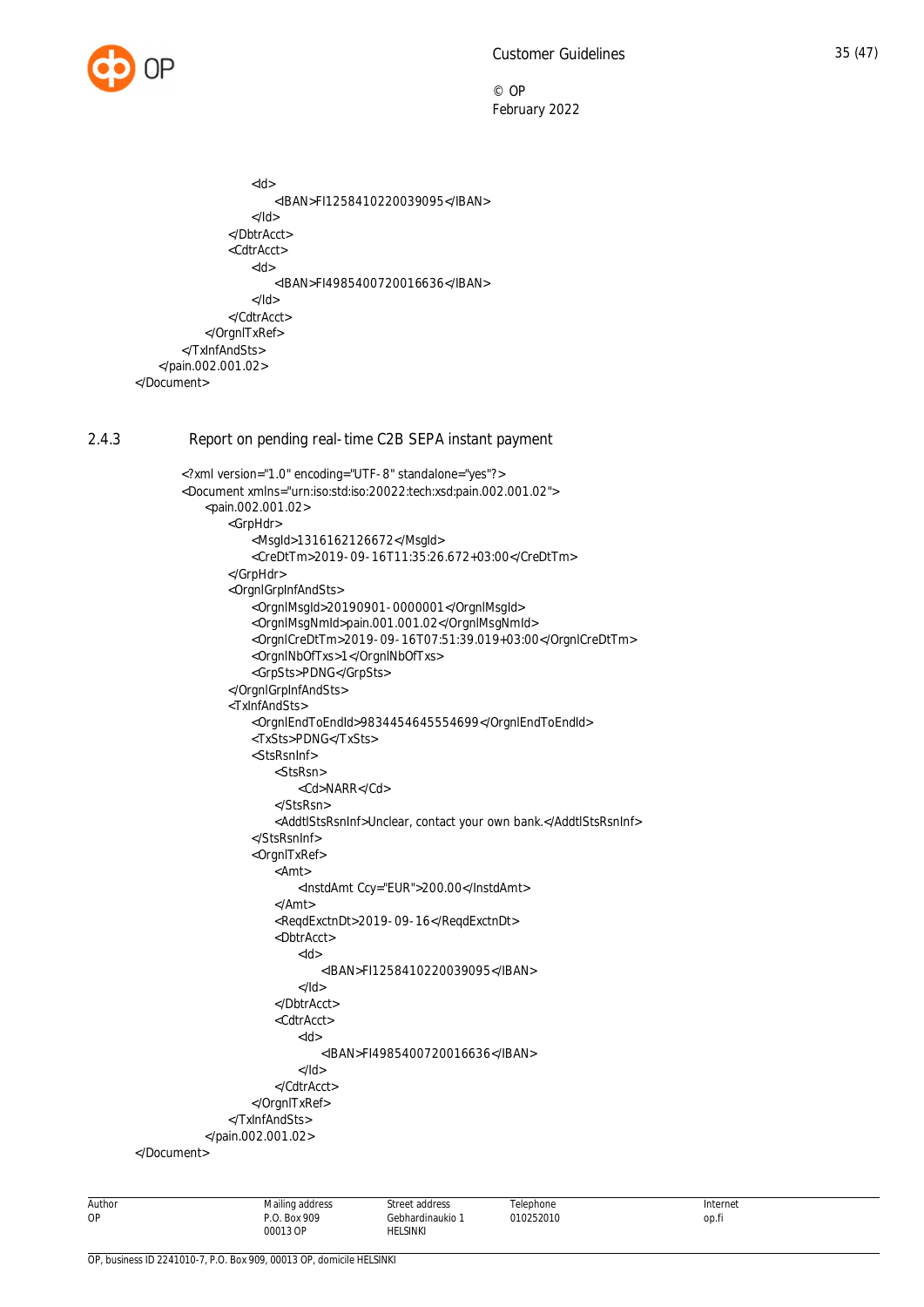```
                <Id>
                    <IBAN>FI1258410220039095</IBAN>
                </Id>
            </DbtrAcct>
            <CdtrAcct>
                <Id>
                    <IBAN>FI4985400720016636</IBAN>
                </Id>
            </CdtrAcct>
        </OrgnlTxRef>
    </TxInfAndSts>
  </pain.002.001.02>
</Document>
```

### 2.4.3 Report on pending real-time C2B SEPA instant payment

```
<?xml version="1.0" encoding="UTF-8" standalone="yes"?>
<Document xmlns="urn:iso:std:iso:20022:tech:xsd:pain.002.001.02">
    <pain.002.001.02>
        <GrpHdr>
            <MsgId>1316162126672</MsgId>
            <CreDtTm>2019-09-16T11:35:26.672+03:00</CreDtTm>
        </GrpHdr>
        <OrgnlGrpInfAndSts>
            <OrgnlMsgId>20190901-0000001</OrgnlMsgId>
            <OrgnlMsgNmId>pain.001.001.02</OrgnlMsgNmId>
            <OrgnlCreDtTm>2019-09-16T07:51:39.019+03:00</OrgnlCreDtTm>
            <OrgnlNbOfTxs>1</OrgnlNbOfTxs>
            <GrpSts>PDNG</GrpSts>
        </OrgnlGrpInfAndSts>
        <TxInfAndSts>
            <OrgnlEndToEndId>98344546455546699</OrgnlEndToEndId>
            <TxSts>PDNG</TxSts>
            <StsRsnInf>
                <StsRsn>
                    <Cd>NARR</Cd>
                </StsRsn>
                <AddtlStsRsnInf>Unclear, contact your own bank.</AddtlStsRsnInf>
            </StsRsnInf>
            <OrgnlTxRef>
                <Amt>
                    <InstdAmt Ccy="EUR">200.00</InstdAmt>
                </Amt>
                <ReqdExctnDt>2019-09-16</ReqdExctnDt>
                <DbtrAcct>
                    <Id>
                        <IBAN>FI1258410220039095</IBAN>
                    </Id>
                </DbtrAcct>
                <CdtrAcct>
                    <Id>
                        <IBAN>FI4985400720016636</IBAN>
                    </Id>
                </CdtrAcct>
            </OrgnlTxRef>
        </TxInfAndSts>
    </pain.002.001.02>
</Document>
```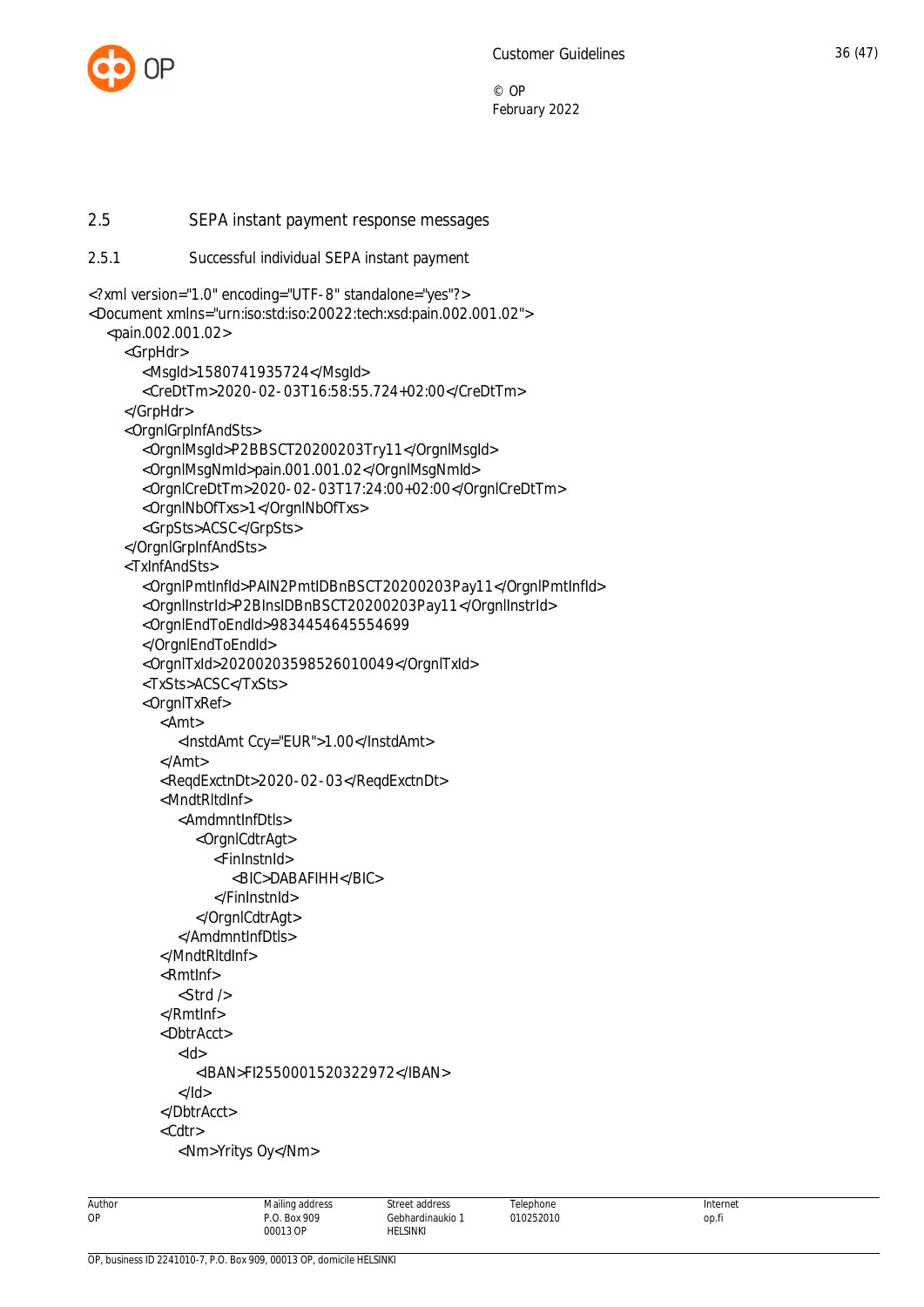## 2.5 SEPA instant payment response messages

### 2.5.1 Successful individual SEPA instant payment

```
<?xml version="1.0" encoding="UTF-8" standalone="yes"?>
<Document xmlns="urn:iso:std:iso:20022:tech:xsd:pain.002.001.02">
  <pain.002.001.02>
    <GrpHdr>
      <MsgId>1580741935724</MsgId>
      <CreDtTm>2020-02-03T16:58:55.724+02:00</CreDtTm>
    </GrpHdr>
    <OrgnlGrpInfAndSts>
      <OrgnlMsgId>P2BBSCT20200203Try11</OrgnlMsgId>
      <OrgnlMsgNmId>pain.001.001.02</OrgnlMsgNmId>
      <OrgnlCreDtTm>2020-02-03T17:24:00+02:00</OrgnlCreDtTm>
      <OrgnlNbOfTxs>1</OrgnlNbOfTxs>
      <GrpSts>ACSC</GrpSts>
    </OrgnlGrpInfAndSts>
    <TxInfAndSts>
      <OrgnlPmtInfId>PAIN2PmtIDBnBSCT20200203Pay11</OrgnlPmtInfId>
      <OrgnlInstrId>P2BInsIDBnBSCT20200203Pay11</OrgnlInstrId>
      <OrgnlEndToEndId>9834454645554699
      </OrgnlEndToEndId>
      <OrgnlTxId>20200203598526010049</OrgnlTxId>
      <TxSts>ACSC</TxSts>
      <OrgnlTxRef>
        <Amt>
          <InstdAmt Ccy="EUR">1.00</InstdAmt>
        </Amt>
        <ReqdExctnDt>2020-02-03</ReqdExctnDt>
        <MndtRltdInf>
          <AmdmntInfDtls>
            <OrgnlCdtrAgt>
              <FinInstnId>
                <BIC>DABAFIHH</BIC>
              </FinInstnId>
            </OrgnlCdtrAgt>
          </AmdmntInfDtls>
        </MndtRltdInf>
        <RmtInf>
          <Strd />
        </RmtInf>
        <DbtrAcct>
          <Id>
            <IBAN>FI2550001520322972</IBAN>
          </Id>
        </DbtrAcct>
        <Cdtr>
          <Nm>Yritys Oy</Nm>
```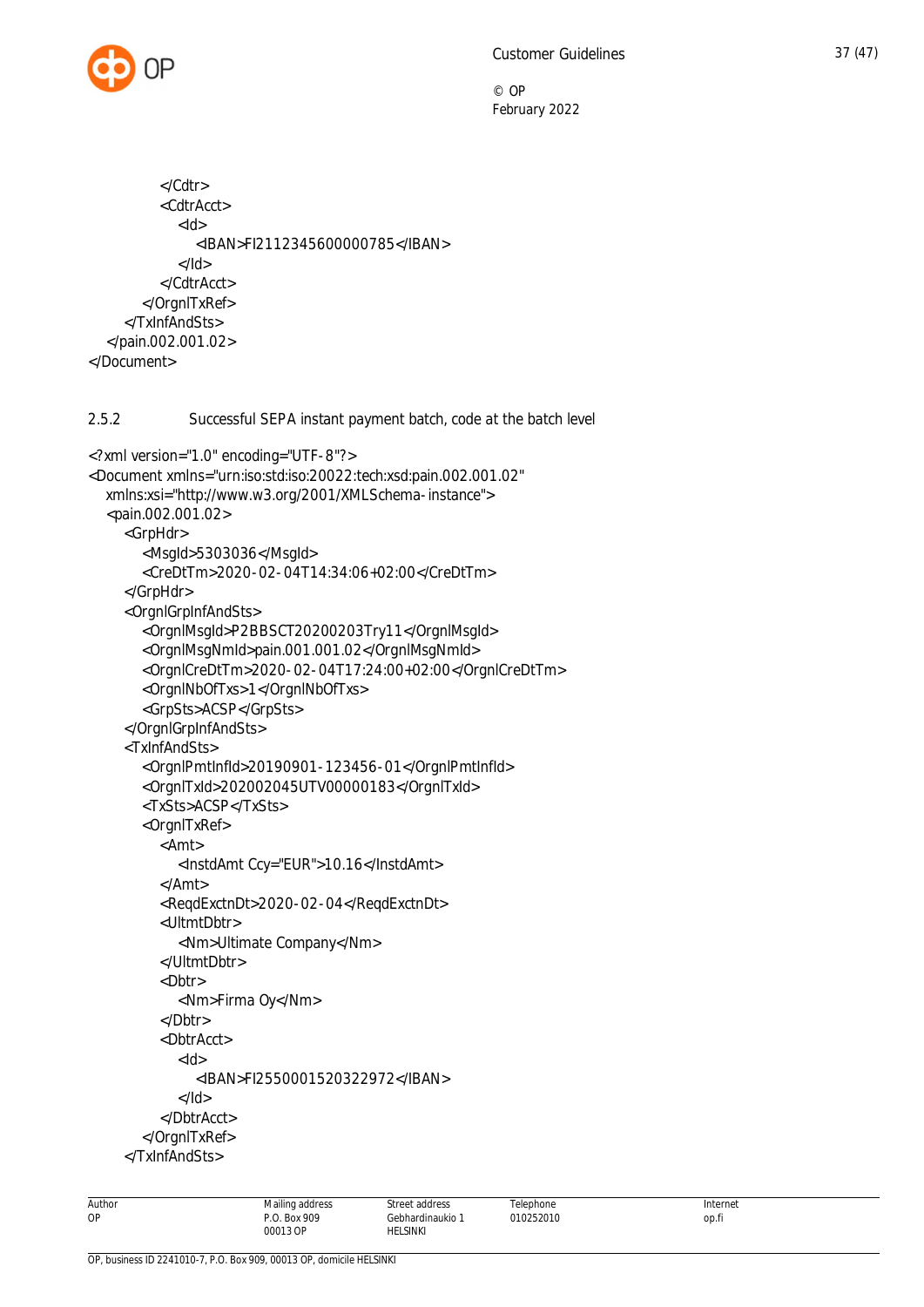```xml
            </Cdtr>
            <CdtrAcct>
                <Id>
                    <IBAN>FI2112345600000785</IBAN>
                </Id>
            </CdtrAcct>
        </OrgnlTxRef>
    </TxInfAndSts>
  </pain.002.001.02>
</Document>
```

### 2.5.2 Successful SEPA instant payment batch, code at the batch level

```xml
<?xml version="1.0" encoding="UTF-8"?>
<Document xmlns="urn:iso:std:iso:20022:tech:xsd:pain.002.001.02"
  xmlns:xsi="http://www.w3.org/2001/XMLSchema-instance">
  <pain.002.001.02>
    <GrpHdr>
        <MsgId>5303036</MsgId>
        <CreDtTm>2020-02-04T14:34:06+02:00</CreDtTm>
    </GrpHdr>
    <OrgnlGrpInfAndSts>
        <OrgnlMsgId>P2BBSCT20200203Try11</OrgnlMsgId>
        <OrgnlMsgNmId>pain.001.001.02</OrgnlMsgNmId>
        <OrgnlCreDtTm>2020-02-04T17:24:00+02:00</OrgnlCreDtTm>
        <OrgnlNbOfTxs>1</OrgnlNbOfTxs>
        <GrpSts>ACSP</GrpSts>
    </OrgnlGrpInfAndSts>
    <TxInfAndSts>
        <OrgnlPmtInfId>20190901-123456-01</OrgnlPmtInfId>
        <OrgnlTxId>202002045UTV00000183</OrgnlTxId>
        <TxSts>ACSP</TxSts>
        <OrgnlTxRef>
            <Amt>
                <InstdAmt Ccy="EUR">10.16</InstdAmt>
            </Amt>
            <ReqdExctnDt>2020-02-04</ReqdExctnDt>
            <UltmtDbtr>
                <Nm>Ultimate Company</Nm>
            </UltmtDbtr>
            <Dbtr>
                <Nm>Firma Oy</Nm>
            </Dbtr>
            <DbtrAcct>
                <Id>
                    <IBAN>FI2550001520322972</IBAN>
                </Id>
            </DbtrAcct>
        </OrgnlTxRef>
    </TxInfAndSts>
```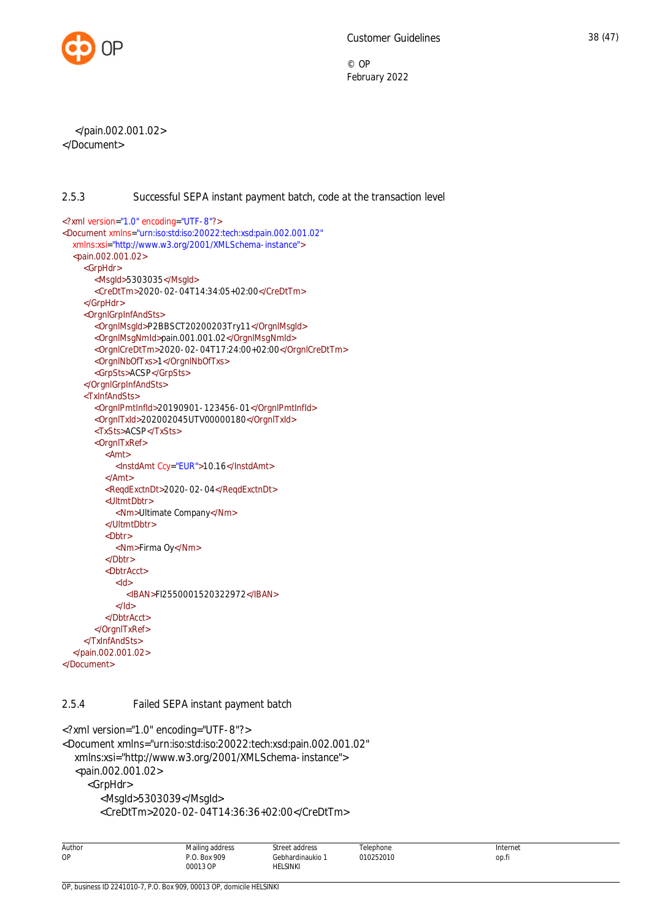```
    </pain.002.001.02>
</Document>
```

### 2.5.3 Successful SEPA instant payment batch, code at the transaction level

```
<?xml version="1.0" encoding="UTF-8"?>
<Document xmlns="urn:iso:std:iso:20022:tech:xsd:pain.002.001.02"
    xmlns:xsi="http://www.w3.org/2001/XMLSchema-instance">
    <pain.002.001.02>
        <GrpHdr>
            <MsgId>5303035</MsgId>
            <CreDtTm>2020-02-04T14:34:05+02:00</CreDtTm>
        </GrpHdr>
        <OrgnlGrpInfAndSts>
            <OrgnlMsgId>P2BBSCT20200203Try11</OrgnlMsgId>
            <OrgnlMsgNmId>pain.001.001.02</OrgnlMsgNmId>
            <OrgnlCreDtTm>2020-02-04T17:24:00+02:00</OrgnlCreDtTm>
            <OrgnlNbOfTxs>1</OrgnlNbOfTxs>
            <GrpSts>ACSP</GrpSts>
        </OrgnlGrpInfAndSts>
        <TxInfAndSts>
            <OrgnlPmtInfId>20190901-123456-01</OrgnlPmtInfId>
            <OrgnlTxId>202002045UTV00000180</OrgnlTxId>
            <TxSts>ACSP</TxSts>
            <OrgnlTxRef>
                <Amt>
                    <InstdAmt Ccy="EUR">10.16</InstdAmt>
                </Amt>
                <ReqdExctnDt>2020-02-04</ReqdExctnDt>
                <UltmtDbtr>
                    <Nm>Ultimate Company</Nm>
                </UltmtDbtr>
                <Dbtr>
                    <Nm>Firma Oy</Nm>
                </Dbtr>
                <DbtrAcct>
                    <Id>
                        <IBAN>FI2550001520322972</IBAN>
                    </Id>
                </DbtrAcct>
            </OrgnlTxRef>
        </TxInfAndSts>
    </pain.002.001.02>
</Document>
```

### 2.5.4 Failed SEPA instant payment batch

```
<?xml version="1.0" encoding="UTF-8"?>
<Document xmlns="urn:iso:std:iso:20022:tech:xsd:pain.002.001.02"
    xmlns:xsi="http://www.w3.org/2001/XMLSchema-instance">
    <pain.002.001.02>
        <GrpHdr>
            <MsgId>5303039</MsgId>
            <CreDtTm>2020-02-04T14:36:36+02:00</CreDtTm>
```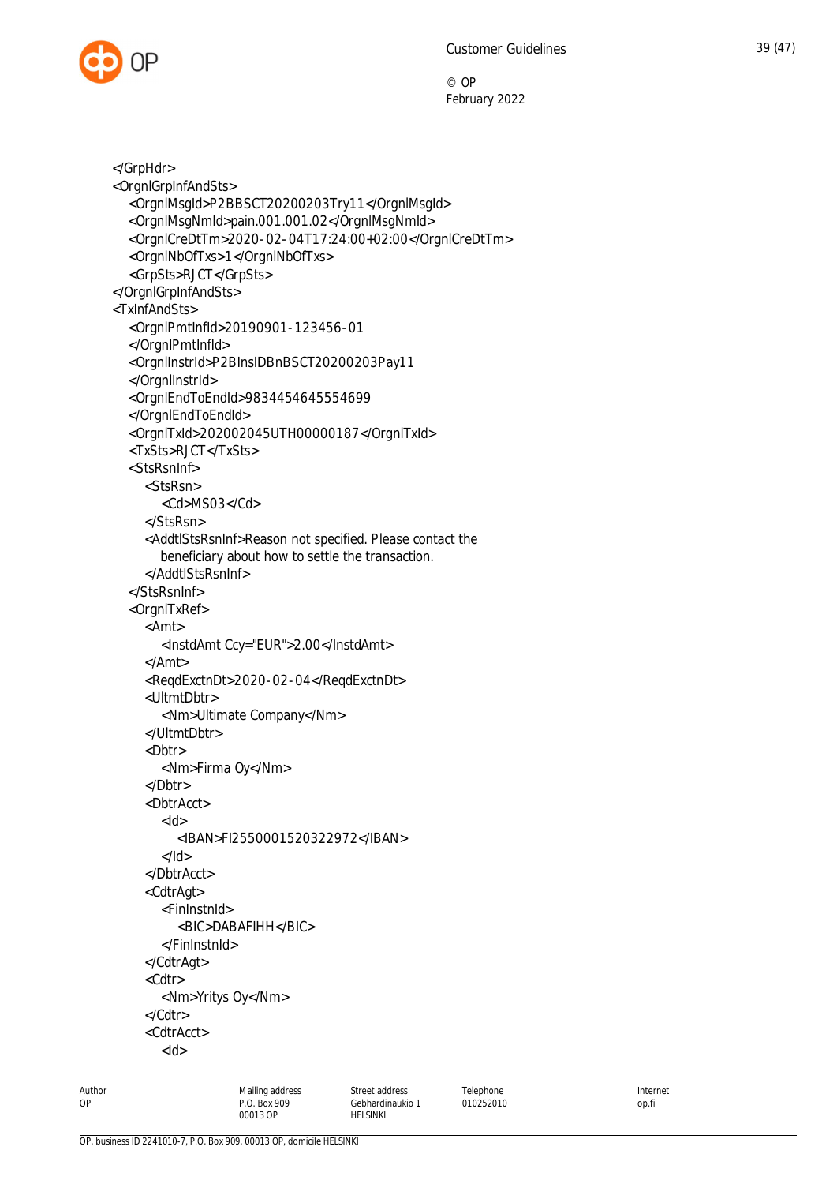```
</GrpHdr>
<OrgnlGrpInfAndSts>
    <OrgnlMsgId>P2BBSCT20200203Try11</OrgnlMsgId>
    <OrgnlMsgNmId>pain.001.001.02</OrgnlMsgNmId>
    <OrgnlCreDtTm>2020-02-04T17:24:00+02:00</OrgnlCreDtTm>
    <OrgnlNbOfTxs>1</OrgnlNbOfTxs>
    <GrpSts>RJCT</GrpSts>
</OrgnlGrpInfAndSts>
<TxInfAndSts>
    <OrgnlPmtInfId>20190901-123456-01
    </OrgnlPmtInfId>
    <OrgnlInstrId>P2BInsIDBnBSCT20200203Pay11
    </OrgnlInstrId>
    <OrgnlEndToEndId>9834454645554699
    </OrgnlEndToEndId>
    <OrgnlTxId>202002045UTH00000187</OrgnlTxId>
    <TxSts>RJCT</TxSts>
    <StsRsnInf>
        <StsRsn>
            <Cd>MS03</Cd>
        </StsRsn>
        <AddtlStsRsnInf>Reason not specified. Please contact the
            beneficiary about how to settle the transaction.
        </AddtlStsRsnInf>
    </StsRsnInf>
    <OrgnlTxRef>
        <Amt>
            <InstdAmt Ccy="EUR">2.00</InstdAmt>
        </Amt>
        <ReqdExctnDt>2020-02-04</ReqdExctnDt>
        <UltmtDbtr>
            <Nm>Ultimate Company</Nm>
        </UltmtDbtr>
        <Dbtr>
            <Nm>Firma Oy</Nm>
        </Dbtr>
        <DbtrAcct>
            <Id>
                <IBAN>FI2550001520322972</IBAN>
            </Id>
        </DbtrAcct>
        <CdtrAgt>
            <FinInstnId>
                <BIC>DABAFIHH</BIC>
            </FinInstnId>
        </CdtrAgt>
        <Cdtr>
            <Nm>Yritys Oy</Nm>
        </Cdtr>
        <CdtrAcct>
            <Id>
```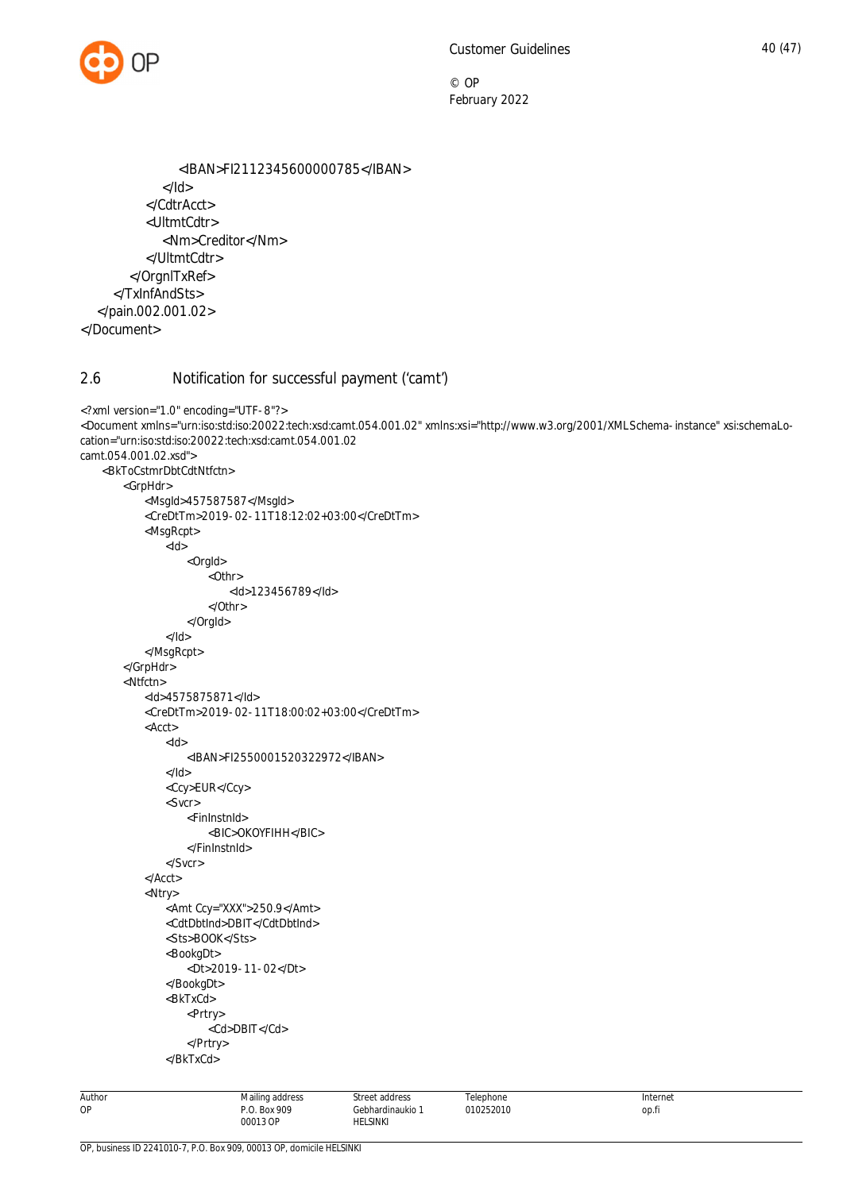```
                <IBAN>FI2112345600000785</IBAN>
              </Id>
            </CdtrAcct>
            <UltmtCdtr>
              <Nm>Creditor</Nm>
            </UltmtCdtr>
          </OrgnlTxRef>
        </TxInfAndSts>
    </pain.002.001.02>
</Document>
```

## 2.6 Notification for successful payment ('camt')

```
<?xml version="1.0" encoding="UTF-8"?>
<Document xmlns="urn:iso:std:iso:20022:tech:xsd:camt.054.001.02" xmlns:xsi="http://www.w3.org/2001/XMLSchema-instance" xsi:schemaLocation="urn:iso:std:iso:20022:tech:xsd:camt.054.001.02
camt.054.001.02.xsd">
    <BkToCstmrDbtCdtNtfctn>
        <GrpHdr>
            <MsgId>457587587</MsgId>
            <CreDtTm>2019-02-11T18:12:02+03:00</CreDtTm>
            <MsgRcpt>
                <Id>
                    <OrgId>
                        <Othr>
                            <Id>123456789</Id>
                        </Othr>
                    </OrgId>
                </Id>
            </MsgRcpt>
        </GrpHdr>
        <Ntfctn>
            <Id>4575875871</Id>
            <CreDtTm>2019-02-11T18:00:02+03:00</CreDtTm>
            <Acct>
                <Id>
                    <IBAN>FI2550001520322972</IBAN>
                </Id>
                <Ccy>EUR</Ccy>
                <Svcr>
                    <FinInstnId>
                        <BIC>OKOYFIHH</BIC>
                    </FinInstnId>
                </Svcr>
            </Acct>
            <Ntry>
                <Amt Ccy="XXX">250.9</Amt>
                <CdtDbtInd>DBIT</CdtDbtInd>
                <Sts>BOOK</Sts>
                <BookgDt>
                    <Dt>2019-11-02</Dt>
                </BookgDt>
                <BkTxCd>
                    <Prtry>
                        <Cd>DBIT</Cd>
                    </Prtry>
                </BkTxCd>
```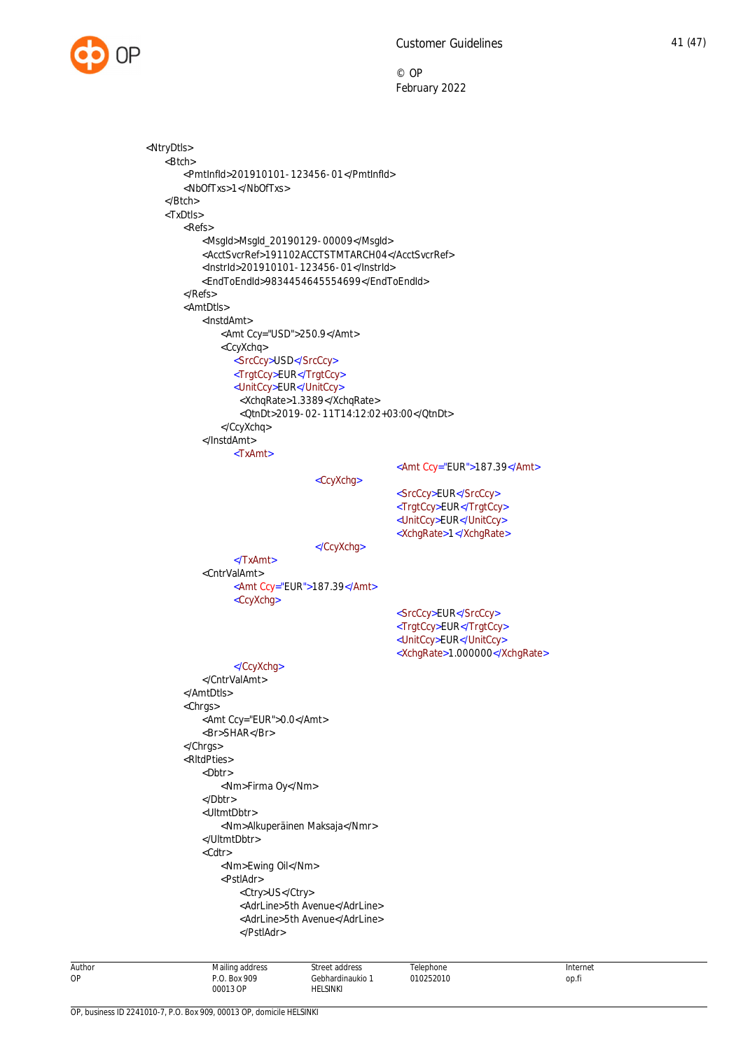```xml
<NtryDtls>
    <Btch>
        <PmtInfId>201910101-123456-01</PmtInfId>
        <NbOfTxs>1</NbOfTxs>
    </Btch>
    <TxDtls>
        <Refs>
            <MsgId>MsgId_20190129-00009</MsgId>
            <AcctSvcrRef>191102ACCTSTMTARCH04</AcctSvcrRef>
            <InstrId>201910101-123456-01</InstrId>
            <EndToEndId>98344546455554699</EndToEndId>
        </Refs>
        <AmtDtls>
            <InstdAmt>
                <Amt Ccy="USD">250.9</Amt>
                <CcyXchq>
                    <SrcCcy>USD</SrcCcy>
                    <TrgtCcy>EUR</TrgtCcy>
                    <UnitCcy>EUR</UnitCcy>
                    <XchqRate>1.3389</XchqRate>
                    <QtnDt>2019-02-11T14:12:02+03:00</QtnDt>
                </CcyXchq>
            </InstdAmt>
                <TxAmt>
                            <Amt Ccy="EUR">187.39</Amt>
                    <CcyXchg>
                            <SrcCcy>EUR</SrcCcy>
                            <TrgtCcy>EUR</TrgtCcy>
                            <UnitCcy>EUR</UnitCcy>
                            <XchgRate>1</XchgRate>
                    </CcyXchg>
                </TxAmt>
            <CntrValAmt>
                <Amt Ccy="EUR">187.39</Amt>
                <CcyXchg>
                            <SrcCcy>EUR</SrcCcy>
                            <TrgtCcy>EUR</TrgtCcy>
                            <UnitCcy>EUR</UnitCcy>
                            <XchgRate>1.000000</XchgRate>
                </CcyXchg>
            </CntrValAmt>
        </AmtDtls>
        <Chrgs>
            <Amt Ccy="EUR">0.0</Amt>
            <Br>SHAR</Br>
        </Chrgs>
        <RltdPties>
            <Dbtr>
                <Nm>Firma Oy</Nm>
            </Dbtr>
            <UltmtDbtr>
                <Nm>Alkuperäinen Maksaja</Nmr>
            </UltmtDbtr>
            <Cdtr>
                <Nm>Ewing Oil</Nm>
                <PstlAdr>
                    <Ctry>US</Ctry>
                    <AdrLine>5th Avenue</AdrLine>
                    <AdrLine>5th Avenue</AdrLine>
                    </PstlAdr>
```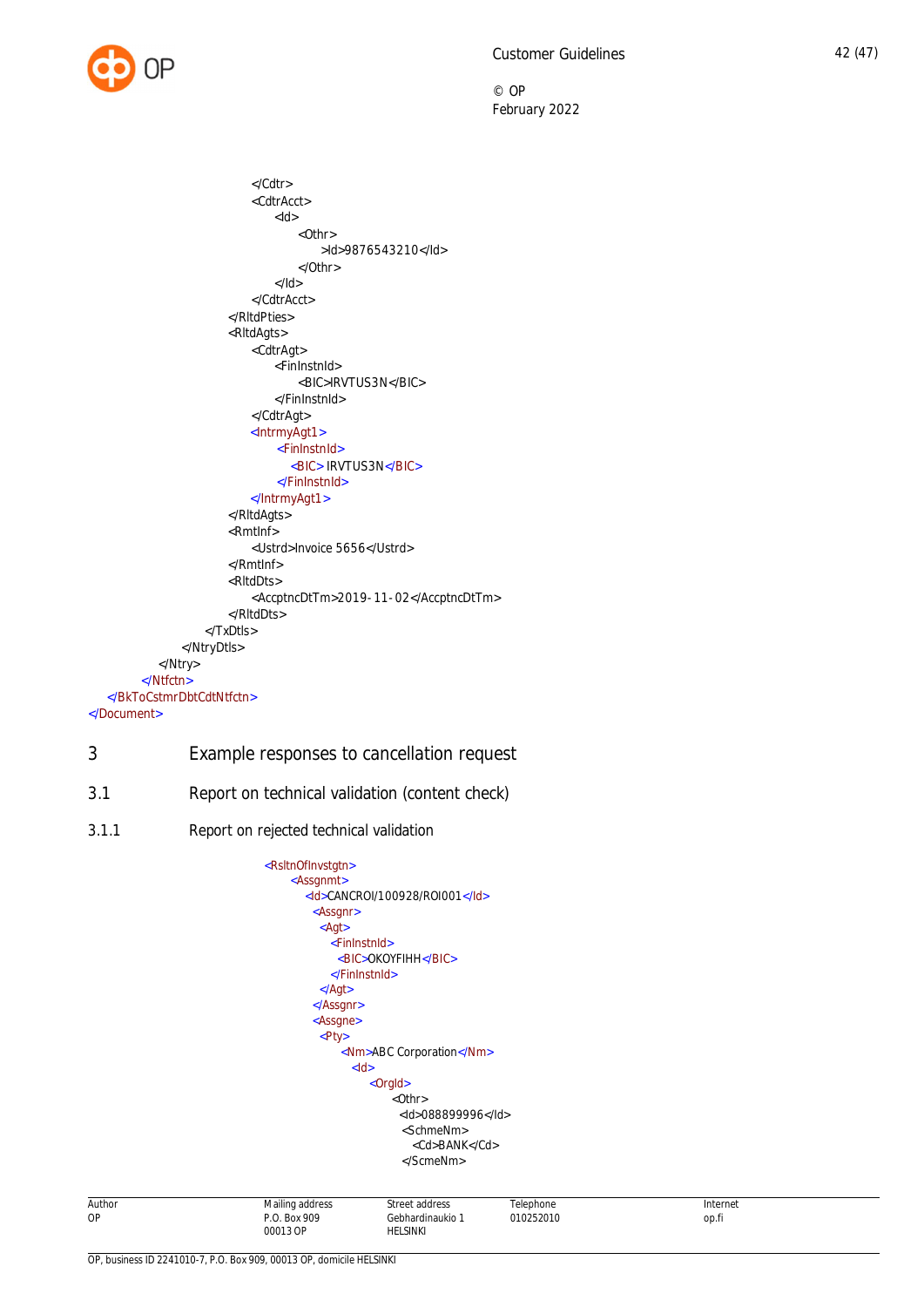```
                    </Cdtr>
                    <CdtrAcct>
                        <Id>
                            <Othr>
                                >Id>9876543210</Id>
                            </Othr>
                        </Id>
                    </CdtrAcct>
                </RltdPties>
                <RltdAgts>
                    <CdtrAgt>
                        <FinInstnId>
                            <BIC>IRVTUS3N</BIC>
                        </FinInstnId>
                    </CdtrAgt>
                    <IntrmyAgt1>
                        <FinInstnId>
                            <BIC> IRVTUS3N</BIC>
                        </FinInstnId>
                    </IntrmyAgt1>
                </RltdAgts>
                <RmtInf>
                    <Ustrd>Invoice 5656</Ustrd>
                </RmtInf>
                <RltdDts>
                    <AccptncDtTm>2019-11-02</AccptncDtTm>
                </RltdDts>
            </TxDtls>
        </NtryDtls>
      </Ntry>
    </Ntfctn>
  </BkToCstmrDbtCdtNtfctn>
</Document>
```

# 3 Example responses to cancellation request

## 3.1 Report on technical validation (content check)

### 3.1.1 Report on rejected technical validation

```
<RsltnOfInvstgtn>
    <Assgnmt>
        <Id>CANCROI/100928/ROI001</Id>
        <Assgnr>
            <Agt>
                <FinInstnId>
                    <BIC>OKOYFIHH</BIC>
                </FinInstnId>
            </Agt>
        </Assgnr>
        <Assgne>
            <Pty>
                <Nm>ABC Corporation</Nm>
                <Id>
                    <OrgId>
                        <Othr>
                            <Id>088899996</Id>
                            <SchmeNm>
                                <Cd>BANK</Cd>
                            </ScmeNm>
```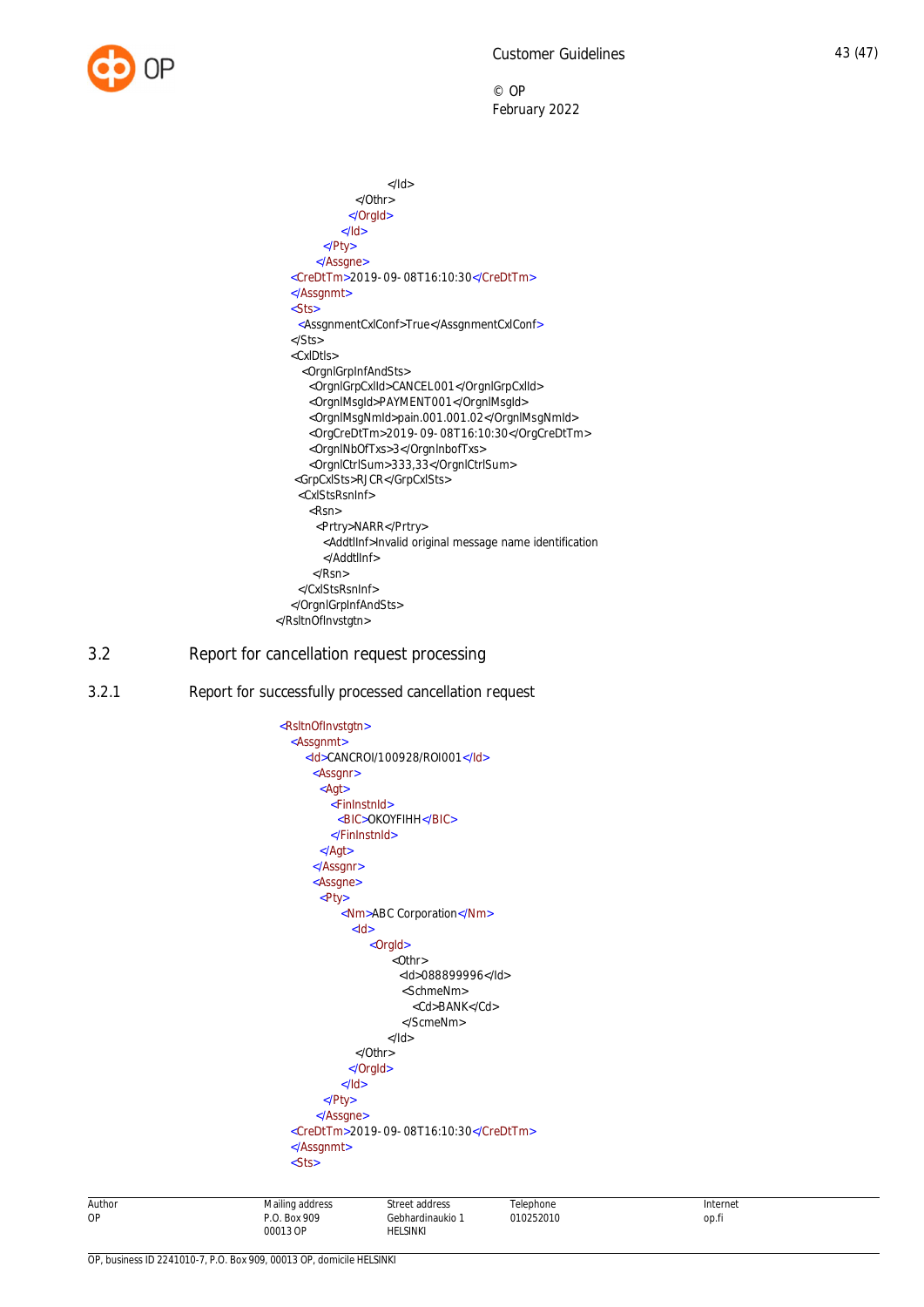```
                        </Id>
                    </Othr>
                  </OrgId>
                </Id>
              </Pty>
            </Assgne>
    <CreDtTm>2019-09-08T16:10:30</CreDtTm>
    </Assgnmt>
    <Sts>
      <AssgnmentCxlConf>True</AssgnmentCxlConf>
    </Sts>
    <CxlDtls>
      <OrgnlGrpInfAndSts>
        <OrgnlGrpCxlId>CANCEL001</OrgnlGrpCxlId>
        <OrgnlMsgId>PAYMENT001</OrgnlMsgId>
        <OrgnlMsgNmId>pain.001.001.02</OrgnlMsgNmId>
        <OrgCreDtTm>2019-09-08T16:10:30</OrgCreDtTm>
        <OrgnlNbOfTxs>3</OrgnlnbofTxs>
        <OrgnlCtrlSum>333,33</OrgnlCtrlSum>
     <GrpCxlSts>RJCR</GrpCxlSts>
      <CxlStsRsnInf>
        <Rsn>
          <Prtry>NARR</Prtry>
            <AddtlInf>Invalid original message name identification
            </AddtlInf>
         </Rsn>
      </CxlStsRsnInf>
    </OrgnlGrpInfAndSts>
</RsltnOfInvstgtn>
```

## 3.2 Report for cancellation request processing

### 3.2.1 Report for successfully processed cancellation request

```
<RsltnOfInvstgtn>
  <Assgnmt>
      <Id>CANCROI/100928/ROI001</Id>
        <Assgnr>
          <Agt>
            <FinInstnId>
              <BIC>OKOYFIHH</BIC>
            </FinInstnId>
          </Agt>
        </Assgnr>
        <Assgne>
          <Pty>
              <Nm>ABC Corporation</Nm>
                <Id>
                  <OrgId>
                        <Othr>
                          <Id>088899996</Id>
                          <SchmeNm>
                            <Cd>BANK</Cd>
                          </ScmeNm>
                        </Id>
                    </Othr>
                  </OrgId>
                </Id>
              </Pty>
            </Assgne>
    <CreDtTm>2019-09-08T16:10:30</CreDtTm>
    </Assgnmt>
    <Sts>
```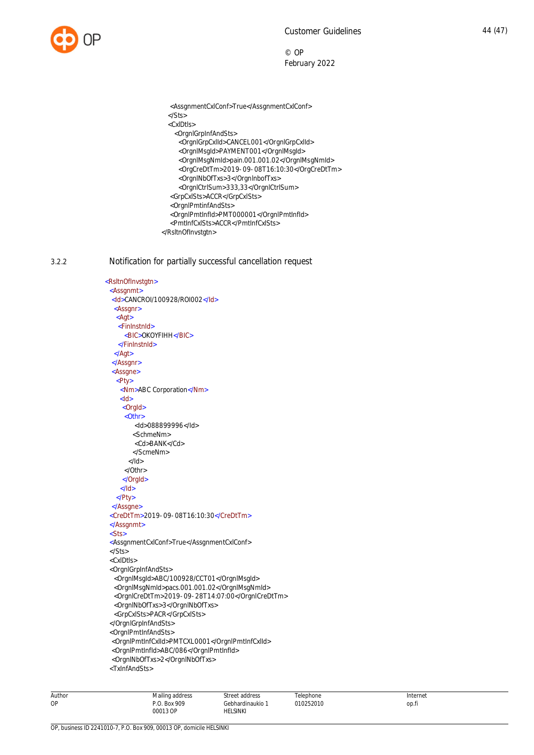```
    <AssgnmentCxlConf>True</AssgnmentCxlConf>
   </Sts>
   <CxlDtls>
     <OrgnlGrpInfAndSts>
       <OrgnlGrpCxlId>CANCEL001</OrgnlGrpCxlId>
       <OrgnlMsgId>PAYMENT001</OrgnlMsgId>
       <OrgnlMsgNmId>pain.001.001.02</OrgnlMsgNmId>
       <OrgCreDtTm>2019-09-08T16:10:30</OrgCreDtTm>
       <OrgnlNbOfTxs>3</OrgnlnbofTxs>
       <OrgnlCtrlSum>333,33</OrgnlCtrlSum>
    <GrpCxlSts>ACCR</GrpCxlSts>
    <OrgnlPmtinfAndSts>
    <OrgnlPmtInfId>PMT000001</OrgnlPmtInfId>
    <PmtInfCxlSts>ACCR</PmtInfCxlSts>
 </RsltnOfInvstgtn>
```

### 3.2.2 Notification for partially successful cancellation request

```
<RsltnOfInvstgtn>
  <Assgnmt>
   <Id>CANCROI/100928/ROI002</Id>
    <Assgnr>
     <Agt>
      <FinInstnId>
        <BIC>OKOYFIHH</BIC>
      </FinInstnId>
     </Agt>
    </Assgnr>
   <Assgne>
     <Pty>
       <Nm>ABC Corporation</Nm>
       <Id>
        <OrgId>
         <Othr>
              <Id>088899996</Id>
             <SchmeNm>
              <Cd>BANK</Cd>
             </ScmeNm>
           </Id>
         </Othr>
        </OrgId>
       </Id>
     </Pty>
   </Assgne>
  <CreDtTm>2019-09-08T16:10:30</CreDtTm>
  </Assgnmt>
  <Sts>
  <AssgnmentCxlConf>True</AssgnmentCxlConf>
  </Sts>
  <CxlDtls>
  <OrgnlGrpInfAndSts>
    <OrgnlMsgId>ABC/100928/CCT01</OrgnlMsgId>
    <OrgnlMsgNmId>pacs.001.001.02</OrgnlMsgNmId>
    <OrgnlCreDtTm>2019-09-28T14:07:00</OrgnlCreDtTm>
    <OrgnlNbOfTxs>3</OrgnlNbOfTxs>
    <GrpCxlSts>PACR</GrpCxlSts>
  </OrgnlGrpInfAndSts>
  <OrgnlPmtInfAndSts>
   <OrgnlPmtInfCxlId>PMTCXL0001</OrgnlPmtInfCxlId>
   <OrgnlPmtInfId>ABC/086</OrgnlPmtInfId>
   <OrgnlNbOfTxs>2</OrgnlNbOfTxs>
  <TxInfAndSts>
```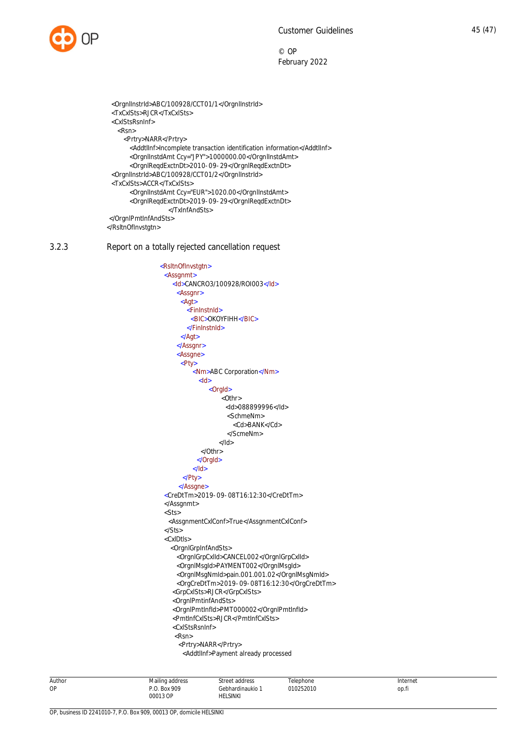```
<OrgnlInstrId>ABC/100928/CCT01/1</OrgnlInstrId>
<TxCxlSts>RJCR</TxCxlSts>
<CxlStsRsnInf>
  <Rsn>
    <Prtry>NARR</Prtry>
      <AddtlInf>Incomplete transaction identification information</AddtlInf>
      <OrgnlInstdAmt Ccy="JPY">1000000.00</OrgnlInstdAmt>
      <OrgnlReqdExctnDt>2010-09-29</OrgnlReqdExctnDt>
<OrgnlInstrId>ABC/100928/CCT01/2</OrgnlInstrId>
<TxCxlSts>ACCR</TxCxlSts>
      <OrgnlInstdAmt Ccy="EUR">1020.00</OrgnlInstdAmt>
      <OrgnlReqdExctnDt>2019-09-29</OrgnlReqdExctnDt>
            </TxInfAndSts>
</OrgnlPmtInfAndSts>
</RsltnOfInvstgtn>
```

### 3.2.3 Report on a totally rejected cancellation request

```
<RsltnOfInvstgtn>
  <Assgnmt>
    <Id>CANCRO3/100928/ROI003</Id>
      <Assgnr>
        <Agt>
          <FinInstnId>
            <BIC>OKOYFIHH</BIC>
          </FinInstnId>
        </Agt>
      </Assgnr>
      <Assgne>
        <Pty>
          <Nm>ABC Corporation</Nm>
            <Id>
              <OrgId>
                <Othr>
                  <Id>088899996</Id>
                  <SchmeNm>
                    <Cd>BANK</Cd>
                  </ScmeNm>
                </Id>
            </Othr>
          </OrgId>
        </Id>
      </Pty>
    </Assgne>
  <CreDtTm>2019-09-08T16:12:30</CreDtTm>
  </Assgnmt>
  <Sts>
    <AssgnmentCxlConf>True</AssgnmentCxlConf>
  </Sts>
  <CxlDtls>
    <OrgnlGrpInfAndSts>
      <OrgnlGrpCxlId>CANCEL002</OrgnlGrpCxlId>
      <OrgnlMsgId>PAYMENT002</OrgnlMsgId>
      <OrgnlMsgNmId>pain.001.001.02</OrgnlMsgNmId>
      <OrgCreDtTm>2019-09-08T16:12:30</OrgCreDtTm>
    <GrpCxlSts>RJCR</GrpCxlSts>
    <OrgnlPmtinfAndSts>
    <OrgnlPmtInfId>PMT000002</OrgnlPmtInfId>
    <PmtInfCxlSts>RJCR</PmtInfCxlSts>
    <CxlStsRsnInf>
      <Rsn>
        <Prtry>NARR</Prtry>
          <AddtlInf>Payment already processed
```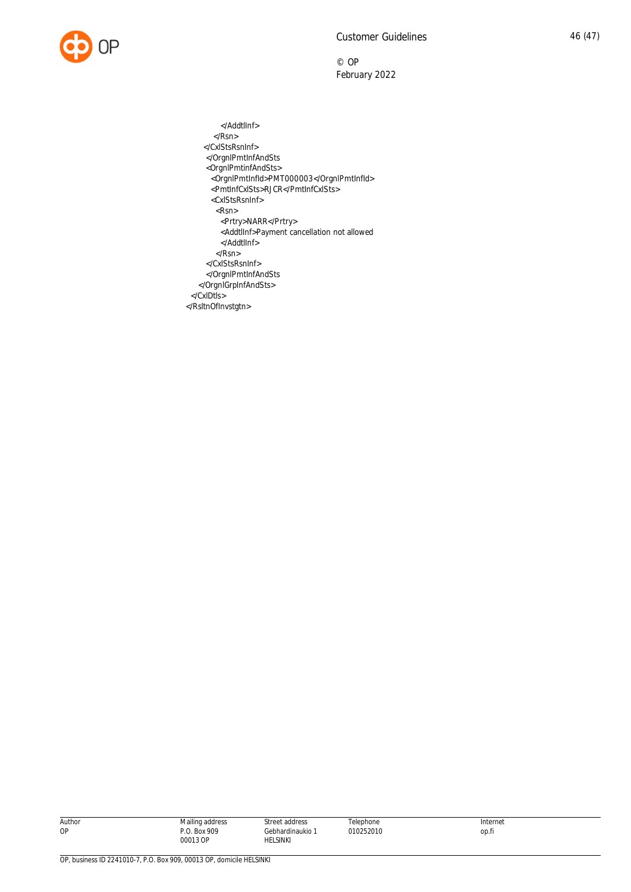```
          </AddtlInf>
        </Rsn>
      </CxlStsRsnInf>
      </OrgnlPmtInfAndSts
      <OrgnlPmtinfAndSts>
        <OrgnlPmtInfId>PMT000003</OrgnlPmtInfId>
        <PmtInfCxlSts>RJCR</PmtInfCxlSts>
        <CxlStsRsnInf>
          <Rsn>
            <Prtry>NARR</Prtry>
            <AddtlInf>Payment cancellation not allowed
            </AddtlInf>
          </Rsn>
        </CxlStsRsnInf>
      </OrgnlPmtInfAndSts
    </OrgnlGrpInfAndSts>
  </CxlDtls>
</RsltnOfInvstgtn>
```